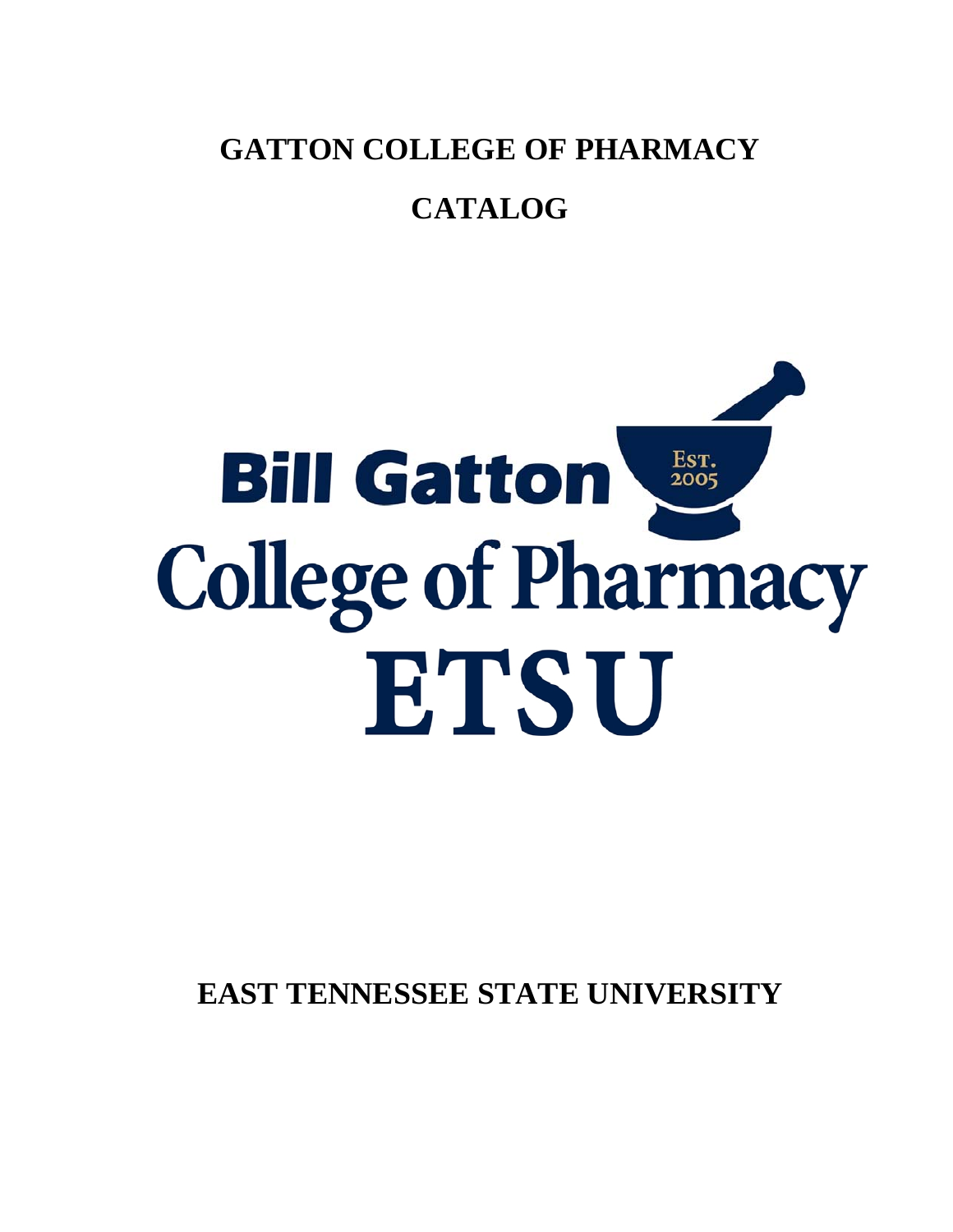# GATTON COLLEGE OF PHARMACY

# CATALOG

Bill Gatton

Est. 2005

College of Pharmacy

ETSU

**EAST TENNESSEE STATE UNIVERSITY**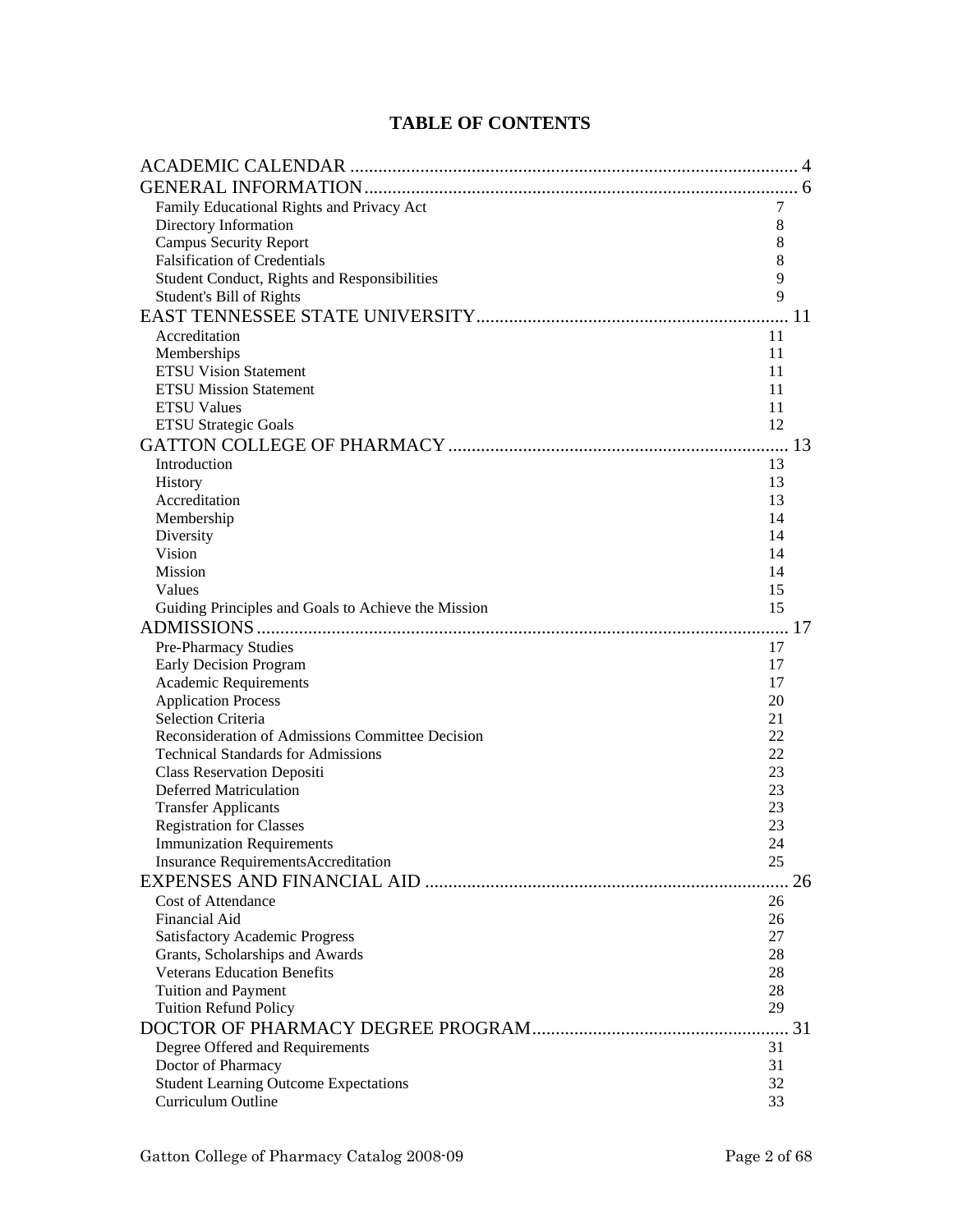# TABLE OF CONTENTS

| | |
|---|---|
| ACADEMIC CALENDAR | 4 |
| GENERAL INFORMATION | 6 |
| Family Educational Rights and Privacy Act | 7 |
| Directory Information | 8 |
| Campus Security Report | 8 |
| Falsification of Credentials | 8 |
| Student Conduct, Rights and Responsibilities | 9 |
| Student's Bill of Rights | 9 |
| EAST TENNESSEE STATE UNIVERSITY | 11 |
| Accreditation | 11 |
| Memberships | 11 |
| ETSU Vision Statement | 11 |
| ETSU Mission Statement | 11 |
| ETSU Values | 11 |
| ETSU Strategic Goals | 12 |
| GATTON COLLEGE OF PHARMACY | 13 |
| Introduction | 13 |
| History | 13 |
| Accreditation | 13 |
| Membership | 14 |
| Diversity | 14 |
| Vision | 14 |
| Mission | 14 |
| Values | 15 |
| Guiding Principles and Goals to Achieve the Mission | 15 |
| ADMISSIONS | 17 |
| Pre-Pharmacy Studies | 17 |
| Early Decision Program | 17 |
| Academic Requirements | 17 |
| Application Process | 20 |
| Selection Criteria | 21 |
| Reconsideration of Admissions Committee Decision | 22 |
| Technical Standards for Admissions | 22 |
| Class Reservation Depositi | 23 |
| Deferred Matriculation | 23 |
| Transfer Applicants | 23 |
| Registration for Classes | 23 |
| Immunization Requirements | 24 |
| Insurance RequirementsAccreditation | 25 |
| EXPENSES AND FINANCIAL AID | 26 |
| Cost of Attendance | 26 |
| Financial Aid | 26 |
| Satisfactory Academic Progress | 27 |
| Grants, Scholarships and Awards | 28 |
| Veterans Education Benefits | 28 |
| Tuition and Payment | 28 |
| Tuition Refund Policy | 29 |
| DOCTOR OF PHARMACY DEGREE PROGRAM | 31 |
| Degree Offered and Requirements | 31 |
| Doctor of Pharmacy | 31 |
| Student Learning Outcome Expectations | 32 |
| Curriculum Outline | 33 |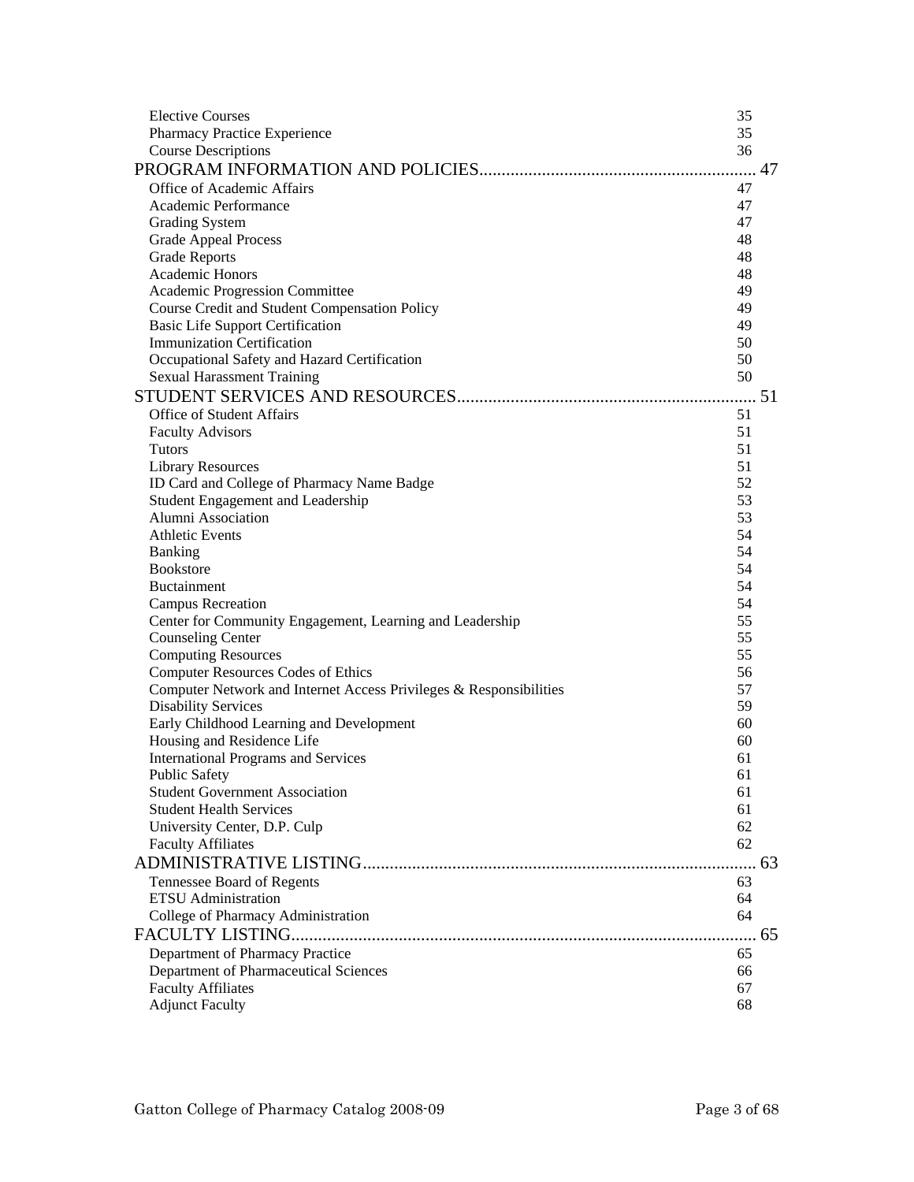| | |
|---|---|
| Elective Courses | 35 |
| Pharmacy Practice Experience | 35 |
| Course Descriptions | 36 |
| **PROGRAM INFORMATION AND POLICIES** | **47** |
| Office of Academic Affairs | 47 |
| Academic Performance | 47 |
| Grading System | 47 |
| Grade Appeal Process | 48 |
| Grade Reports | 48 |
| Academic Honors | 48 |
| Academic Progression Committee | 49 |
| Course Credit and Student Compensation Policy | 49 |
| Basic Life Support Certification | 49 |
| Immunization Certification | 50 |
| Occupational Safety and Hazard Certification | 50 |
| Sexual Harassment Training | 50 |
| **STUDENT SERVICES AND RESOURCES** | **51** |
| Office of Student Affairs | 51 |
| Faculty Advisors | 51 |
| Tutors | 51 |
| Library Resources | 51 |
| ID Card and College of Pharmacy Name Badge | 52 |
| Student Engagement and Leadership | 53 |
| Alumni Association | 53 |
| Athletic Events | 54 |
| Banking | 54 |
| Bookstore | 54 |
| Buctainment | 54 |
| Campus Recreation | 54 |
| Center for Community Engagement, Learning and Leadership | 55 |
| Counseling Center | 55 |
| Computing Resources | 55 |
| Computer Resources Codes of Ethics | 56 |
| Computer Network and Internet Access Privileges & Responsibilities | 57 |
| Disability Services | 59 |
| Early Childhood Learning and Development | 60 |
| Housing and Residence Life | 60 |
| International Programs and Services | 61 |
| Public Safety | 61 |
| Student Government Association | 61 |
| Student Health Services | 61 |
| University Center, D.P. Culp | 62 |
| Faculty Affiliates | 62 |
| **ADMINISTRATIVE LISTING** | **63** |
| Tennessee Board of Regents | 63 |
| ETSU Administration | 64 |
| College of Pharmacy Administration | 64 |
| **FACULTY LISTING** | **65** |
| Department of Pharmacy Practice | 65 |
| Department of Pharmaceutical Sciences | 66 |
| Faculty Affiliates | 67 |
| Adjunct Faculty | 68 |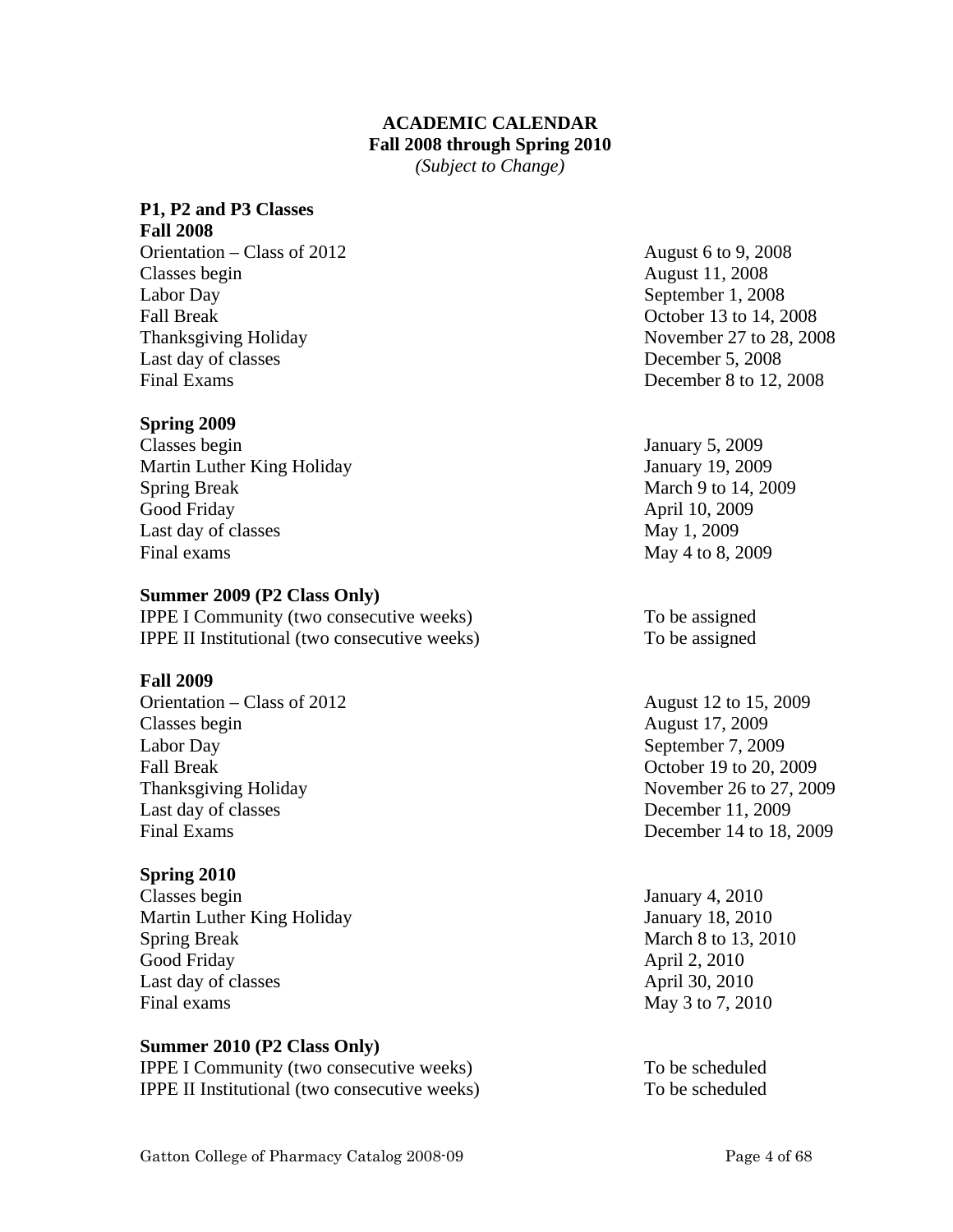# ACADEMIC CALENDAR

## Fall 2008 through Spring 2010

*(Subject to Change)*

### P1, P2 and P3 Classes

**Fall 2008**

| | |
|---|---|
| Orientation – Class of 2012 | August 6 to 9, 2008 |
| Classes begin | August 11, 2008 |
| Labor Day | September 1, 2008 |
| Fall Break | October 13 to 14, 2008 |
| Thanksgiving Holiday | November 27 to 28, 2008 |
| Last day of classes | December 5, 2008 |
| Final Exams | December 8 to 12, 2008 |

**Spring 2009**

| | |
|---|---|
| Classes begin | January 5, 2009 |
| Martin Luther King Holiday | January 19, 2009 |
| Spring Break | March 9 to 14, 2009 |
| Good Friday | April 10, 2009 |
| Last day of classes | May 1, 2009 |
| Final exams | May 4 to 8, 2009 |

**Summer 2009 (P2 Class Only)**

| | |
|---|---|
| IPPE I Community (two consecutive weeks) | To be assigned |
| IPPE II Institutional (two consecutive weeks) | To be assigned |

**Fall 2009**

| | |
|---|---|
| Orientation – Class of 2012 | August 12 to 15, 2009 |
| Classes begin | August 17, 2009 |
| Labor Day | September 7, 2009 |
| Fall Break | October 19 to 20, 2009 |
| Thanksgiving Holiday | November 26 to 27, 2009 |
| Last day of classes | December 11, 2009 |
| Final Exams | December 14 to 18, 2009 |

**Spring 2010**

| | |
|---|---|
| Classes begin | January 4, 2010 |
| Martin Luther King Holiday | January 18, 2010 |
| Spring Break | March 8 to 13, 2010 |
| Good Friday | April 2, 2010 |
| Last day of classes | April 30, 2010 |
| Final exams | May 3 to 7, 2010 |

**Summer 2010 (P2 Class Only)**

| | |
|---|---|
| IPPE I Community (two consecutive weeks) | To be scheduled |
| IPPE II Institutional (two consecutive weeks) | To be scheduled |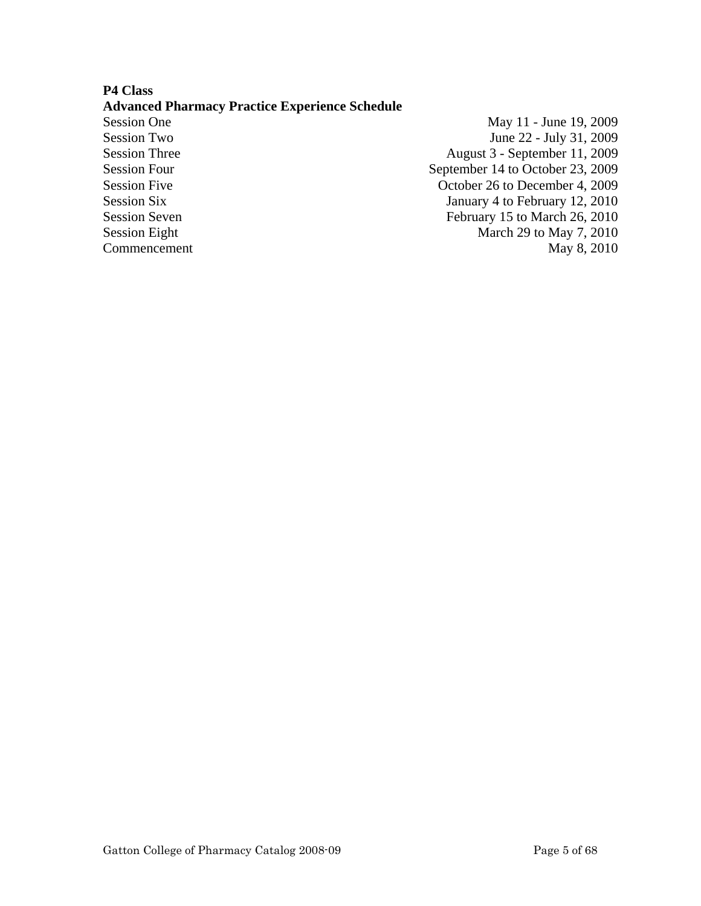**P4 Class**

**Advanced Pharmacy Practice Experience Schedule**

| | |
|---|---|
| Session One | May 11 - June 19, 2009 |
| Session Two | June 22 - July 31, 2009 |
| Session Three | August 3 - September 11, 2009 |
| Session Four | September 14 to October 23, 2009 |
| Session Five | October 26 to December 4, 2009 |
| Session Six | January 4 to February 12, 2010 |
| Session Seven | February 15 to March 26, 2010 |
| Session Eight | March 29 to May 7, 2010 |
| Commencement | May 8, 2010 |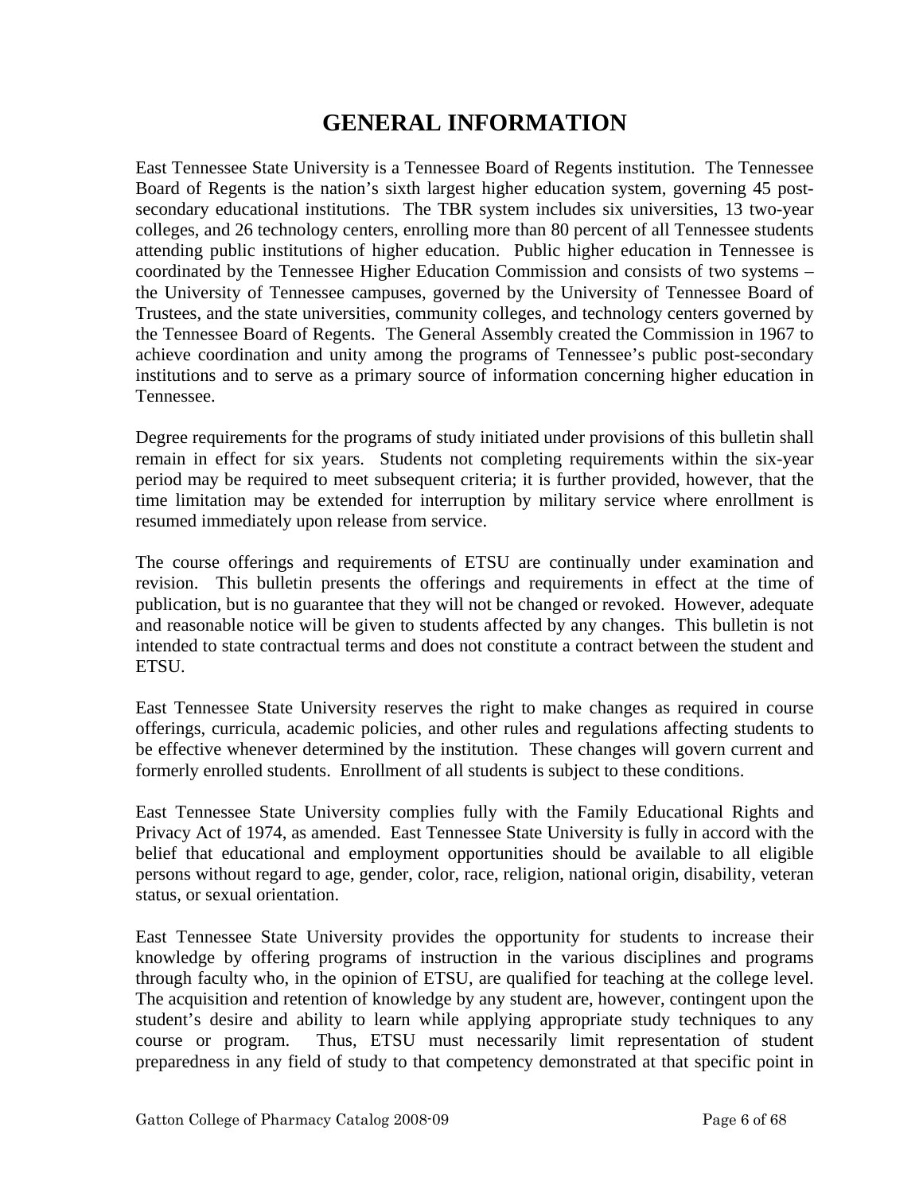# GENERAL INFORMATION

East Tennessee State University is a Tennessee Board of Regents institution. The Tennessee Board of Regents is the nation's sixth largest higher education system, governing 45 post-secondary educational institutions. The TBR system includes six universities, 13 two-year colleges, and 26 technology centers, enrolling more than 80 percent of all Tennessee students attending public institutions of higher education. Public higher education in Tennessee is coordinated by the Tennessee Higher Education Commission and consists of two systems – the University of Tennessee campuses, governed by the University of Tennessee Board of Trustees, and the state universities, community colleges, and technology centers governed by the Tennessee Board of Regents. The General Assembly created the Commission in 1967 to achieve coordination and unity among the programs of Tennessee's public post-secondary institutions and to serve as a primary source of information concerning higher education in Tennessee.

Degree requirements for the programs of study initiated under provisions of this bulletin shall remain in effect for six years. Students not completing requirements within the six-year period may be required to meet subsequent criteria; it is further provided, however, that the time limitation may be extended for interruption by military service where enrollment is resumed immediately upon release from service.

The course offerings and requirements of ETSU are continually under examination and revision. This bulletin presents the offerings and requirements in effect at the time of publication, but is no guarantee that they will not be changed or revoked. However, adequate and reasonable notice will be given to students affected by any changes. This bulletin is not intended to state contractual terms and does not constitute a contract between the student and ETSU.

East Tennessee State University reserves the right to make changes as required in course offerings, curricula, academic policies, and other rules and regulations affecting students to be effective whenever determined by the institution. These changes will govern current and formerly enrolled students. Enrollment of all students is subject to these conditions.

East Tennessee State University complies fully with the Family Educational Rights and Privacy Act of 1974, as amended. East Tennessee State University is fully in accord with the belief that educational and employment opportunities should be available to all eligible persons without regard to age, gender, color, race, religion, national origin, disability, veteran status, or sexual orientation.

East Tennessee State University provides the opportunity for students to increase their knowledge by offering programs of instruction in the various disciplines and programs through faculty who, in the opinion of ETSU, are qualified for teaching at the college level. The acquisition and retention of knowledge by any student are, however, contingent upon the student's desire and ability to learn while applying appropriate study techniques to any course or program. Thus, ETSU must necessarily limit representation of student preparedness in any field of study to that competency demonstrated at that specific point in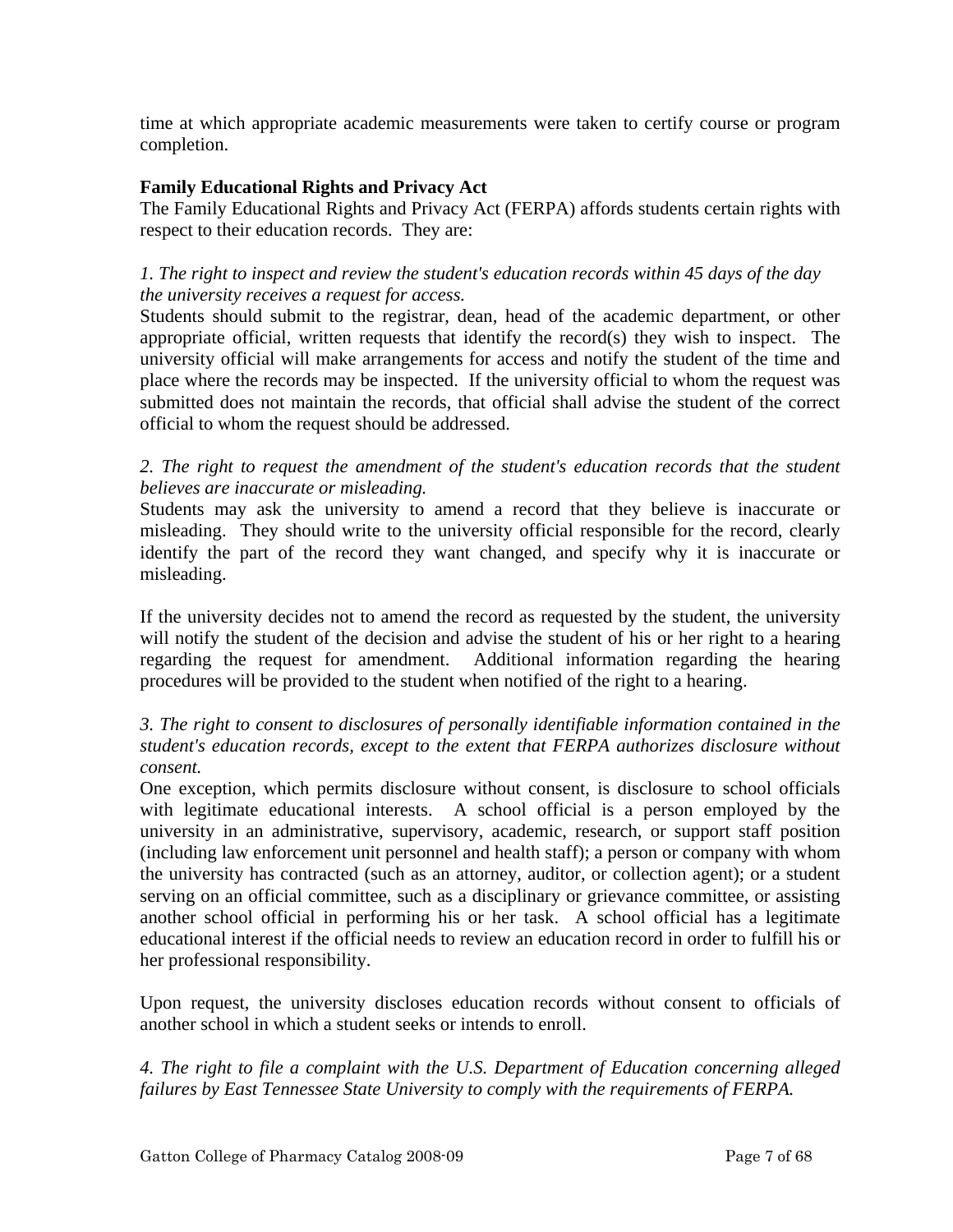time at which appropriate academic measurements were taken to certify course or program completion.

**Family Educational Rights and Privacy Act**

The Family Educational Rights and Privacy Act (FERPA) affords students certain rights with respect to their education records. They are:

*1. The right to inspect and review the student's education records within 45 days of the day the university receives a request for access.*

Students should submit to the registrar, dean, head of the academic department, or other appropriate official, written requests that identify the record(s) they wish to inspect. The university official will make arrangements for access and notify the student of the time and place where the records may be inspected. If the university official to whom the request was submitted does not maintain the records, that official shall advise the student of the correct official to whom the request should be addressed.

*2. The right to request the amendment of the student's education records that the student believes are inaccurate or misleading.*

Students may ask the university to amend a record that they believe is inaccurate or misleading. They should write to the university official responsible for the record, clearly identify the part of the record they want changed, and specify why it is inaccurate or misleading.

If the university decides not to amend the record as requested by the student, the university will notify the student of the decision and advise the student of his or her right to a hearing regarding the request for amendment. Additional information regarding the hearing procedures will be provided to the student when notified of the right to a hearing.

*3. The right to consent to disclosures of personally identifiable information contained in the student's education records, except to the extent that FERPA authorizes disclosure without consent.*

One exception, which permits disclosure without consent, is disclosure to school officials with legitimate educational interests. A school official is a person employed by the university in an administrative, supervisory, academic, research, or support staff position (including law enforcement unit personnel and health staff); a person or company with whom the university has contracted (such as an attorney, auditor, or collection agent); or a student serving on an official committee, such as a disciplinary or grievance committee, or assisting another school official in performing his or her task. A school official has a legitimate educational interest if the official needs to review an education record in order to fulfill his or her professional responsibility.

Upon request, the university discloses education records without consent to officials of another school in which a student seeks or intends to enroll.

*4. The right to file a complaint with the U.S. Department of Education concerning alleged failures by East Tennessee State University to comply with the requirements of FERPA.*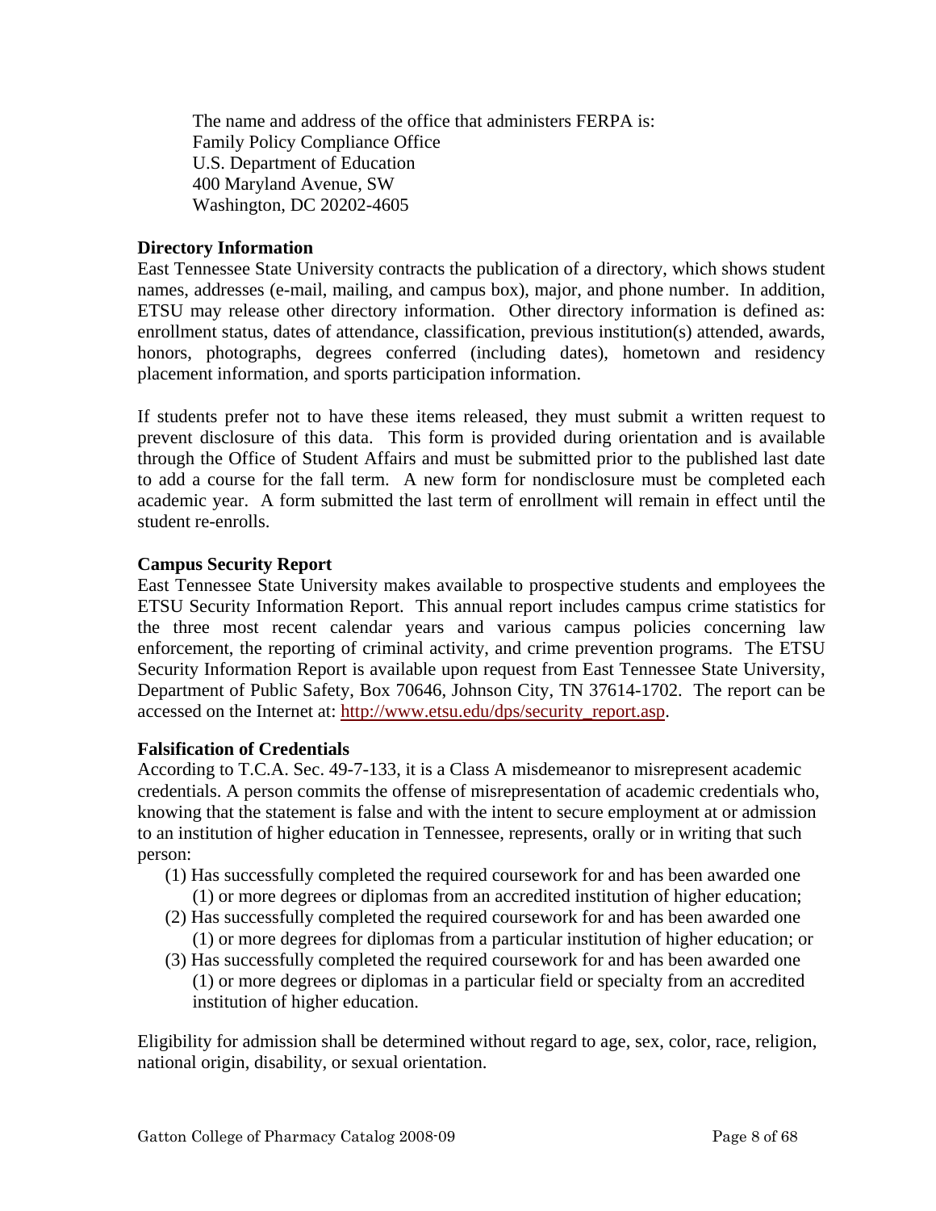The name and address of the office that administers FERPA is:
Family Policy Compliance Office
U.S. Department of Education
400 Maryland Avenue, SW
Washington, DC 20202-4605

**Directory Information**

East Tennessee State University contracts the publication of a directory, which shows student names, addresses (e-mail, mailing, and campus box), major, and phone number. In addition, ETSU may release other directory information. Other directory information is defined as: enrollment status, dates of attendance, classification, previous institution(s) attended, awards, honors, photographs, degrees conferred (including dates), hometown and residency placement information, and sports participation information.

If students prefer not to have these items released, they must submit a written request to prevent disclosure of this data. This form is provided during orientation and is available through the Office of Student Affairs and must be submitted prior to the published last date to add a course for the fall term. A new form for nondisclosure must be completed each academic year. A form submitted the last term of enrollment will remain in effect until the student re-enrolls.

**Campus Security Report**

East Tennessee State University makes available to prospective students and employees the ETSU Security Information Report. This annual report includes campus crime statistics for the three most recent calendar years and various campus policies concerning law enforcement, the reporting of criminal activity, and crime prevention programs. The ETSU Security Information Report is available upon request from East Tennessee State University, Department of Public Safety, Box 70646, Johnson City, TN 37614-1702. The report can be accessed on the Internet at: http://www.etsu.edu/dps/security_report.asp.

**Falsification of Credentials**

According to T.C.A. Sec. 49-7-133, it is a Class A misdemeanor to misrepresent academic credentials. A person commits the offense of misrepresentation of academic credentials who, knowing that the statement is false and with the intent to secure employment at or admission to an institution of higher education in Tennessee, represents, orally or in writing that such person:

(1) Has successfully completed the required coursework for and has been awarded one (1) or more degrees or diplomas from an accredited institution of higher education;
(2) Has successfully completed the required coursework for and has been awarded one (1) or more degrees for diplomas from a particular institution of higher education; or
(3) Has successfully completed the required coursework for and has been awarded one (1) or more degrees or diplomas in a particular field or specialty from an accredited institution of higher education.

Eligibility for admission shall be determined without regard to age, sex, color, race, religion, national origin, disability, or sexual orientation.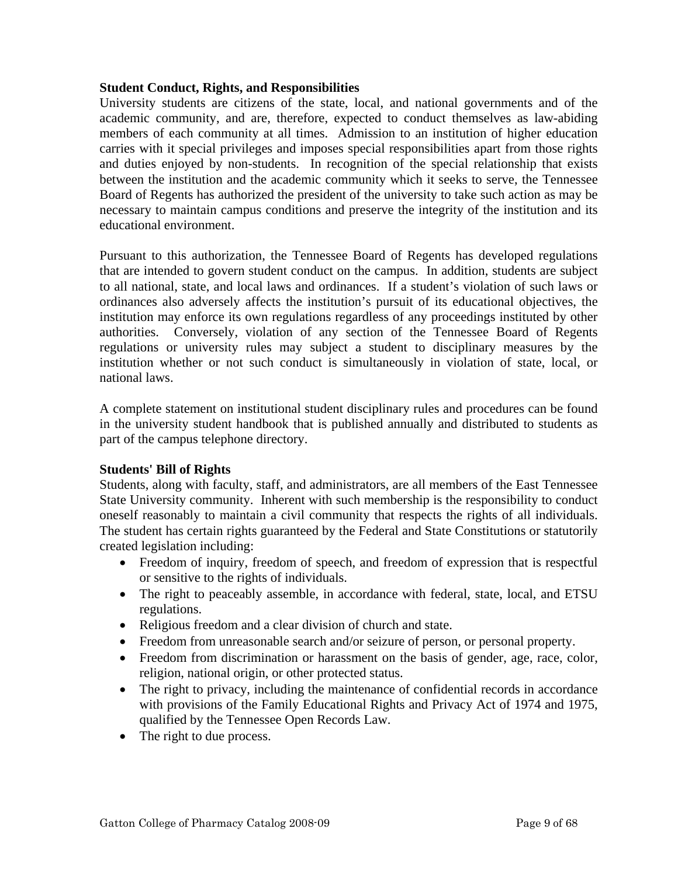### Student Conduct, Rights, and Responsibilities

University students are citizens of the state, local, and national governments and of the academic community, and are, therefore, expected to conduct themselves as law-abiding members of each community at all times. Admission to an institution of higher education carries with it special privileges and imposes special responsibilities apart from those rights and duties enjoyed by non-students. In recognition of the special relationship that exists between the institution and the academic community which it seeks to serve, the Tennessee Board of Regents has authorized the president of the university to take such action as may be necessary to maintain campus conditions and preserve the integrity of the institution and its educational environment.

Pursuant to this authorization, the Tennessee Board of Regents has developed regulations that are intended to govern student conduct on the campus. In addition, students are subject to all national, state, and local laws and ordinances. If a student's violation of such laws or ordinances also adversely affects the institution's pursuit of its educational objectives, the institution may enforce its own regulations regardless of any proceedings instituted by other authorities. Conversely, violation of any section of the Tennessee Board of Regents regulations or university rules may subject a student to disciplinary measures by the institution whether or not such conduct is simultaneously in violation of state, local, or national laws.

A complete statement on institutional student disciplinary rules and procedures can be found in the university student handbook that is published annually and distributed to students as part of the campus telephone directory.

### Students' Bill of Rights

Students, along with faculty, staff, and administrators, are all members of the East Tennessee State University community. Inherent with such membership is the responsibility to conduct oneself reasonably to maintain a civil community that respects the rights of all individuals. The student has certain rights guaranteed by the Federal and State Constitutions or statutorily created legislation including:

- Freedom of inquiry, freedom of speech, and freedom of expression that is respectful or sensitive to the rights of individuals.
- The right to peaceably assemble, in accordance with federal, state, local, and ETSU regulations.
- Religious freedom and a clear division of church and state.
- Freedom from unreasonable search and/or seizure of person, or personal property.
- Freedom from discrimination or harassment on the basis of gender, age, race, color, religion, national origin, or other protected status.
- The right to privacy, including the maintenance of confidential records in accordance with provisions of the Family Educational Rights and Privacy Act of 1974 and 1975, qualified by the Tennessee Open Records Law.
- The right to due process.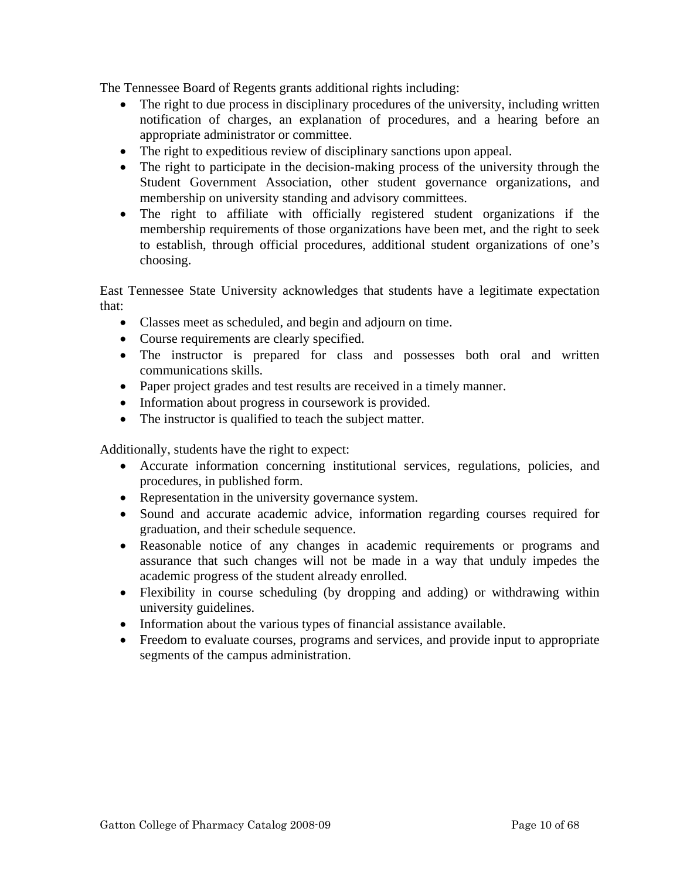The Tennessee Board of Regents grants additional rights including:

- The right to due process in disciplinary procedures of the university, including written notification of charges, an explanation of procedures, and a hearing before an appropriate administrator or committee.
- The right to expeditious review of disciplinary sanctions upon appeal.
- The right to participate in the decision-making process of the university through the Student Government Association, other student governance organizations, and membership on university standing and advisory committees.
- The right to affiliate with officially registered student organizations if the membership requirements of those organizations have been met, and the right to seek to establish, through official procedures, additional student organizations of one's choosing.

East Tennessee State University acknowledges that students have a legitimate expectation that:

- Classes meet as scheduled, and begin and adjourn on time.
- Course requirements are clearly specified.
- The instructor is prepared for class and possesses both oral and written communications skills.
- Paper project grades and test results are received in a timely manner.
- Information about progress in coursework is provided.
- The instructor is qualified to teach the subject matter.

Additionally, students have the right to expect:

- Accurate information concerning institutional services, regulations, policies, and procedures, in published form.
- Representation in the university governance system.
- Sound and accurate academic advice, information regarding courses required for graduation, and their schedule sequence.
- Reasonable notice of any changes in academic requirements or programs and assurance that such changes will not be made in a way that unduly impedes the academic progress of the student already enrolled.
- Flexibility in course scheduling (by dropping and adding) or withdrawing within university guidelines.
- Information about the various types of financial assistance available.
- Freedom to evaluate courses, programs and services, and provide input to appropriate segments of the campus administration.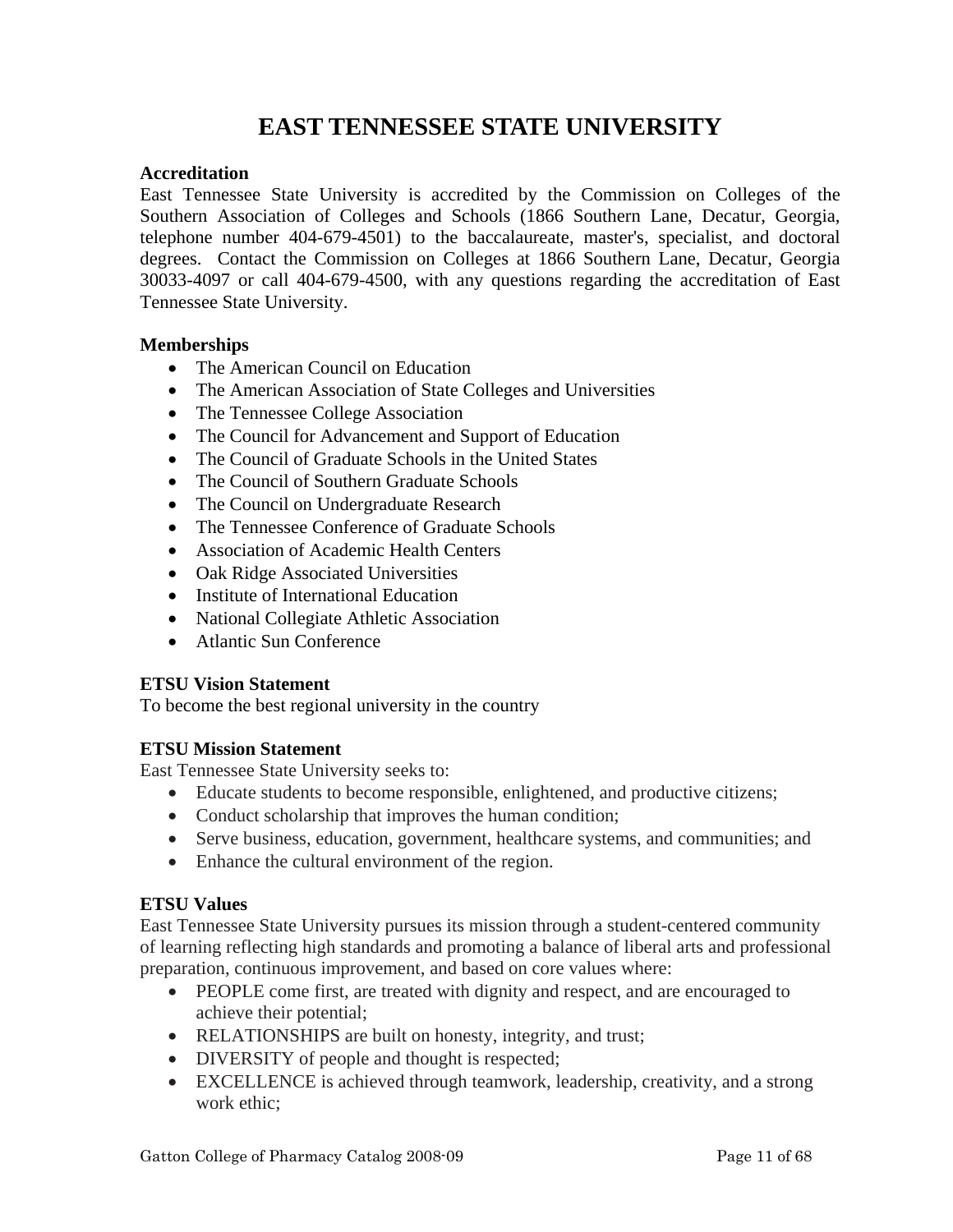# EAST TENNESSEE STATE UNIVERSITY

**Accreditation**

East Tennessee State University is accredited by the Commission on Colleges of the Southern Association of Colleges and Schools (1866 Southern Lane, Decatur, Georgia, telephone number 404-679-4501) to the baccalaureate, master's, specialist, and doctoral degrees. Contact the Commission on Colleges at 1866 Southern Lane, Decatur, Georgia 30033-4097 or call 404-679-4500, with any questions regarding the accreditation of East Tennessee State University.

**Memberships**

- The American Council on Education
- The American Association of State Colleges and Universities
- The Tennessee College Association
- The Council for Advancement and Support of Education
- The Council of Graduate Schools in the United States
- The Council of Southern Graduate Schools
- The Council on Undergraduate Research
- The Tennessee Conference of Graduate Schools
- Association of Academic Health Centers
- Oak Ridge Associated Universities
- Institute of International Education
- National Collegiate Athletic Association
- Atlantic Sun Conference

**ETSU Vision Statement**

To become the best regional university in the country

**ETSU Mission Statement**

East Tennessee State University seeks to:

- Educate students to become responsible, enlightened, and productive citizens;
- Conduct scholarship that improves the human condition;
- Serve business, education, government, healthcare systems, and communities; and
- Enhance the cultural environment of the region.

**ETSU Values**

East Tennessee State University pursues its mission through a student-centered community of learning reflecting high standards and promoting a balance of liberal arts and professional preparation, continuous improvement, and based on core values where:

- PEOPLE come first, are treated with dignity and respect, and are encouraged to achieve their potential;
- RELATIONSHIPS are built on honesty, integrity, and trust;
- DIVERSITY of people and thought is respected;
- EXCELLENCE is achieved through teamwork, leadership, creativity, and a strong work ethic;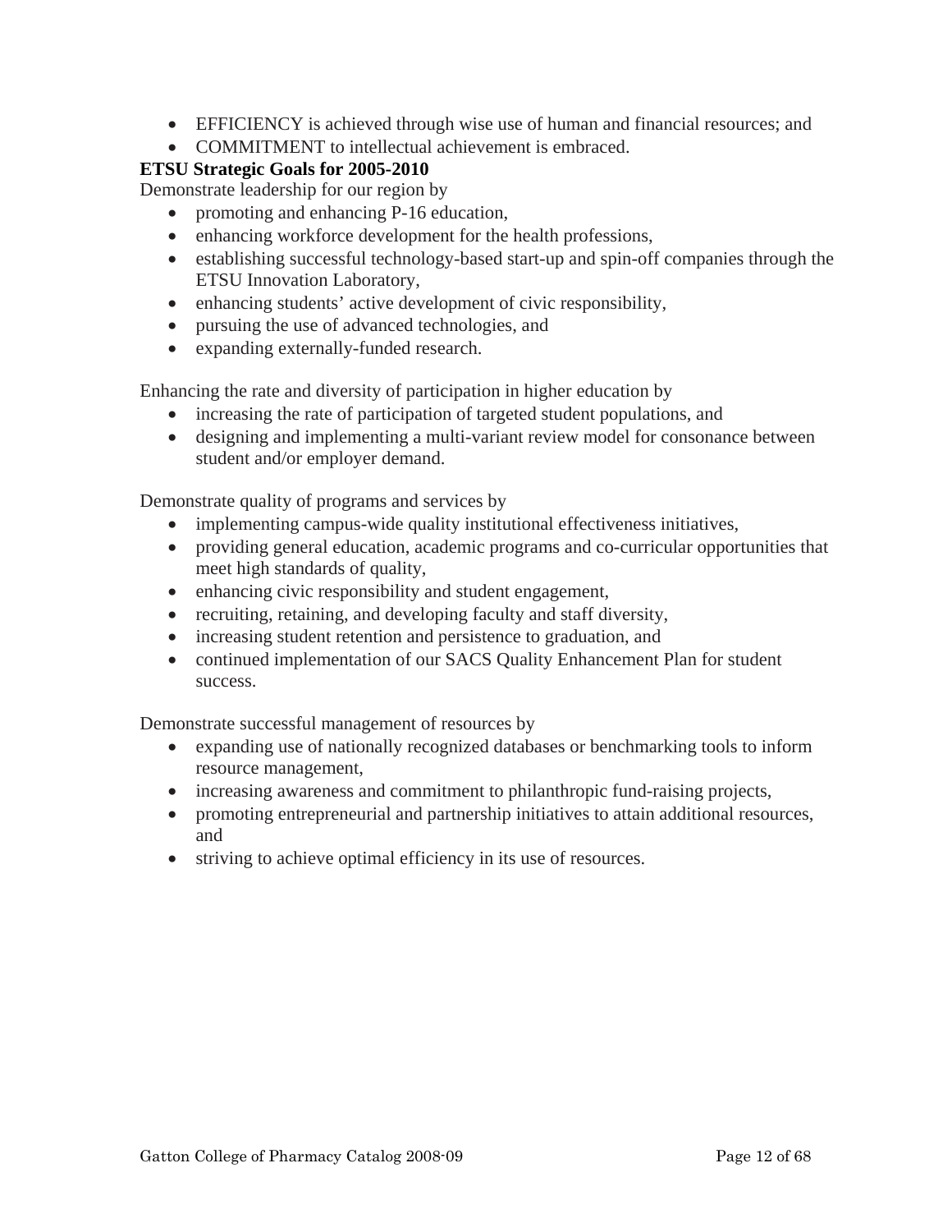- EFFICIENCY is achieved through wise use of human and financial resources; and
- COMMITMENT to intellectual achievement is embraced.

**ETSU Strategic Goals for 2005-2010**

Demonstrate leadership for our region by

- promoting and enhancing P-16 education,
- enhancing workforce development for the health professions,
- establishing successful technology-based start-up and spin-off companies through the ETSU Innovation Laboratory,
- enhancing students' active development of civic responsibility,
- pursuing the use of advanced technologies, and
- expanding externally-funded research.

Enhancing the rate and diversity of participation in higher education by

- increasing the rate of participation of targeted student populations, and
- designing and implementing a multi-variant review model for consonance between student and/or employer demand.

Demonstrate quality of programs and services by

- implementing campus-wide quality institutional effectiveness initiatives,
- providing general education, academic programs and co-curricular opportunities that meet high standards of quality,
- enhancing civic responsibility and student engagement,
- recruiting, retaining, and developing faculty and staff diversity,
- increasing student retention and persistence to graduation, and
- continued implementation of our SACS Quality Enhancement Plan for student success.

Demonstrate successful management of resources by

- expanding use of nationally recognized databases or benchmarking tools to inform resource management,
- increasing awareness and commitment to philanthropic fund-raising projects,
- promoting entrepreneurial and partnership initiatives to attain additional resources, and
- striving to achieve optimal efficiency in its use of resources.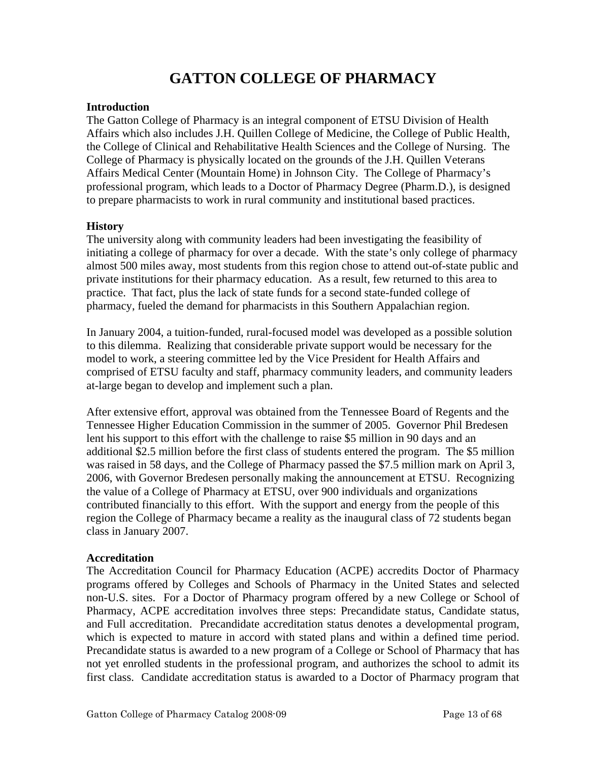# GATTON COLLEGE OF PHARMACY

**Introduction**

The Gatton College of Pharmacy is an integral component of ETSU Division of Health Affairs which also includes J.H. Quillen College of Medicine, the College of Public Health, the College of Clinical and Rehabilitative Health Sciences and the College of Nursing. The College of Pharmacy is physically located on the grounds of the J.H. Quillen Veterans Affairs Medical Center (Mountain Home) in Johnson City. The College of Pharmacy's professional program, which leads to a Doctor of Pharmacy Degree (Pharm.D.), is designed to prepare pharmacists to work in rural community and institutional based practices.

**History**

The university along with community leaders had been investigating the feasibility of initiating a college of pharmacy for over a decade. With the state's only college of pharmacy almost 500 miles away, most students from this region chose to attend out-of-state public and private institutions for their pharmacy education. As a result, few returned to this area to practice. That fact, plus the lack of state funds for a second state-funded college of pharmacy, fueled the demand for pharmacists in this Southern Appalachian region.

In January 2004, a tuition-funded, rural-focused model was developed as a possible solution to this dilemma. Realizing that considerable private support would be necessary for the model to work, a steering committee led by the Vice President for Health Affairs and comprised of ETSU faculty and staff, pharmacy community leaders, and community leaders at-large began to develop and implement such a plan.

After extensive effort, approval was obtained from the Tennessee Board of Regents and the Tennessee Higher Education Commission in the summer of 2005. Governor Phil Bredesen lent his support to this effort with the challenge to raise $5 million in 90 days and an additional $2.5 million before the first class of students entered the program. The $5 million was raised in 58 days, and the College of Pharmacy passed the $7.5 million mark on April 3, 2006, with Governor Bredesen personally making the announcement at ETSU. Recognizing the value of a College of Pharmacy at ETSU, over 900 individuals and organizations contributed financially to this effort. With the support and energy from the people of this region the College of Pharmacy became a reality as the inaugural class of 72 students began class in January 2007.

**Accreditation**

The Accreditation Council for Pharmacy Education (ACPE) accredits Doctor of Pharmacy programs offered by Colleges and Schools of Pharmacy in the United States and selected non-U.S. sites. For a Doctor of Pharmacy program offered by a new College or School of Pharmacy, ACPE accreditation involves three steps: Precandidate status, Candidate status, and Full accreditation. Precandidate accreditation status denotes a developmental program, which is expected to mature in accord with stated plans and within a defined time period. Precandidate status is awarded to a new program of a College or School of Pharmacy that has not yet enrolled students in the professional program, and authorizes the school to admit its first class. Candidate accreditation status is awarded to a Doctor of Pharmacy program that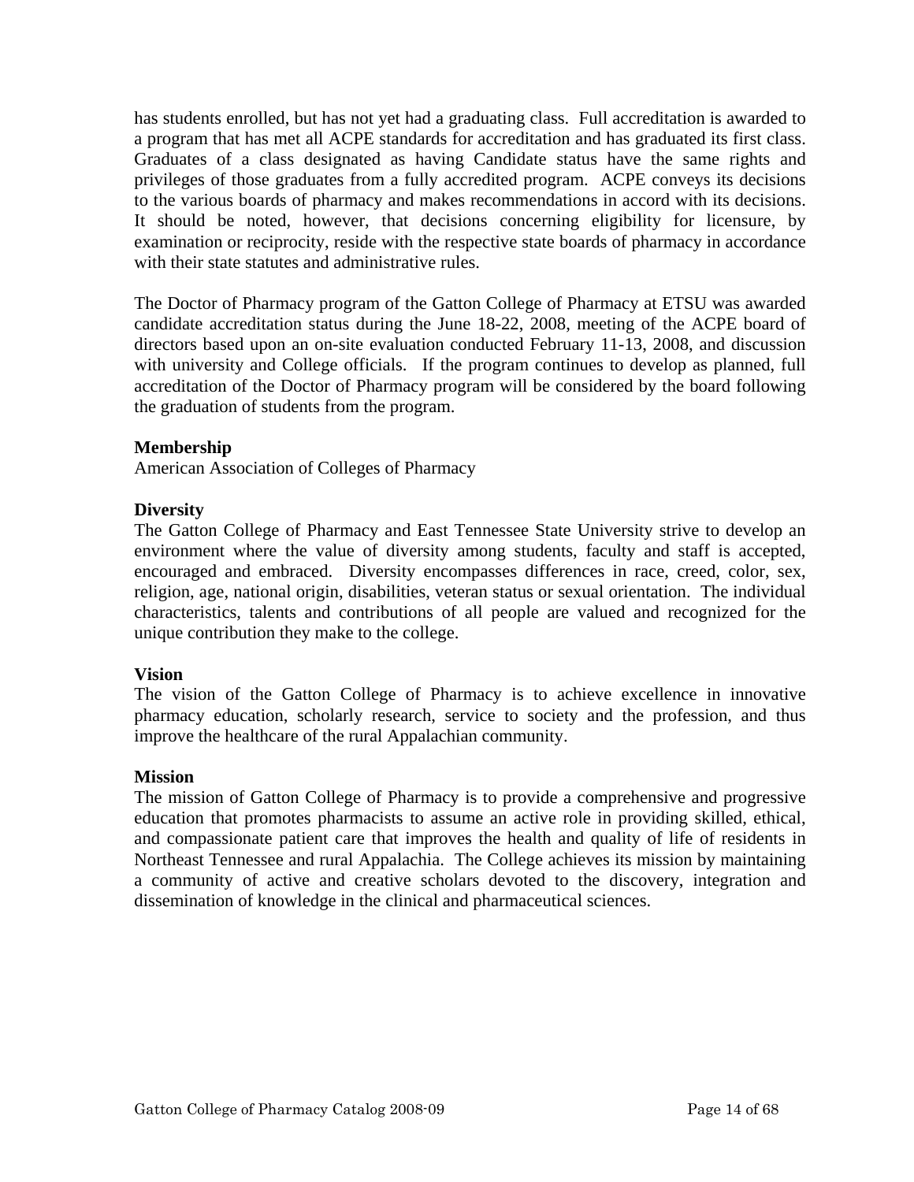has students enrolled, but has not yet had a graduating class. Full accreditation is awarded to a program that has met all ACPE standards for accreditation and has graduated its first class. Graduates of a class designated as having Candidate status have the same rights and privileges of those graduates from a fully accredited program. ACPE conveys its decisions to the various boards of pharmacy and makes recommendations in accord with its decisions. It should be noted, however, that decisions concerning eligibility for licensure, by examination or reciprocity, reside with the respective state boards of pharmacy in accordance with their state statutes and administrative rules.

The Doctor of Pharmacy program of the Gatton College of Pharmacy at ETSU was awarded candidate accreditation status during the June 18-22, 2008, meeting of the ACPE board of directors based upon an on-site evaluation conducted February 11-13, 2008, and discussion with university and College officials. If the program continues to develop as planned, full accreditation of the Doctor of Pharmacy program will be considered by the board following the graduation of students from the program.

**Membership**

American Association of Colleges of Pharmacy

**Diversity**

The Gatton College of Pharmacy and East Tennessee State University strive to develop an environment where the value of diversity among students, faculty and staff is accepted, encouraged and embraced. Diversity encompasses differences in race, creed, color, sex, religion, age, national origin, disabilities, veteran status or sexual orientation. The individual characteristics, talents and contributions of all people are valued and recognized for the unique contribution they make to the college.

**Vision**

The vision of the Gatton College of Pharmacy is to achieve excellence in innovative pharmacy education, scholarly research, service to society and the profession, and thus improve the healthcare of the rural Appalachian community.

**Mission**

The mission of Gatton College of Pharmacy is to provide a comprehensive and progressive education that promotes pharmacists to assume an active role in providing skilled, ethical, and compassionate patient care that improves the health and quality of life of residents in Northeast Tennessee and rural Appalachia. The College achieves its mission by maintaining a community of active and creative scholars devoted to the discovery, integration and dissemination of knowledge in the clinical and pharmaceutical sciences.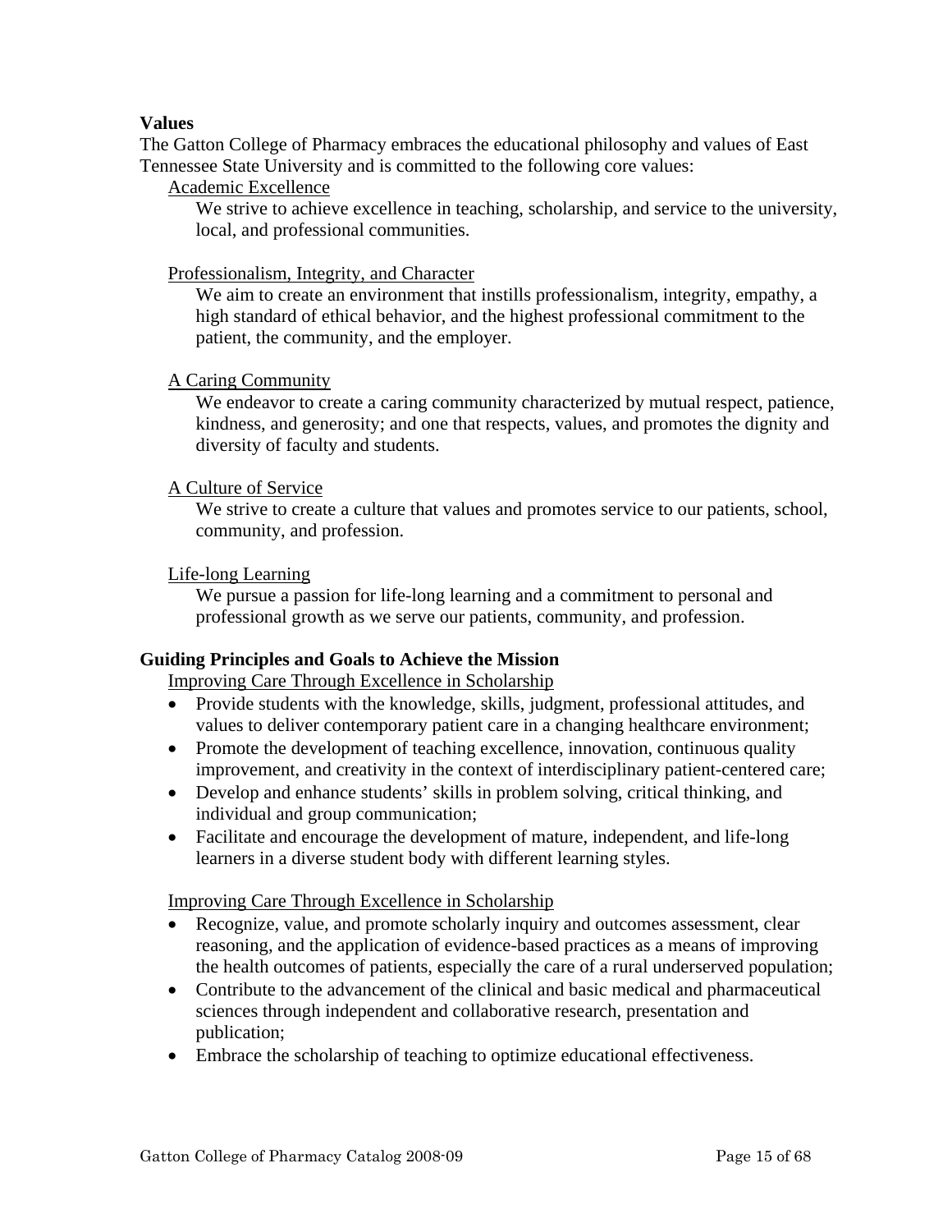**Values**

The Gatton College of Pharmacy embraces the educational philosophy and values of East Tennessee State University and is committed to the following core values:

<u>Academic Excellence</u>

We strive to achieve excellence in teaching, scholarship, and service to the university, local, and professional communities.

<u>Professionalism, Integrity, and Character</u>

We aim to create an environment that instills professionalism, integrity, empathy, a high standard of ethical behavior, and the highest professional commitment to the patient, the community, and the employer.

<u>A Caring Community</u>

We endeavor to create a caring community characterized by mutual respect, patience, kindness, and generosity; and one that respects, values, and promotes the dignity and diversity of faculty and students.

<u>A Culture of Service</u>

We strive to create a culture that values and promotes service to our patients, school, community, and profession.

<u>Life-long Learning</u>

We pursue a passion for life-long learning and a commitment to personal and professional growth as we serve our patients, community, and profession.

**Guiding Principles and Goals to Achieve the Mission**

<u>Improving Care Through Excellence in Scholarship</u>

- Provide students with the knowledge, skills, judgment, professional attitudes, and values to deliver contemporary patient care in a changing healthcare environment;
- Promote the development of teaching excellence, innovation, continuous quality improvement, and creativity in the context of interdisciplinary patient-centered care;
- Develop and enhance students' skills in problem solving, critical thinking, and individual and group communication;
- Facilitate and encourage the development of mature, independent, and life-long learners in a diverse student body with different learning styles.

<u>Improving Care Through Excellence in Scholarship</u>

- Recognize, value, and promote scholarly inquiry and outcomes assessment, clear reasoning, and the application of evidence-based practices as a means of improving the health outcomes of patients, especially the care of a rural underserved population;
- Contribute to the advancement of the clinical and basic medical and pharmaceutical sciences through independent and collaborative research, presentation and publication;
- Embrace the scholarship of teaching to optimize educational effectiveness.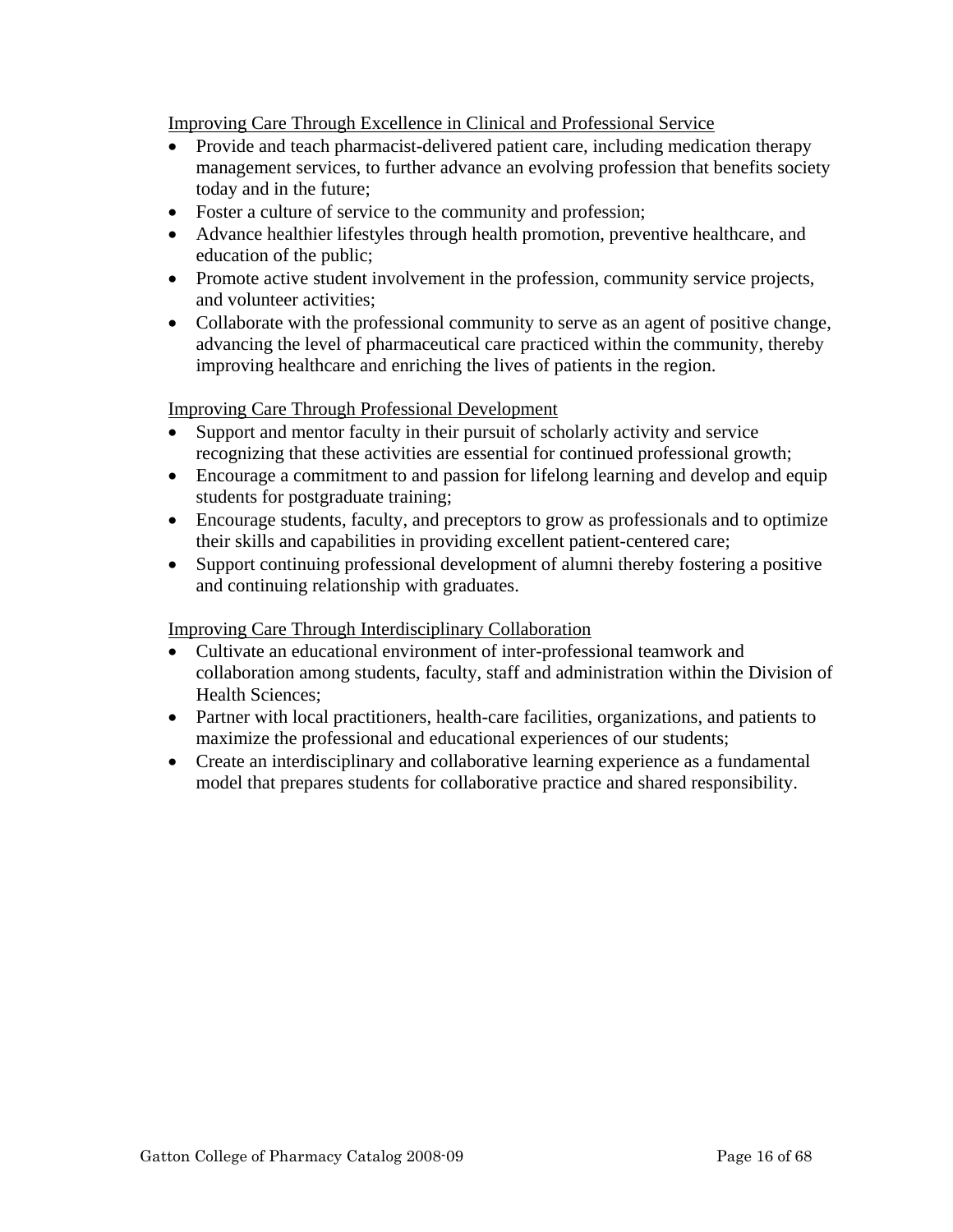Improving Care Through Excellence in Clinical and Professional Service

- Provide and teach pharmacist-delivered patient care, including medication therapy management services, to further advance an evolving profession that benefits society today and in the future;
- Foster a culture of service to the community and profession;
- Advance healthier lifestyles through health promotion, preventive healthcare, and education of the public;
- Promote active student involvement in the profession, community service projects, and volunteer activities;
- Collaborate with the professional community to serve as an agent of positive change, advancing the level of pharmaceutical care practiced within the community, thereby improving healthcare and enriching the lives of patients in the region.

Improving Care Through Professional Development

- Support and mentor faculty in their pursuit of scholarly activity and service recognizing that these activities are essential for continued professional growth;
- Encourage a commitment to and passion for lifelong learning and develop and equip students for postgraduate training;
- Encourage students, faculty, and preceptors to grow as professionals and to optimize their skills and capabilities in providing excellent patient-centered care;
- Support continuing professional development of alumni thereby fostering a positive and continuing relationship with graduates.

Improving Care Through Interdisciplinary Collaboration

- Cultivate an educational environment of inter-professional teamwork and collaboration among students, faculty, staff and administration within the Division of Health Sciences;
- Partner with local practitioners, health-care facilities, organizations, and patients to maximize the professional and educational experiences of our students;
- Create an interdisciplinary and collaborative learning experience as a fundamental model that prepares students for collaborative practice and shared responsibility.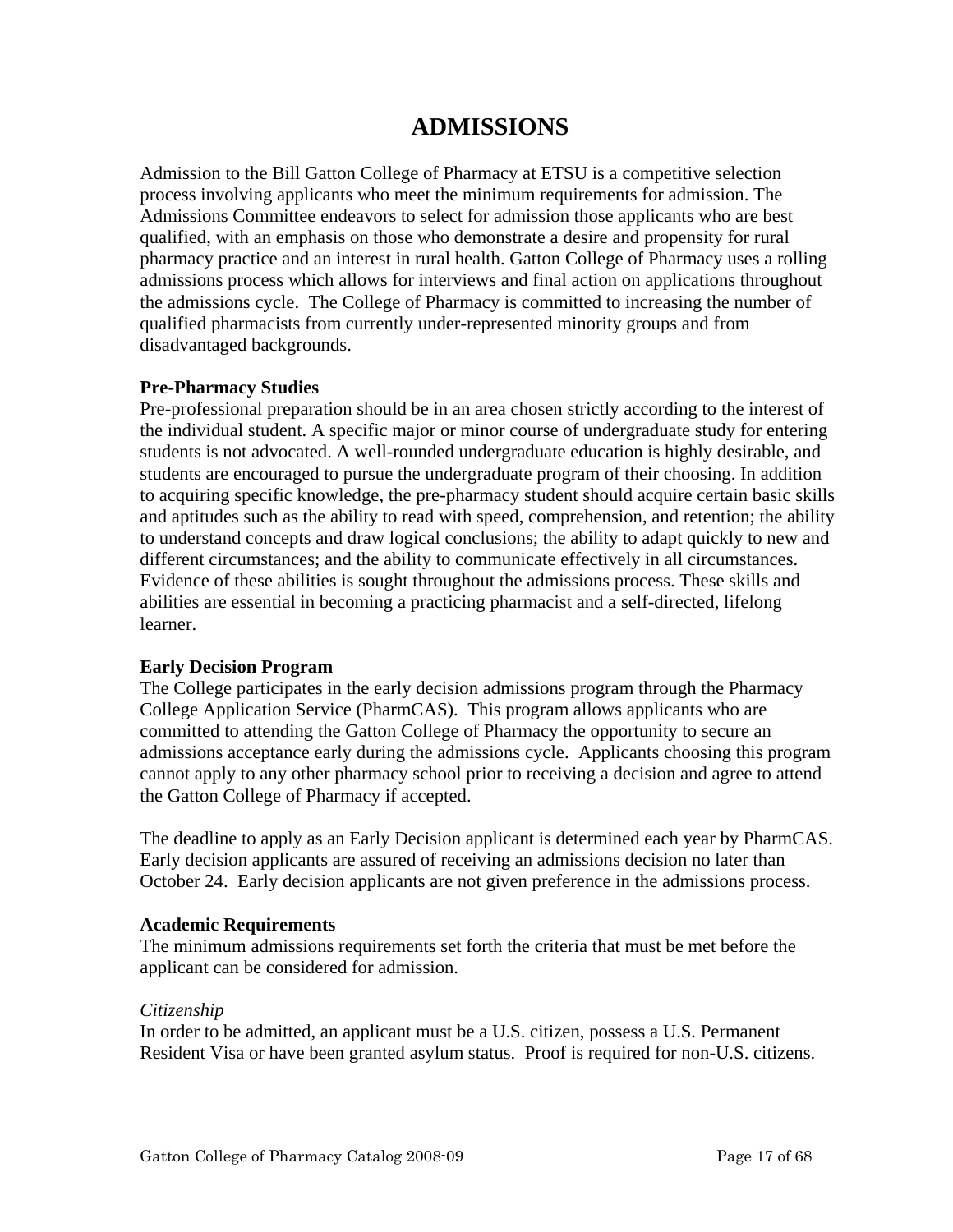# ADMISSIONS

Admission to the Bill Gatton College of Pharmacy at ETSU is a competitive selection process involving applicants who meet the minimum requirements for admission. The Admissions Committee endeavors to select for admission those applicants who are best qualified, with an emphasis on those who demonstrate a desire and propensity for rural pharmacy practice and an interest in rural health. Gatton College of Pharmacy uses a rolling admissions process which allows for interviews and final action on applications throughout the admissions cycle. The College of Pharmacy is committed to increasing the number of qualified pharmacists from currently under-represented minority groups and from disadvantaged backgrounds.

**Pre-Pharmacy Studies**

Pre-professional preparation should be in an area chosen strictly according to the interest of the individual student. A specific major or minor course of undergraduate study for entering students is not advocated. A well-rounded undergraduate education is highly desirable, and students are encouraged to pursue the undergraduate program of their choosing. In addition to acquiring specific knowledge, the pre-pharmacy student should acquire certain basic skills and aptitudes such as the ability to read with speed, comprehension, and retention; the ability to understand concepts and draw logical conclusions; the ability to adapt quickly to new and different circumstances; and the ability to communicate effectively in all circumstances. Evidence of these abilities is sought throughout the admissions process. These skills and abilities are essential in becoming a practicing pharmacist and a self-directed, lifelong learner.

**Early Decision Program**

The College participates in the early decision admissions program through the Pharmacy College Application Service (PharmCAS). This program allows applicants who are committed to attending the Gatton College of Pharmacy the opportunity to secure an admissions acceptance early during the admissions cycle. Applicants choosing this program cannot apply to any other pharmacy school prior to receiving a decision and agree to attend the Gatton College of Pharmacy if accepted.

The deadline to apply as an Early Decision applicant is determined each year by PharmCAS. Early decision applicants are assured of receiving an admissions decision no later than October 24. Early decision applicants are not given preference in the admissions process.

**Academic Requirements**

The minimum admissions requirements set forth the criteria that must be met before the applicant can be considered for admission.

*Citizenship*

In order to be admitted, an applicant must be a U.S. citizen, possess a U.S. Permanent Resident Visa or have been granted asylum status. Proof is required for non-U.S. citizens.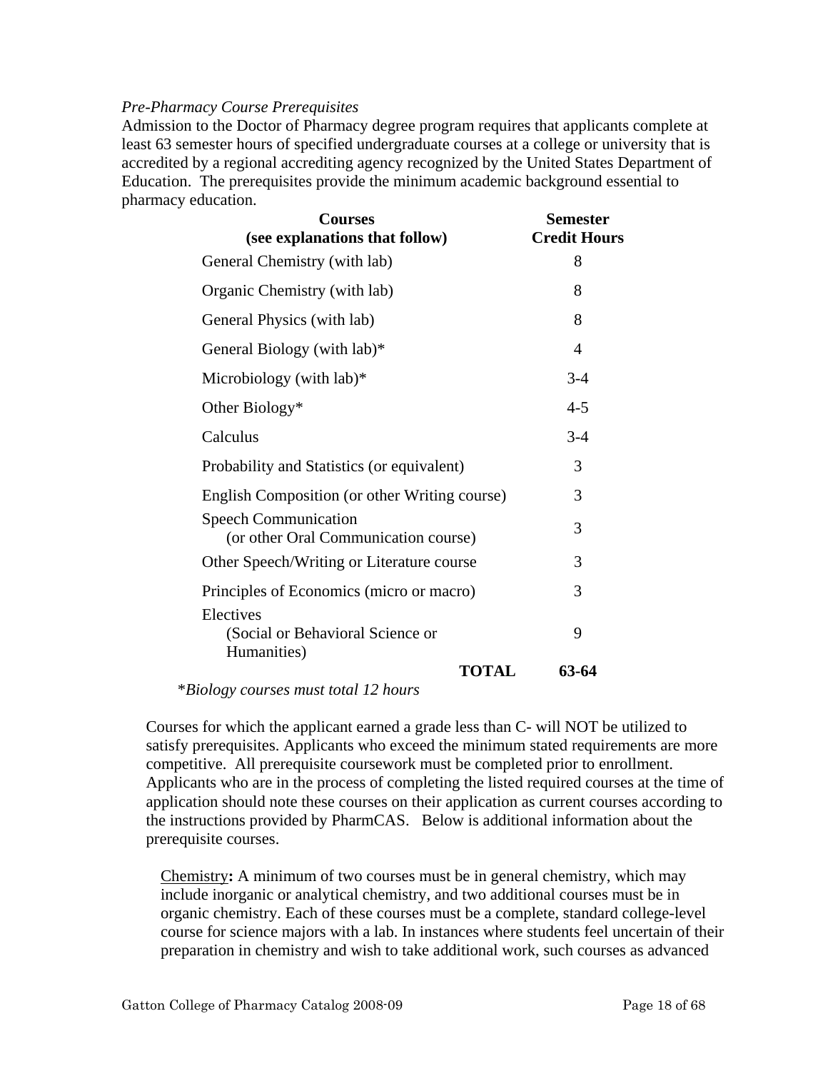*Pre-Pharmacy Course Prerequisites*

Admission to the Doctor of Pharmacy degree program requires that applicants complete at least 63 semester hours of specified undergraduate courses at a college or university that is accredited by a regional accrediting agency recognized by the United States Department of Education. The prerequisites provide the minimum academic background essential to pharmacy education.

| Courses (see explanations that follow) | Semester Credit Hours |
|---|---|
| General Chemistry (with lab) | 8 |
| Organic Chemistry (with lab) | 8 |
| General Physics (with lab) | 8 |
| General Biology (with lab)* | 4 |
| Microbiology (with lab)* | 3-4 |
| Other Biology* | 4-5 |
| Calculus | 3-4 |
| Probability and Statistics (or equivalent) | 3 |
| English Composition (or other Writing course) | 3 |
| Speech Communication (or other Oral Communication course) | 3 |
| Other Speech/Writing or Literature course | 3 |
| Principles of Economics (micro or macro) | 3 |
| Electives (Social or Behavioral Science or Humanities) | 9 |
| **TOTAL** | **63-64** |

**Biology courses must total 12 hours*

Courses for which the applicant earned a grade less than C- will NOT be utilized to satisfy prerequisites. Applicants who exceed the minimum stated requirements are more competitive. All prerequisite coursework must be completed prior to enrollment. Applicants who are in the process of completing the listed required courses at the time of application should note these courses on their application as current courses according to the instructions provided by PharmCAS. Below is additional information about the prerequisite courses.

Chemistry**:** A minimum of two courses must be in general chemistry, which may include inorganic or analytical chemistry, and two additional courses must be in organic chemistry. Each of these courses must be a complete, standard college-level course for science majors with a lab. In instances where students feel uncertain of their preparation in chemistry and wish to take additional work, such courses as advanced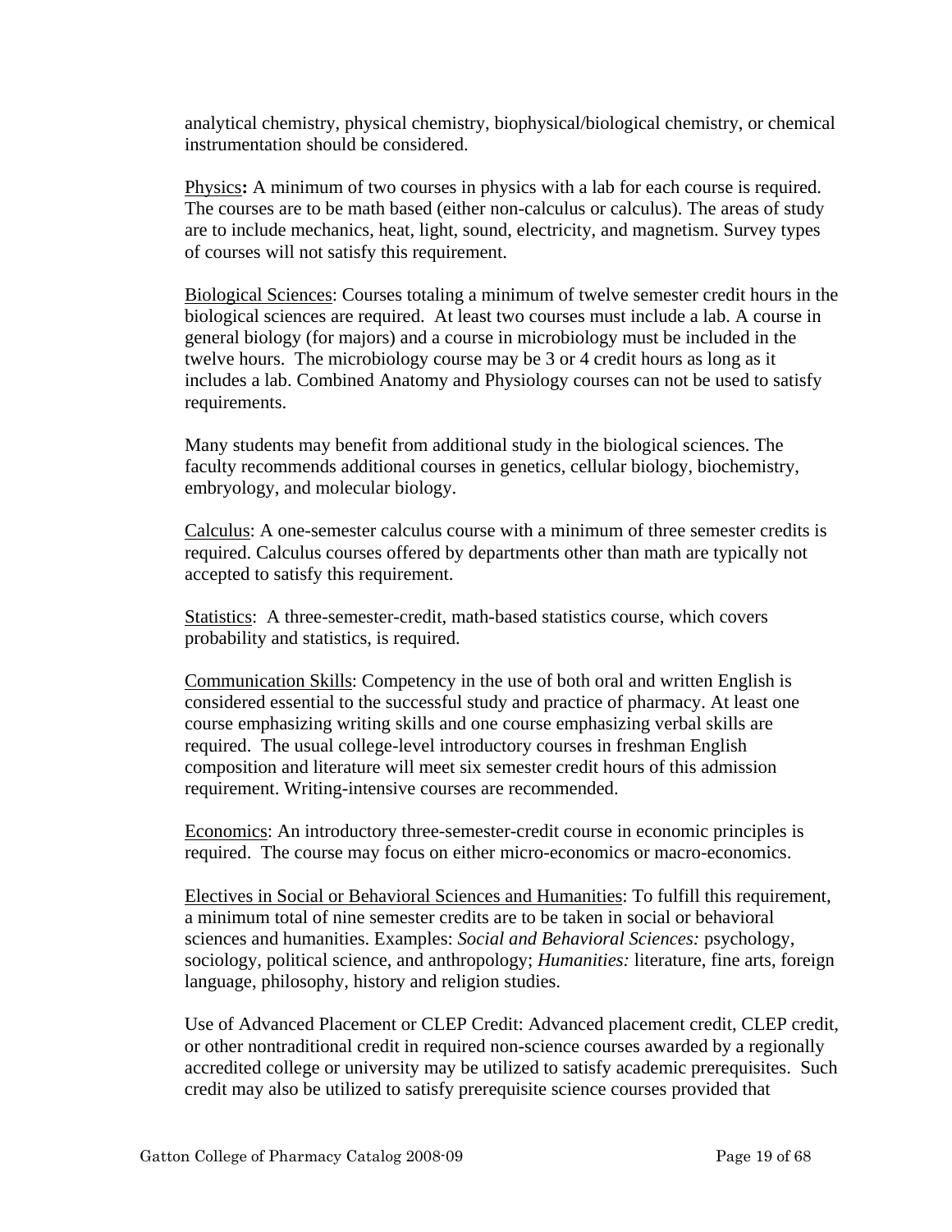analytical chemistry, physical chemistry, biophysical/biological chemistry, or chemical instrumentation should be considered.

Physics**:** A minimum of two courses in physics with a lab for each course is required. The courses are to be math based (either non-calculus or calculus). The areas of study are to include mechanics, heat, light, sound, electricity, and magnetism. Survey types of courses will not satisfy this requirement.

Biological Sciences: Courses totaling a minimum of twelve semester credit hours in the biological sciences are required. At least two courses must include a lab. A course in general biology (for majors) and a course in microbiology must be included in the twelve hours. The microbiology course may be 3 or 4 credit hours as long as it includes a lab. Combined Anatomy and Physiology courses can not be used to satisfy requirements.

Many students may benefit from additional study in the biological sciences. The faculty recommends additional courses in genetics, cellular biology, biochemistry, embryology, and molecular biology.

Calculus: A one-semester calculus course with a minimum of three semester credits is required. Calculus courses offered by departments other than math are typically not accepted to satisfy this requirement.

Statistics: A three-semester-credit, math-based statistics course, which covers probability and statistics, is required.

Communication Skills: Competency in the use of both oral and written English is considered essential to the successful study and practice of pharmacy. At least one course emphasizing writing skills and one course emphasizing verbal skills are required. The usual college-level introductory courses in freshman English composition and literature will meet six semester credit hours of this admission requirement. Writing-intensive courses are recommended.

Economics: An introductory three-semester-credit course in economic principles is required. The course may focus on either micro-economics or macro-economics.

Electives in Social or Behavioral Sciences and Humanities: To fulfill this requirement, a minimum total of nine semester credits are to be taken in social or behavioral sciences and humanities. Examples: *Social and Behavioral Sciences:* psychology, sociology, political science, and anthropology; *Humanities:* literature, fine arts, foreign language, philosophy, history and religion studies.

Use of Advanced Placement or CLEP Credit: Advanced placement credit, CLEP credit, or other nontraditional credit in required non-science courses awarded by a regionally accredited college or university may be utilized to satisfy academic prerequisites. Such credit may also be utilized to satisfy prerequisite science courses provided that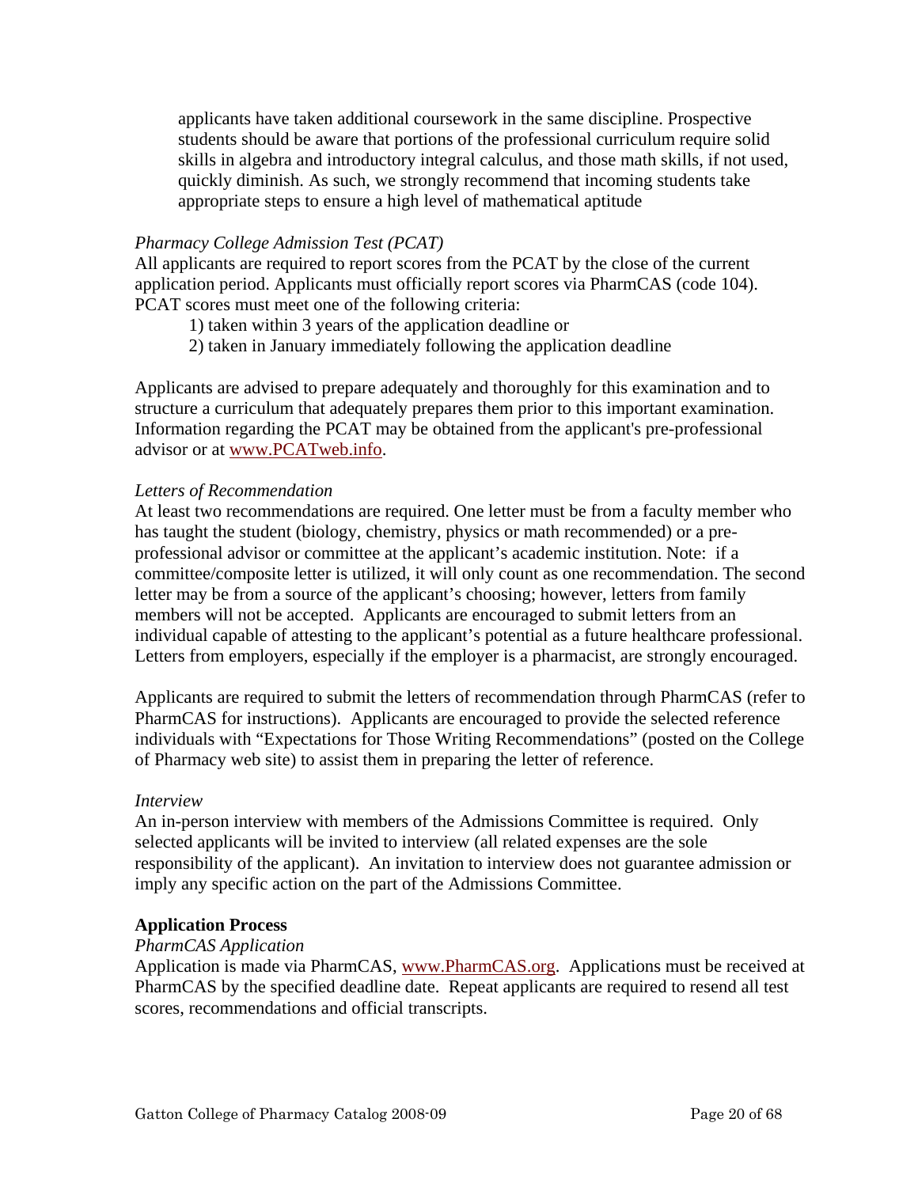applicants have taken additional coursework in the same discipline. Prospective students should be aware that portions of the professional curriculum require solid skills in algebra and introductory integral calculus, and those math skills, if not used, quickly diminish. As such, we strongly recommend that incoming students take appropriate steps to ensure a high level of mathematical aptitude

*Pharmacy College Admission Test (PCAT)*

All applicants are required to report scores from the PCAT by the close of the current application period. Applicants must officially report scores via PharmCAS (code 104). PCAT scores must meet one of the following criteria:

1) taken within 3 years of the application deadline or
2) taken in January immediately following the application deadline

Applicants are advised to prepare adequately and thoroughly for this examination and to structure a curriculum that adequately prepares them prior to this important examination. Information regarding the PCAT may be obtained from the applicant's pre-professional advisor or at www.PCATweb.info.

*Letters of Recommendation*

At least two recommendations are required. One letter must be from a faculty member who has taught the student (biology, chemistry, physics or math recommended) or a pre-professional advisor or committee at the applicant's academic institution. Note: if a committee/composite letter is utilized, it will only count as one recommendation. The second letter may be from a source of the applicant's choosing; however, letters from family members will not be accepted. Applicants are encouraged to submit letters from an individual capable of attesting to the applicant's potential as a future healthcare professional. Letters from employers, especially if the employer is a pharmacist, are strongly encouraged.

Applicants are required to submit the letters of recommendation through PharmCAS (refer to PharmCAS for instructions). Applicants are encouraged to provide the selected reference individuals with "Expectations for Those Writing Recommendations" (posted on the College of Pharmacy web site) to assist them in preparing the letter of reference.

*Interview*

An in-person interview with members of the Admissions Committee is required. Only selected applicants will be invited to interview (all related expenses are the sole responsibility of the applicant). An invitation to interview does not guarantee admission or imply any specific action on the part of the Admissions Committee.

**Application Process**

*PharmCAS Application*

Application is made via PharmCAS, www.PharmCAS.org. Applications must be received at PharmCAS by the specified deadline date. Repeat applicants are required to resend all test scores, recommendations and official transcripts.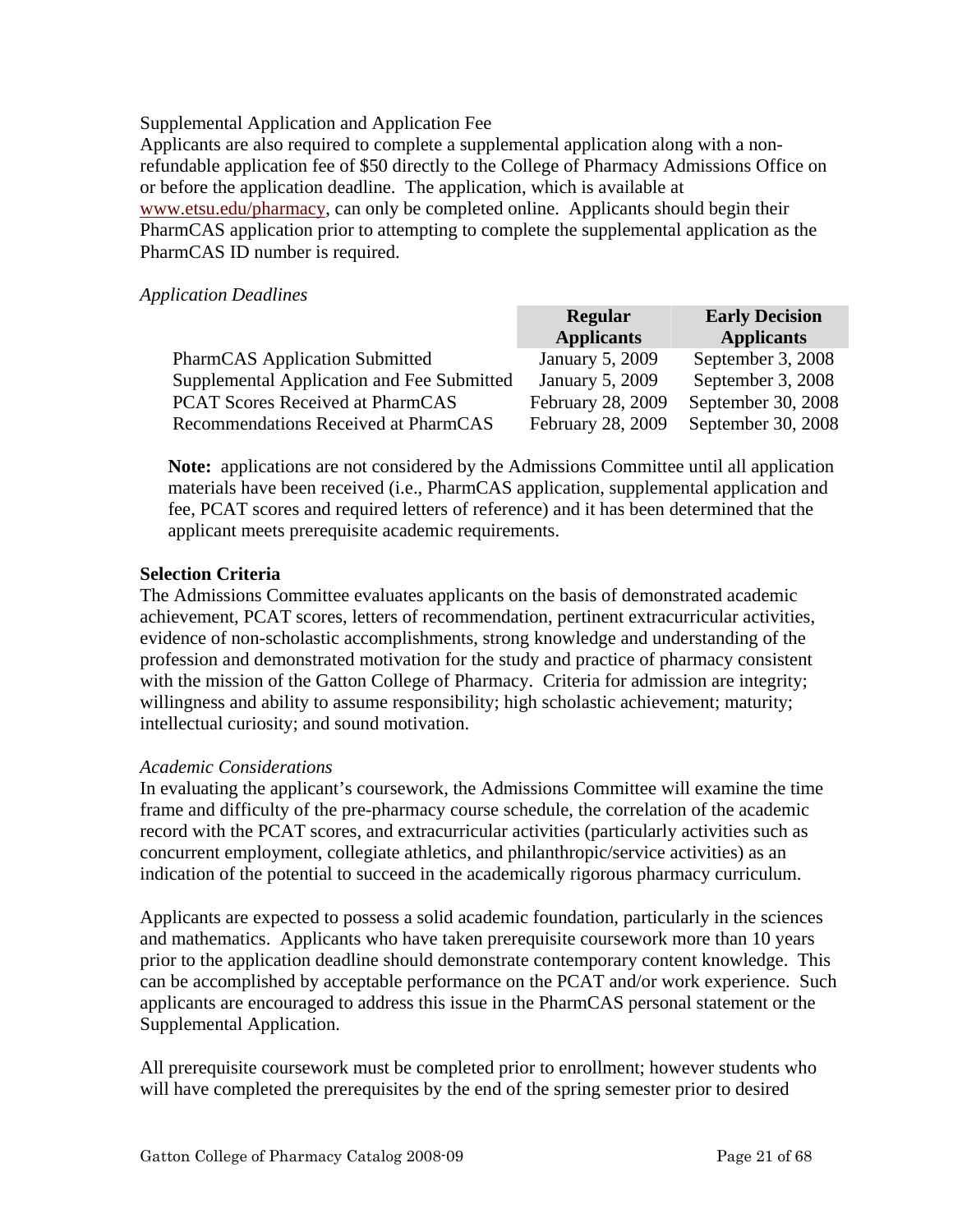Supplemental Application and Application Fee

Applicants are also required to complete a supplemental application along with a non-refundable application fee of $50 directly to the College of Pharmacy Admissions Office on or before the application deadline. The application, which is available at www.etsu.edu/pharmacy, can only be completed online. Applicants should begin their PharmCAS application prior to attempting to complete the supplemental application as the PharmCAS ID number is required.

*Application Deadlines*

| | Regular Applicants | Early Decision Applicants |
|---|---|---|
| PharmCAS Application Submitted | January 5, 2009 | September 3, 2008 |
| Supplemental Application and Fee Submitted | January 5, 2009 | September 3, 2008 |
| PCAT Scores Received at PharmCAS | February 28, 2009 | September 30, 2008 |
| Recommendations Received at PharmCAS | February 28, 2009 | September 30, 2008 |

**Note:** applications are not considered by the Admissions Committee until all application materials have been received (i.e., PharmCAS application, supplemental application and fee, PCAT scores and required letters of reference) and it has been determined that the applicant meets prerequisite academic requirements.

**Selection Criteria**

The Admissions Committee evaluates applicants on the basis of demonstrated academic achievement, PCAT scores, letters of recommendation, pertinent extracurricular activities, evidence of non-scholastic accomplishments, strong knowledge and understanding of the profession and demonstrated motivation for the study and practice of pharmacy consistent with the mission of the Gatton College of Pharmacy. Criteria for admission are integrity; willingness and ability to assume responsibility; high scholastic achievement; maturity; intellectual curiosity; and sound motivation.

*Academic Considerations*

In evaluating the applicant's coursework, the Admissions Committee will examine the time frame and difficulty of the pre-pharmacy course schedule, the correlation of the academic record with the PCAT scores, and extracurricular activities (particularly activities such as concurrent employment, collegiate athletics, and philanthropic/service activities) as an indication of the potential to succeed in the academically rigorous pharmacy curriculum.

Applicants are expected to possess a solid academic foundation, particularly in the sciences and mathematics. Applicants who have taken prerequisite coursework more than 10 years prior to the application deadline should demonstrate contemporary content knowledge. This can be accomplished by acceptable performance on the PCAT and/or work experience. Such applicants are encouraged to address this issue in the PharmCAS personal statement or the Supplemental Application.

All prerequisite coursework must be completed prior to enrollment; however students who will have completed the prerequisites by the end of the spring semester prior to desired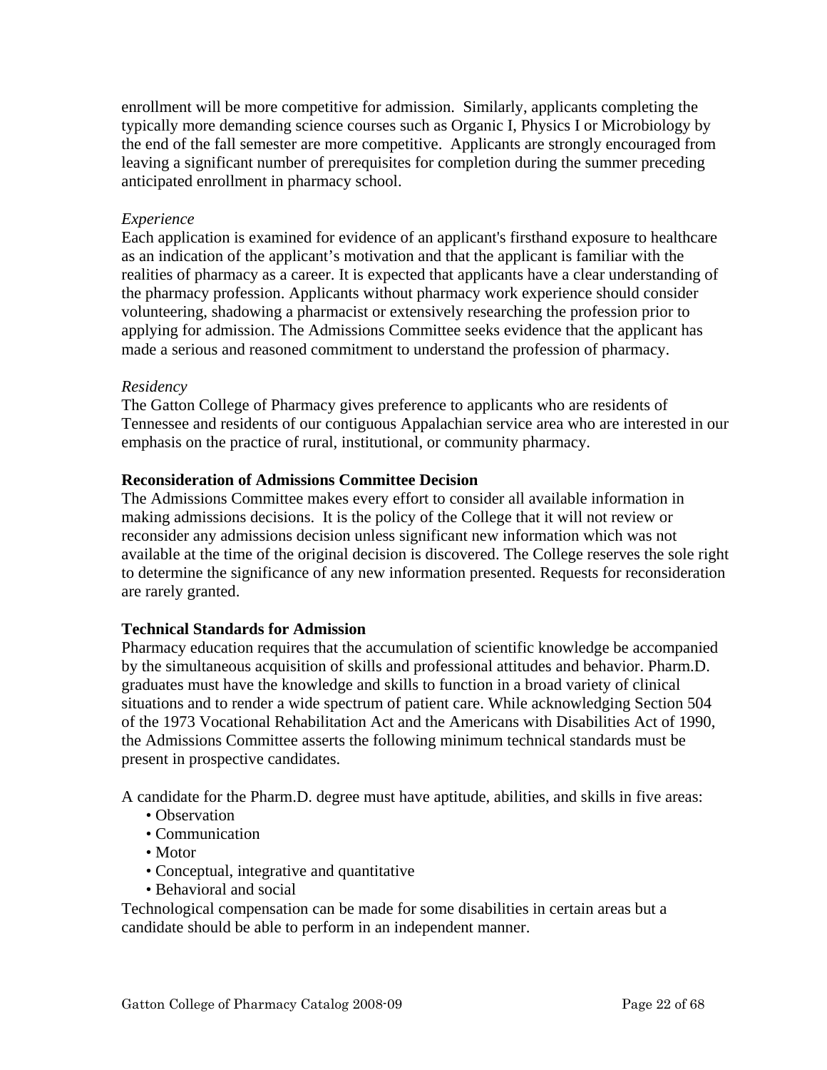enrollment will be more competitive for admission. Similarly, applicants completing the typically more demanding science courses such as Organic I, Physics I or Microbiology by the end of the fall semester are more competitive. Applicants are strongly encouraged from leaving a significant number of prerequisites for completion during the summer preceding anticipated enrollment in pharmacy school.

*Experience*
Each application is examined for evidence of an applicant's firsthand exposure to healthcare as an indication of the applicant's motivation and that the applicant is familiar with the realities of pharmacy as a career. It is expected that applicants have a clear understanding of the pharmacy profession. Applicants without pharmacy work experience should consider volunteering, shadowing a pharmacist or extensively researching the profession prior to applying for admission. The Admissions Committee seeks evidence that the applicant has made a serious and reasoned commitment to understand the profession of pharmacy.

*Residency*
The Gatton College of Pharmacy gives preference to applicants who are residents of Tennessee and residents of our contiguous Appalachian service area who are interested in our emphasis on the practice of rural, institutional, or community pharmacy.

**Reconsideration of Admissions Committee Decision**
The Admissions Committee makes every effort to consider all available information in making admissions decisions. It is the policy of the College that it will not review or reconsider any admissions decision unless significant new information which was not available at the time of the original decision is discovered. The College reserves the sole right to determine the significance of any new information presented. Requests for reconsideration are rarely granted.

**Technical Standards for Admission**
Pharmacy education requires that the accumulation of scientific knowledge be accompanied by the simultaneous acquisition of skills and professional attitudes and behavior. Pharm.D. graduates must have the knowledge and skills to function in a broad variety of clinical situations and to render a wide spectrum of patient care. While acknowledging Section 504 of the 1973 Vocational Rehabilitation Act and the Americans with Disabilities Act of 1990, the Admissions Committee asserts the following minimum technical standards must be present in prospective candidates.

A candidate for the Pharm.D. degree must have aptitude, abilities, and skills in five areas:

- Observation
- Communication
- Motor
- Conceptual, integrative and quantitative
- Behavioral and social

Technological compensation can be made for some disabilities in certain areas but a candidate should be able to perform in an independent manner.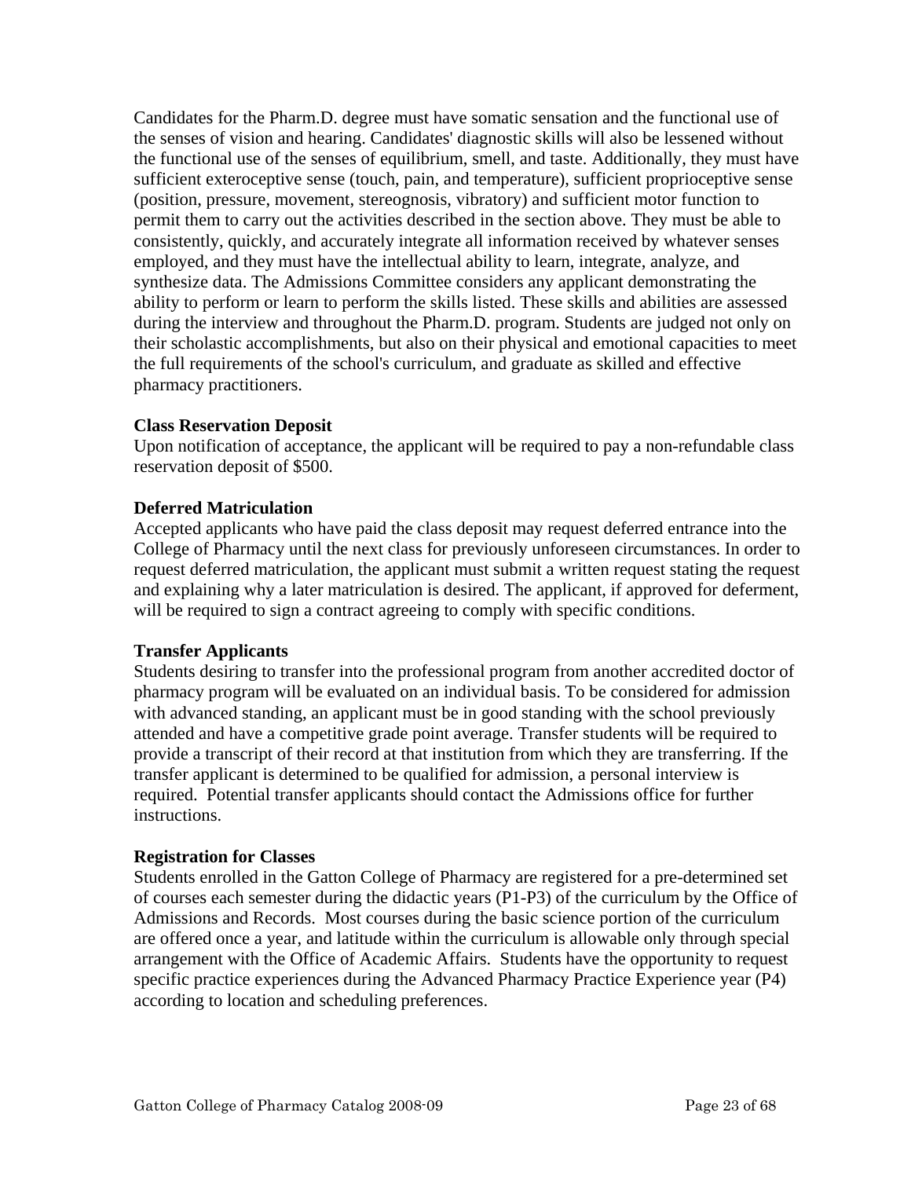Candidates for the Pharm.D. degree must have somatic sensation and the functional use of the senses of vision and hearing. Candidates' diagnostic skills will also be lessened without the functional use of the senses of equilibrium, smell, and taste. Additionally, they must have sufficient exteroceptive sense (touch, pain, and temperature), sufficient proprioceptive sense (position, pressure, movement, stereognosis, vibratory) and sufficient motor function to permit them to carry out the activities described in the section above. They must be able to consistently, quickly, and accurately integrate all information received by whatever senses employed, and they must have the intellectual ability to learn, integrate, analyze, and synthesize data. The Admissions Committee considers any applicant demonstrating the ability to perform or learn to perform the skills listed. These skills and abilities are assessed during the interview and throughout the Pharm.D. program. Students are judged not only on their scholastic accomplishments, but also on their physical and emotional capacities to meet the full requirements of the school's curriculum, and graduate as skilled and effective pharmacy practitioners.

**Class Reservation Deposit**
Upon notification of acceptance, the applicant will be required to pay a non-refundable class reservation deposit of $500.

**Deferred Matriculation**
Accepted applicants who have paid the class deposit may request deferred entrance into the College of Pharmacy until the next class for previously unforeseen circumstances. In order to request deferred matriculation, the applicant must submit a written request stating the request and explaining why a later matriculation is desired. The applicant, if approved for deferment, will be required to sign a contract agreeing to comply with specific conditions.

**Transfer Applicants**
Students desiring to transfer into the professional program from another accredited doctor of pharmacy program will be evaluated on an individual basis. To be considered for admission with advanced standing, an applicant must be in good standing with the school previously attended and have a competitive grade point average. Transfer students will be required to provide a transcript of their record at that institution from which they are transferring. If the transfer applicant is determined to be qualified for admission, a personal interview is required. Potential transfer applicants should contact the Admissions office for further instructions.

**Registration for Classes**
Students enrolled in the Gatton College of Pharmacy are registered for a pre-determined set of courses each semester during the didactic years (P1-P3) of the curriculum by the Office of Admissions and Records. Most courses during the basic science portion of the curriculum are offered once a year, and latitude within the curriculum is allowable only through special arrangement with the Office of Academic Affairs. Students have the opportunity to request specific practice experiences during the Advanced Pharmacy Practice Experience year (P4) according to location and scheduling preferences.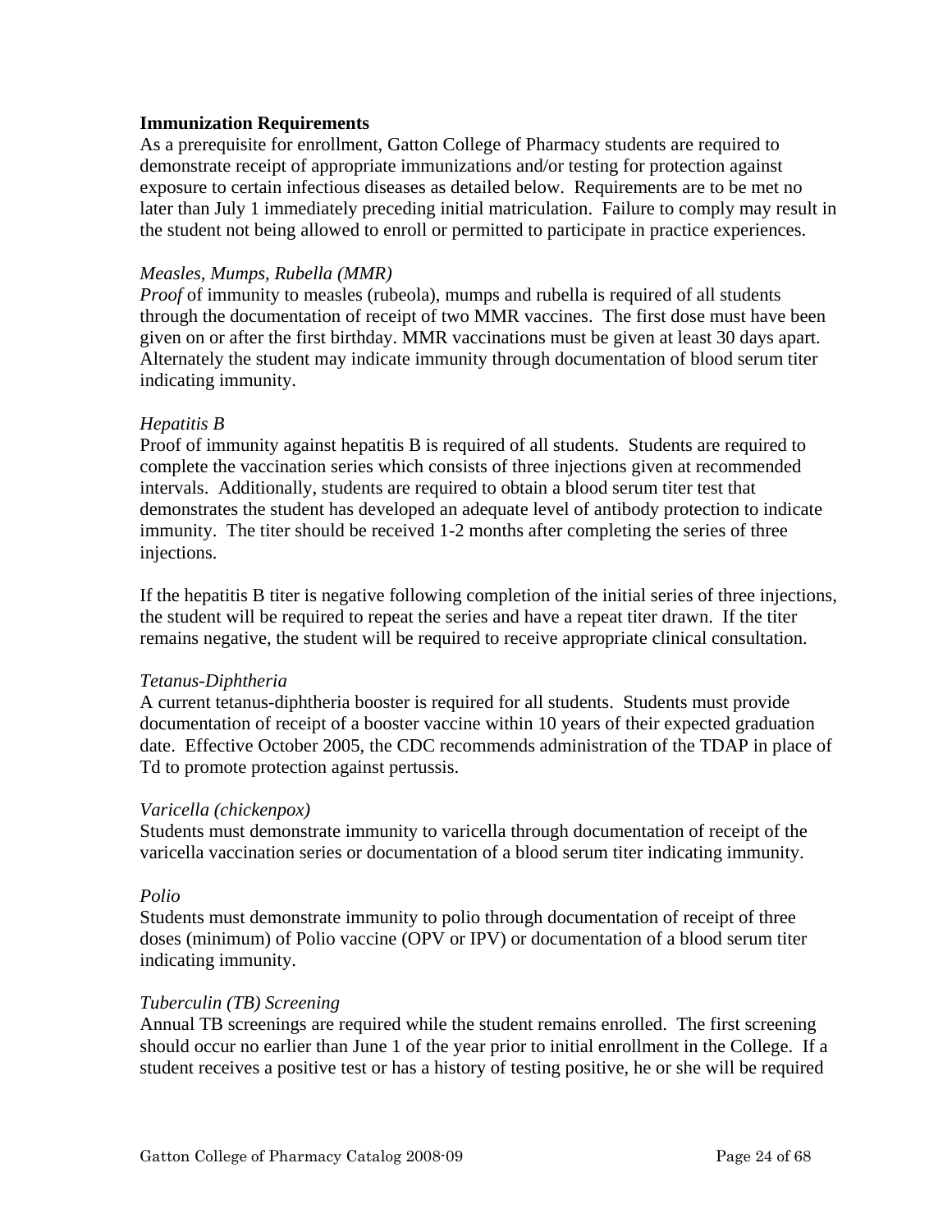**Immunization Requirements**

As a prerequisite for enrollment, Gatton College of Pharmacy students are required to demonstrate receipt of appropriate immunizations and/or testing for protection against exposure to certain infectious diseases as detailed below. Requirements are to be met no later than July 1 immediately preceding initial matriculation. Failure to comply may result in the student not being allowed to enroll or permitted to participate in practice experiences.

*Measles, Mumps, Rubella (MMR)*

*Proof* of immunity to measles (rubeola), mumps and rubella is required of all students through the documentation of receipt of two MMR vaccines. The first dose must have been given on or after the first birthday. MMR vaccinations must be given at least 30 days apart. Alternately the student may indicate immunity through documentation of blood serum titer indicating immunity.

*Hepatitis B*

Proof of immunity against hepatitis B is required of all students. Students are required to complete the vaccination series which consists of three injections given at recommended intervals. Additionally, students are required to obtain a blood serum titer test that demonstrates the student has developed an adequate level of antibody protection to indicate immunity. The titer should be received 1-2 months after completing the series of three injections.

If the hepatitis B titer is negative following completion of the initial series of three injections, the student will be required to repeat the series and have a repeat titer drawn. If the titer remains negative, the student will be required to receive appropriate clinical consultation.

*Tetanus-Diphtheria*

A current tetanus-diphtheria booster is required for all students. Students must provide documentation of receipt of a booster vaccine within 10 years of their expected graduation date. Effective October 2005, the CDC recommends administration of the TDAP in place of Td to promote protection against pertussis.

*Varicella (chickenpox)*

Students must demonstrate immunity to varicella through documentation of receipt of the varicella vaccination series or documentation of a blood serum titer indicating immunity.

*Polio*

Students must demonstrate immunity to polio through documentation of receipt of three doses (minimum) of Polio vaccine (OPV or IPV) or documentation of a blood serum titer indicating immunity.

*Tuberculin (TB) Screening*

Annual TB screenings are required while the student remains enrolled. The first screening should occur no earlier than June 1 of the year prior to initial enrollment in the College. If a student receives a positive test or has a history of testing positive, he or she will be required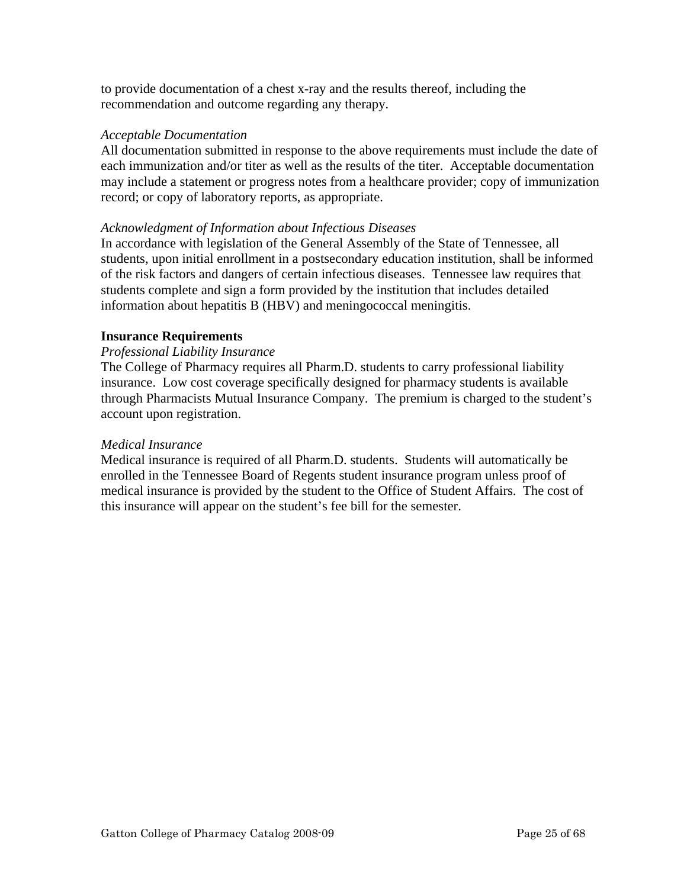to provide documentation of a chest x-ray and the results thereof, including the recommendation and outcome regarding any therapy.

*Acceptable Documentation*

All documentation submitted in response to the above requirements must include the date of each immunization and/or titer as well as the results of the titer. Acceptable documentation may include a statement or progress notes from a healthcare provider; copy of immunization record; or copy of laboratory reports, as appropriate.

*Acknowledgment of Information about Infectious Diseases*

In accordance with legislation of the General Assembly of the State of Tennessee, all students, upon initial enrollment in a postsecondary education institution, shall be informed of the risk factors and dangers of certain infectious diseases. Tennessee law requires that students complete and sign a form provided by the institution that includes detailed information about hepatitis B (HBV) and meningococcal meningitis.

**Insurance Requirements**

*Professional Liability Insurance*

The College of Pharmacy requires all Pharm.D. students to carry professional liability insurance. Low cost coverage specifically designed for pharmacy students is available through Pharmacists Mutual Insurance Company. The premium is charged to the student's account upon registration.

*Medical Insurance*

Medical insurance is required of all Pharm.D. students. Students will automatically be enrolled in the Tennessee Board of Regents student insurance program unless proof of medical insurance is provided by the student to the Office of Student Affairs. The cost of this insurance will appear on the student's fee bill for the semester.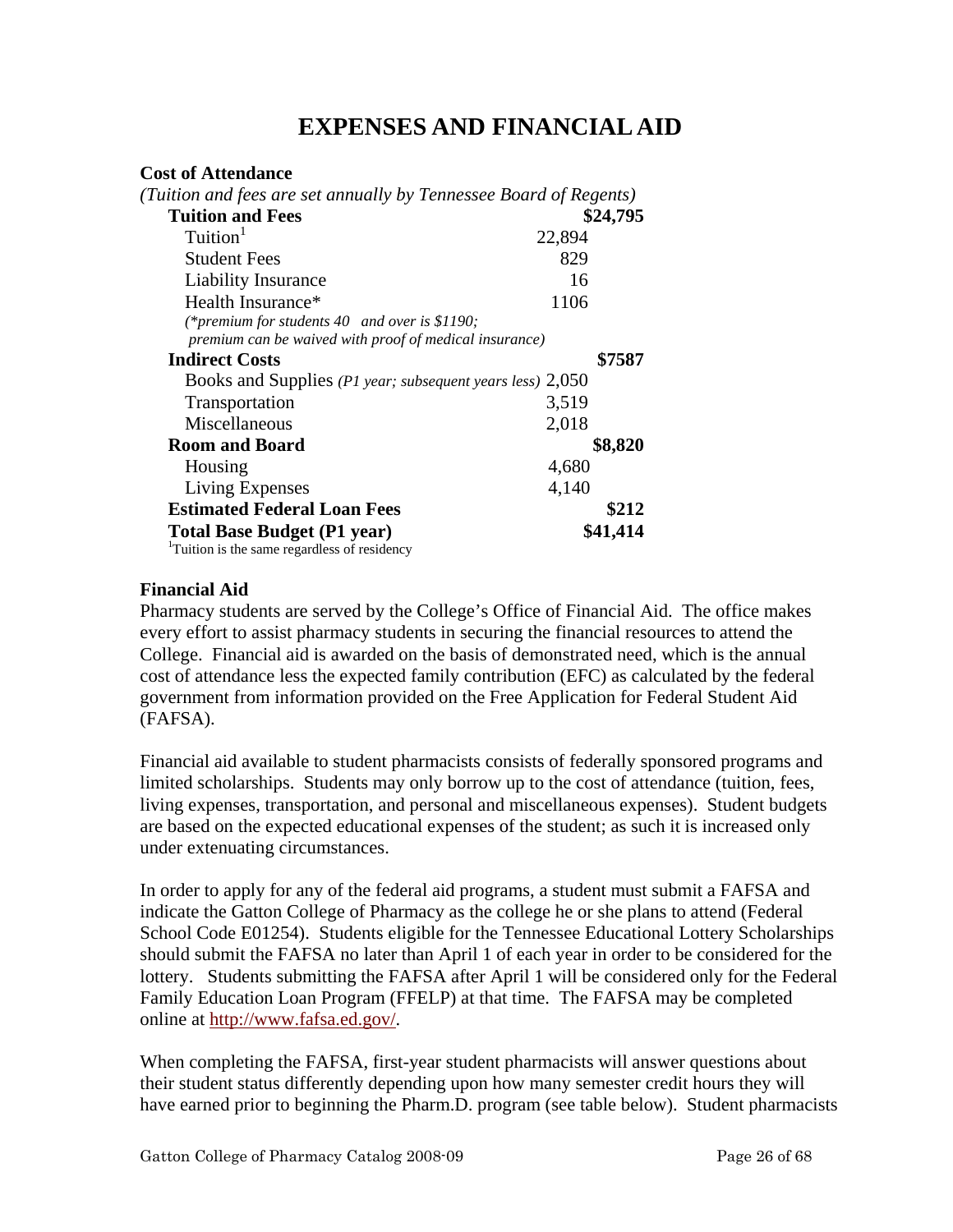# EXPENSES AND FINANCIAL AID

**Cost of Attendance**

*(Tuition and fees are set annually by Tennessee Board of Regents)*

| Item | Amount | Subtotal |
|---|---|---|
| **Tuition and Fees** | | **$24,795** |
| Tuition[1] | 22,894 | |
| Student Fees | 829 | |
| Liability Insurance | 16 | |
| Health Insurance* | 1106 | |
| *(\*premium for students 40 and over is $1190; premium can be waived with proof of medical insurance)* | | |
| **Indirect Costs** | | **$7587** |
| Books and Supplies *(P1 year; subsequent years less)* | 2,050 | |
| Transportation | 3,519 | |
| Miscellaneous | 2,018 | |
| **Room and Board** | | **$8,820** |
| Housing | 4,680 | |
| Living Expenses | 4,140 | |
| **Estimated Federal Loan Fees** | | **$212** |
| **Total Base Budget (P1 year)** | | **$41,414** |

[1]Tuition is the same regardless of residency

**Financial Aid**

Pharmacy students are served by the College's Office of Financial Aid. The office makes every effort to assist pharmacy students in securing the financial resources to attend the College. Financial aid is awarded on the basis of demonstrated need, which is the annual cost of attendance less the expected family contribution (EFC) as calculated by the federal government from information provided on the Free Application for Federal Student Aid (FAFSA).

Financial aid available to student pharmacists consists of federally sponsored programs and limited scholarships. Students may only borrow up to the cost of attendance (tuition, fees, living expenses, transportation, and personal and miscellaneous expenses). Student budgets are based on the expected educational expenses of the student; as such it is increased only under extenuating circumstances.

In order to apply for any of the federal aid programs, a student must submit a FAFSA and indicate the Gatton College of Pharmacy as the college he or she plans to attend (Federal School Code E01254). Students eligible for the Tennessee Educational Lottery Scholarships should submit the FAFSA no later than April 1 of each year in order to be considered for the lottery. Students submitting the FAFSA after April 1 will be considered only for the Federal Family Education Loan Program (FFELP) at that time. The FAFSA may be completed online at http://www.fafsa.ed.gov/.

When completing the FAFSA, first-year student pharmacists will answer questions about their student status differently depending upon how many semester credit hours they will have earned prior to beginning the Pharm.D. program (see table below). Student pharmacists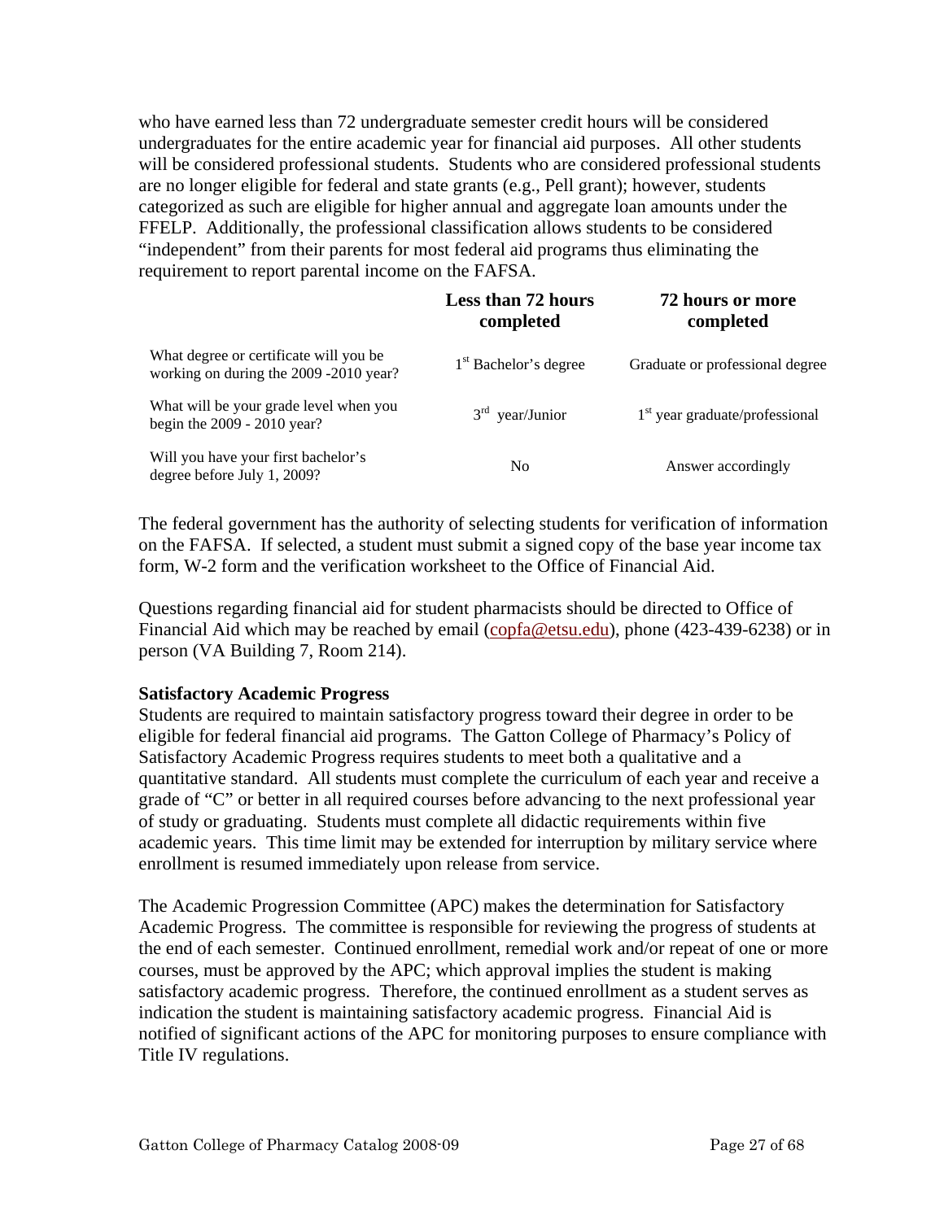who have earned less than 72 undergraduate semester credit hours will be considered undergraduates for the entire academic year for financial aid purposes. All other students will be considered professional students. Students who are considered professional students are no longer eligible for federal and state grants (e.g., Pell grant); however, students categorized as such are eligible for higher annual and aggregate loan amounts under the FFELP. Additionally, the professional classification allows students to be considered "independent" from their parents for most federal aid programs thus eliminating the requirement to report parental income on the FAFSA.

| | Less than 72 hours completed | 72 hours or more completed |
|---|---|---|
| What degree or certificate will you be working on during the 2009 -2010 year? | 1st Bachelor's degree | Graduate or professional degree |
| What will be your grade level when you begin the 2009 - 2010 year? | 3rd year/Junior | 1st year graduate/professional |
| Will you have your first bachelor's degree before July 1, 2009? | No | Answer accordingly |

The federal government has the authority of selecting students for verification of information on the FAFSA. If selected, a student must submit a signed copy of the base year income tax form, W-2 form and the verification worksheet to the Office of Financial Aid.

Questions regarding financial aid for student pharmacists should be directed to Office of Financial Aid which may be reached by email (copfa@etsu.edu), phone (423-439-6238) or in person (VA Building 7, Room 214).

**Satisfactory Academic Progress**

Students are required to maintain satisfactory progress toward their degree in order to be eligible for federal financial aid programs. The Gatton College of Pharmacy's Policy of Satisfactory Academic Progress requires students to meet both a qualitative and a quantitative standard. All students must complete the curriculum of each year and receive a grade of "C" or better in all required courses before advancing to the next professional year of study or graduating. Students must complete all didactic requirements within five academic years. This time limit may be extended for interruption by military service where enrollment is resumed immediately upon release from service.

The Academic Progression Committee (APC) makes the determination for Satisfactory Academic Progress. The committee is responsible for reviewing the progress of students at the end of each semester. Continued enrollment, remedial work and/or repeat of one or more courses, must be approved by the APC; which approval implies the student is making satisfactory academic progress. Therefore, the continued enrollment as a student serves as indication the student is maintaining satisfactory academic progress. Financial Aid is notified of significant actions of the APC for monitoring purposes to ensure compliance with Title IV regulations.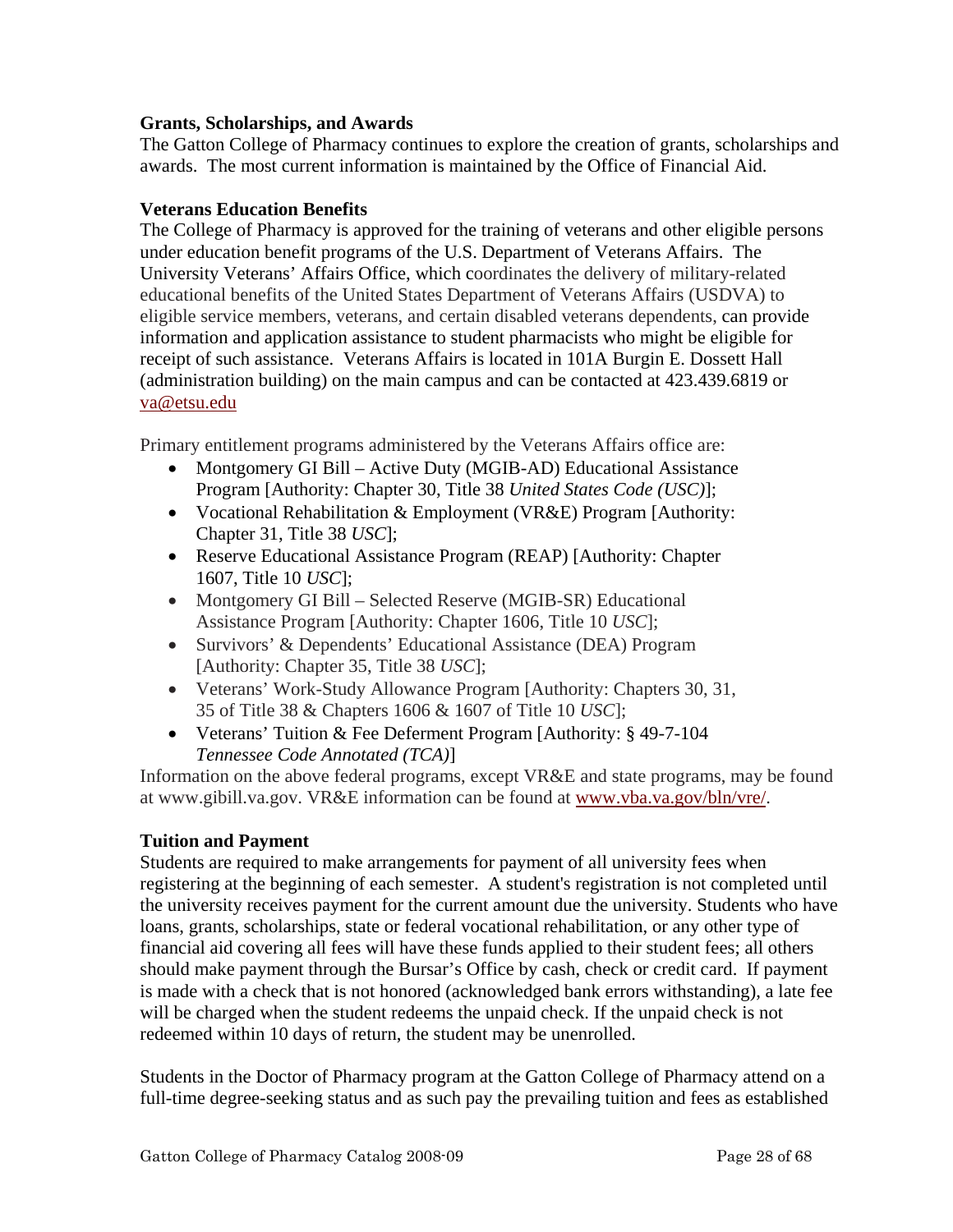**Grants, Scholarships, and Awards**

The Gatton College of Pharmacy continues to explore the creation of grants, scholarships and awards. The most current information is maintained by the Office of Financial Aid.

**Veterans Education Benefits**

The College of Pharmacy is approved for the training of veterans and other eligible persons under education benefit programs of the U.S. Department of Veterans Affairs. The University Veterans' Affairs Office, which coordinates the delivery of military-related educational benefits of the United States Department of Veterans Affairs (USDVA) to eligible service members, veterans, and certain disabled veterans dependents, can provide information and application assistance to student pharmacists who might be eligible for receipt of such assistance. Veterans Affairs is located in 101A Burgin E. Dossett Hall (administration building) on the main campus and can be contacted at 423.439.6819 or va@etsu.edu

Primary entitlement programs administered by the Veterans Affairs office are:

- Montgomery GI Bill – Active Duty (MGIB-AD) Educational Assistance Program [Authority: Chapter 30, Title 38 *United States Code (USC)*];
- Vocational Rehabilitation & Employment (VR&E) Program [Authority: Chapter 31, Title 38 *USC*];
- Reserve Educational Assistance Program (REAP) [Authority: Chapter 1607, Title 10 *USC*];
- Montgomery GI Bill – Selected Reserve (MGIB-SR) Educational Assistance Program [Authority: Chapter 1606, Title 10 *USC*];
- Survivors' & Dependents' Educational Assistance (DEA) Program [Authority: Chapter 35, Title 38 *USC*];
- Veterans' Work-Study Allowance Program [Authority: Chapters 30, 31, 35 of Title 38 & Chapters 1606 & 1607 of Title 10 *USC*];
- Veterans' Tuition & Fee Deferment Program [Authority: § 49-7-104 *Tennessee Code Annotated (TCA)*]

Information on the above federal programs, except VR&E and state programs, may be found at www.gibill.va.gov. VR&E information can be found at www.vba.va.gov/bln/vre/.

**Tuition and Payment**

Students are required to make arrangements for payment of all university fees when registering at the beginning of each semester. A student's registration is not completed until the university receives payment for the current amount due the university. Students who have loans, grants, scholarships, state or federal vocational rehabilitation, or any other type of financial aid covering all fees will have these funds applied to their student fees; all others should make payment through the Bursar's Office by cash, check or credit card. If payment is made with a check that is not honored (acknowledged bank errors withstanding), a late fee will be charged when the student redeems the unpaid check. If the unpaid check is not redeemed within 10 days of return, the student may be unenrolled.

Students in the Doctor of Pharmacy program at the Gatton College of Pharmacy attend on a full-time degree-seeking status and as such pay the prevailing tuition and fees as established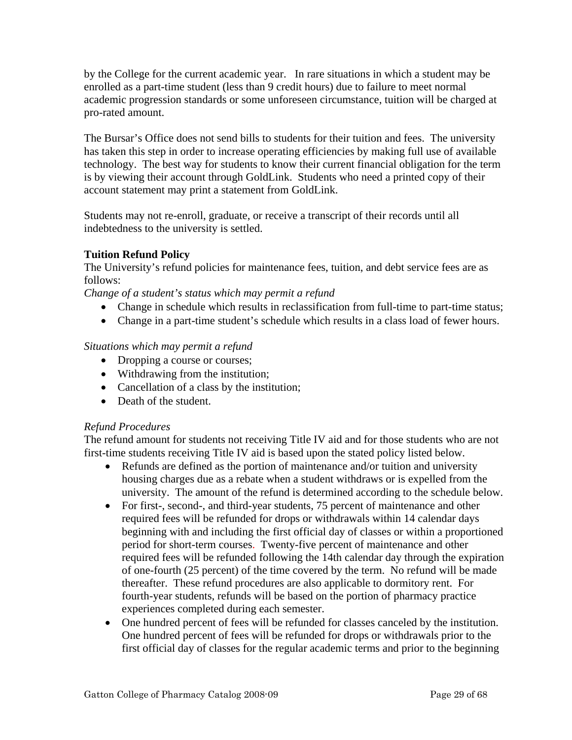by the College for the current academic year. In rare situations in which a student may be enrolled as a part-time student (less than 9 credit hours) due to failure to meet normal academic progression standards or some unforeseen circumstance, tuition will be charged at pro-rated amount.

The Bursar's Office does not send bills to students for their tuition and fees. The university has taken this step in order to increase operating efficiencies by making full use of available technology. The best way for students to know their current financial obligation for the term is by viewing their account through GoldLink. Students who need a printed copy of their account statement may print a statement from GoldLink.

Students may not re-enroll, graduate, or receive a transcript of their records until all indebtedness to the university is settled.

**Tuition Refund Policy**

The University's refund policies for maintenance fees, tuition, and debt service fees are as follows:

*Change of a student's status which may permit a refund*

- Change in schedule which results in reclassification from full-time to part-time status;
- Change in a part-time student's schedule which results in a class load of fewer hours.

*Situations which may permit a refund*

- Dropping a course or courses;
- Withdrawing from the institution;
- Cancellation of a class by the institution;
- Death of the student.

*Refund Procedures*

The refund amount for students not receiving Title IV aid and for those students who are not first-time students receiving Title IV aid is based upon the stated policy listed below.

- Refunds are defined as the portion of maintenance and/or tuition and university housing charges due as a rebate when a student withdraws or is expelled from the university. The amount of the refund is determined according to the schedule below.
- For first-, second-, and third-year students, 75 percent of maintenance and other required fees will be refunded for drops or withdrawals within 14 calendar days beginning with and including the first official day of classes or within a proportioned period for short-term courses. Twenty-five percent of maintenance and other required fees will be refunded following the 14th calendar day through the expiration of one-fourth (25 percent) of the time covered by the term. No refund will be made thereafter. These refund procedures are also applicable to dormitory rent. For fourth-year students, refunds will be based on the portion of pharmacy practice experiences completed during each semester.
- One hundred percent of fees will be refunded for classes canceled by the institution. One hundred percent of fees will be refunded for drops or withdrawals prior to the first official day of classes for the regular academic terms and prior to the beginning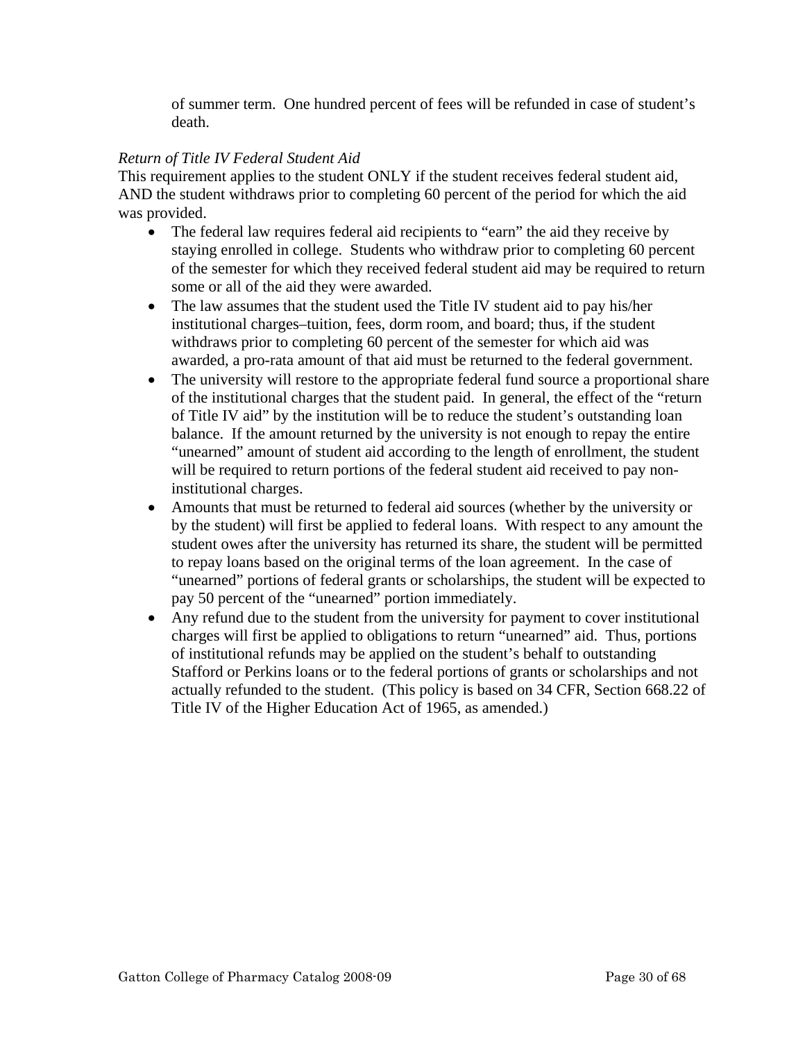of summer term. One hundred percent of fees will be refunded in case of student's death.

*Return of Title IV Federal Student Aid*

This requirement applies to the student ONLY if the student receives federal student aid, AND the student withdraws prior to completing 60 percent of the period for which the aid was provided.

- The federal law requires federal aid recipients to "earn" the aid they receive by staying enrolled in college. Students who withdraw prior to completing 60 percent of the semester for which they received federal student aid may be required to return some or all of the aid they were awarded.
- The law assumes that the student used the Title IV student aid to pay his/her institutional charges–tuition, fees, dorm room, and board; thus, if the student withdraws prior to completing 60 percent of the semester for which aid was awarded, a pro-rata amount of that aid must be returned to the federal government.
- The university will restore to the appropriate federal fund source a proportional share of the institutional charges that the student paid. In general, the effect of the "return of Title IV aid" by the institution will be to reduce the student's outstanding loan balance. If the amount returned by the university is not enough to repay the entire "unearned" amount of student aid according to the length of enrollment, the student will be required to return portions of the federal student aid received to pay non-institutional charges.
- Amounts that must be returned to federal aid sources (whether by the university or by the student) will first be applied to federal loans. With respect to any amount the student owes after the university has returned its share, the student will be permitted to repay loans based on the original terms of the loan agreement. In the case of "unearned" portions of federal grants or scholarships, the student will be expected to pay 50 percent of the "unearned" portion immediately.
- Any refund due to the student from the university for payment to cover institutional charges will first be applied to obligations to return "unearned" aid. Thus, portions of institutional refunds may be applied on the student's behalf to outstanding Stafford or Perkins loans or to the federal portions of grants or scholarships and not actually refunded to the student. (This policy is based on 34 CFR, Section 668.22 of Title IV of the Higher Education Act of 1965, as amended.)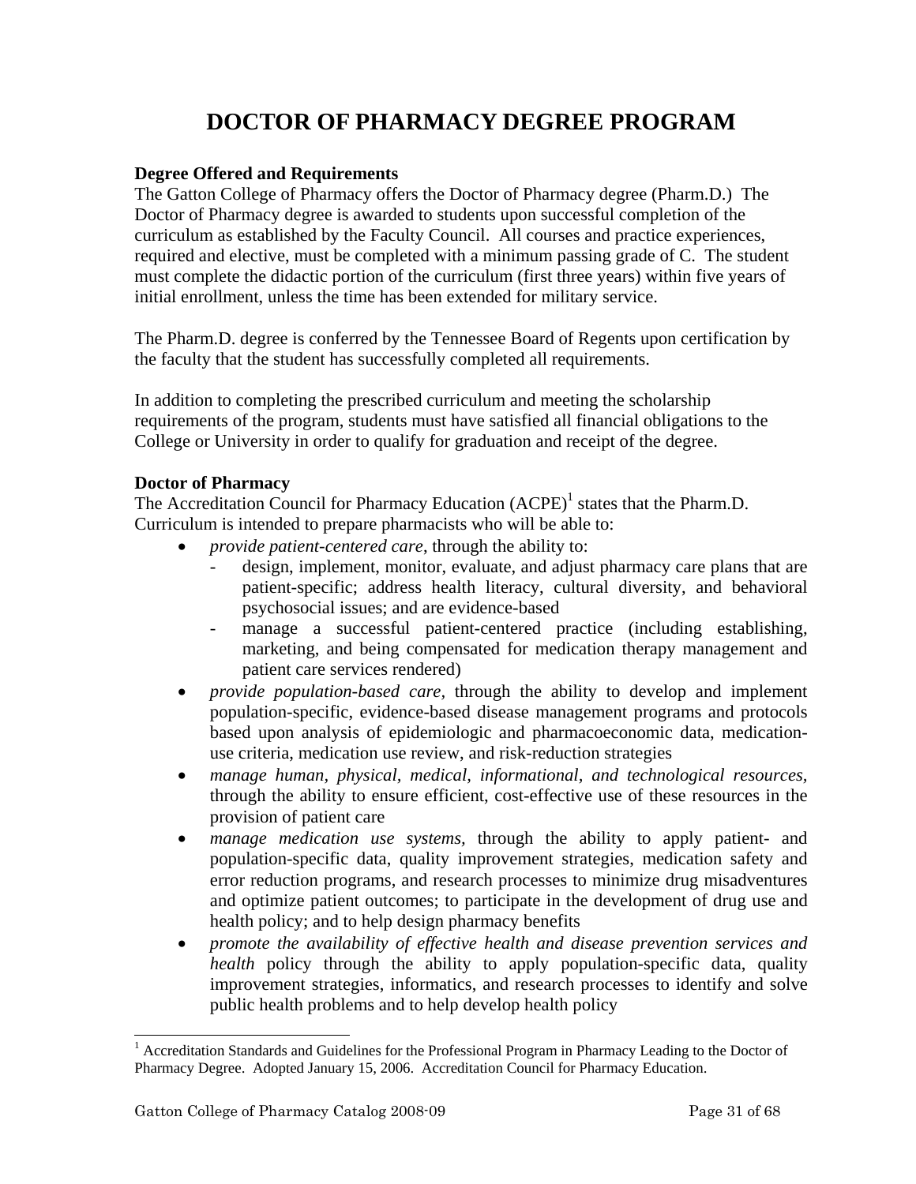# DOCTOR OF PHARMACY DEGREE PROGRAM

**Degree Offered and Requirements**

The Gatton College of Pharmacy offers the Doctor of Pharmacy degree (Pharm.D.) The Doctor of Pharmacy degree is awarded to students upon successful completion of the curriculum as established by the Faculty Council. All courses and practice experiences, required and elective, must be completed with a minimum passing grade of C. The student must complete the didactic portion of the curriculum (first three years) within five years of initial enrollment, unless the time has been extended for military service.

The Pharm.D. degree is conferred by the Tennessee Board of Regents upon certification by the faculty that the student has successfully completed all requirements.

In addition to completing the prescribed curriculum and meeting the scholarship requirements of the program, students must have satisfied all financial obligations to the College or University in order to qualify for graduation and receipt of the degree.

**Doctor of Pharmacy**

The Accreditation Council for Pharmacy Education (ACPE)[1] states that the Pharm.D. Curriculum is intended to prepare pharmacists who will be able to:

- *provide patient-centered care*, through the ability to:
  - design, implement, monitor, evaluate, and adjust pharmacy care plans that are patient-specific; address health literacy, cultural diversity, and behavioral psychosocial issues; and are evidence-based
  - manage a successful patient-centered practice (including establishing, marketing, and being compensated for medication therapy management and patient care services rendered)
- *provide population-based care*, through the ability to develop and implement population-specific, evidence-based disease management programs and protocols based upon analysis of epidemiologic and pharmacoeconomic data, medication-use criteria, medication use review, and risk-reduction strategies
- *manage human, physical, medical, informational, and technological resources*, through the ability to ensure efficient, cost-effective use of these resources in the provision of patient care
- *manage medication use systems*, through the ability to apply patient- and population-specific data, quality improvement strategies, medication safety and error reduction programs, and research processes to minimize drug misadventures and optimize patient outcomes; to participate in the development of drug use and health policy; and to help design pharmacy benefits
- *promote the availability of effective health and disease prevention services and health* policy through the ability to apply population-specific data, quality improvement strategies, informatics, and research processes to identify and solve public health problems and to help develop health policy

[1] Accreditation Standards and Guidelines for the Professional Program in Pharmacy Leading to the Doctor of Pharmacy Degree. Adopted January 15, 2006. Accreditation Council for Pharmacy Education.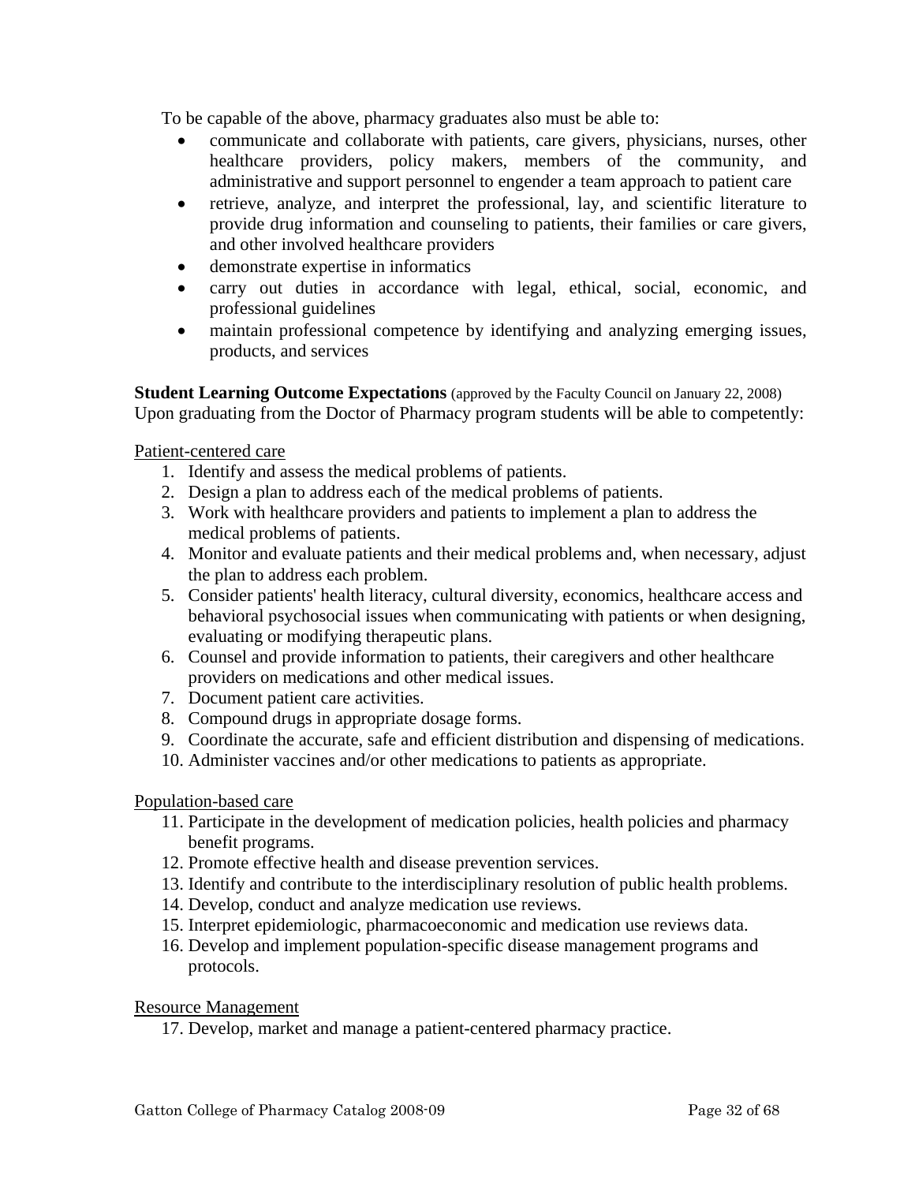To be capable of the above, pharmacy graduates also must be able to:

- communicate and collaborate with patients, care givers, physicians, nurses, other healthcare providers, policy makers, members of the community, and administrative and support personnel to engender a team approach to patient care
- retrieve, analyze, and interpret the professional, lay, and scientific literature to provide drug information and counseling to patients, their families or care givers, and other involved healthcare providers
- demonstrate expertise in informatics
- carry out duties in accordance with legal, ethical, social, economic, and professional guidelines
- maintain professional competence by identifying and analyzing emerging issues, products, and services

**Student Learning Outcome Expectations** (approved by the Faculty Council on January 22, 2008)
Upon graduating from the Doctor of Pharmacy program students will be able to competently:

<u>Patient-centered care</u>

1. Identify and assess the medical problems of patients.
2. Design a plan to address each of the medical problems of patients.
3. Work with healthcare providers and patients to implement a plan to address the medical problems of patients.
4. Monitor and evaluate patients and their medical problems and, when necessary, adjust the plan to address each problem.
5. Consider patients' health literacy, cultural diversity, economics, healthcare access and behavioral psychosocial issues when communicating with patients or when designing, evaluating or modifying therapeutic plans.
6. Counsel and provide information to patients, their caregivers and other healthcare providers on medications and other medical issues.
7. Document patient care activities.
8. Compound drugs in appropriate dosage forms.
9. Coordinate the accurate, safe and efficient distribution and dispensing of medications.
10. Administer vaccines and/or other medications to patients as appropriate.

<u>Population-based care</u>

11. Participate in the development of medication policies, health policies and pharmacy benefit programs.
12. Promote effective health and disease prevention services.
13. Identify and contribute to the interdisciplinary resolution of public health problems.
14. Develop, conduct and analyze medication use reviews.
15. Interpret epidemiologic, pharmacoeconomic and medication use reviews data.
16. Develop and implement population-specific disease management programs and protocols.

<u>Resource Management</u>

17. Develop, market and manage a patient-centered pharmacy practice.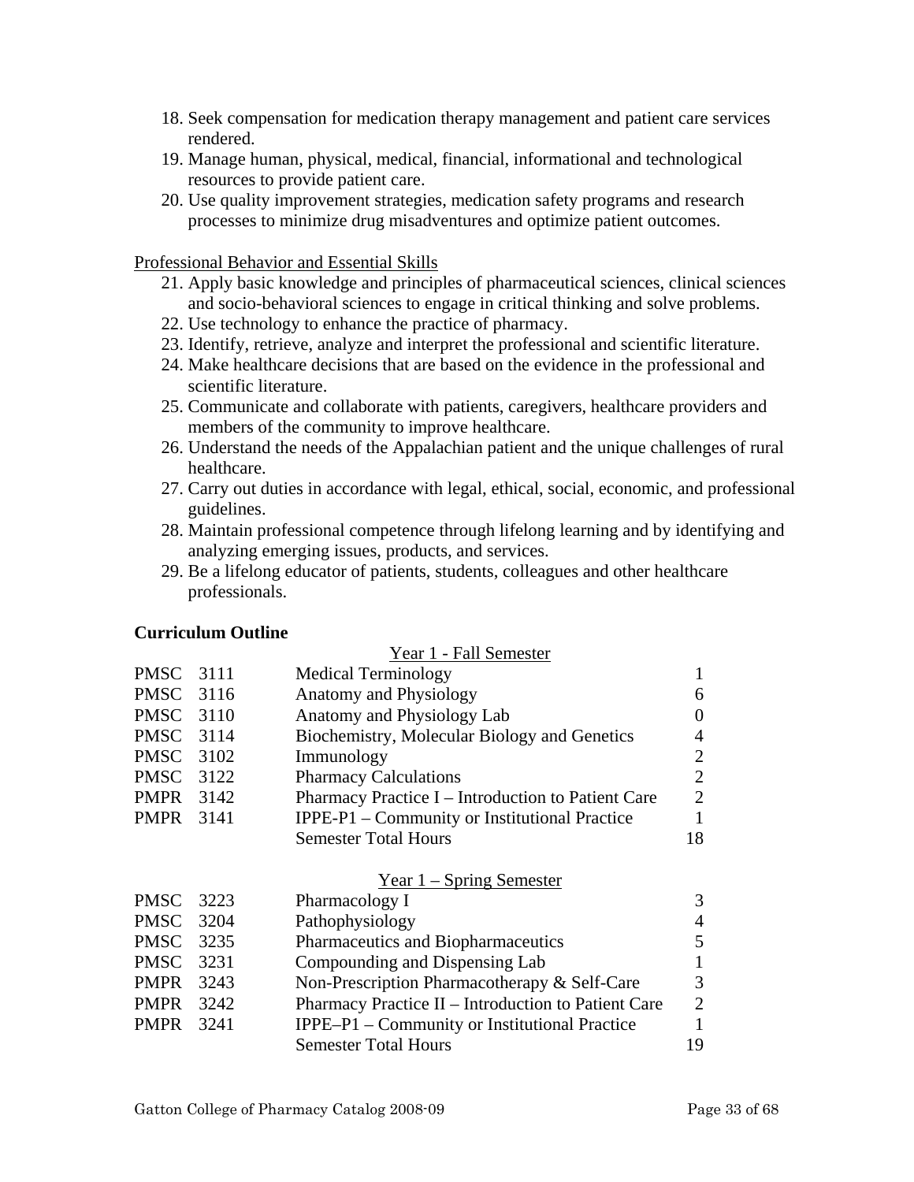18. Seek compensation for medication therapy management and patient care services rendered.
19. Manage human, physical, medical, financial, informational and technological resources to provide patient care.
20. Use quality improvement strategies, medication safety programs and research processes to minimize drug misadventures and optimize patient outcomes.

Professional Behavior and Essential Skills

21. Apply basic knowledge and principles of pharmaceutical sciences, clinical sciences and socio-behavioral sciences to engage in critical thinking and solve problems.
22. Use technology to enhance the practice of pharmacy.
23. Identify, retrieve, analyze and interpret the professional and scientific literature.
24. Make healthcare decisions that are based on the evidence in the professional and scientific literature.
25. Communicate and collaborate with patients, caregivers, healthcare providers and members of the community to improve healthcare.
26. Understand the needs of the Appalachian patient and the unique challenges of rural healthcare.
27. Carry out duties in accordance with legal, ethical, social, economic, and professional guidelines.
28. Maintain professional competence through lifelong learning and by identifying and analyzing emerging issues, products, and services.
29. Be a lifelong educator of patients, students, colleagues and other healthcare professionals.

**Curriculum Outline**

| | | Year 1 - Fall Semester | |
|---|---|---|---|
| PMSC | 3111 | Medical Terminology | 1 |
| PMSC | 3116 | Anatomy and Physiology | 6 |
| PMSC | 3110 | Anatomy and Physiology Lab | 0 |
| PMSC | 3114 | Biochemistry, Molecular Biology and Genetics | 4 |
| PMSC | 3102 | Immunology | 2 |
| PMSC | 3122 | Pharmacy Calculations | 2 |
| PMPR | 3142 | Pharmacy Practice I – Introduction to Patient Care | 2 |
| PMPR | 3141 | IPPE-P1 – Community or Institutional Practice | 1 |
| | | Semester Total Hours | 18 |

| | | Year 1 – Spring Semester | |
|---|---|---|---|
| PMSC | 3223 | Pharmacology I | 3 |
| PMSC | 3204 | Pathophysiology | 4 |
| PMSC | 3235 | Pharmaceutics and Biopharmaceutics | 5 |
| PMSC | 3231 | Compounding and Dispensing Lab | 1 |
| PMPR | 3243 | Non-Prescription Pharmacotherapy & Self-Care | 3 |
| PMPR | 3242 | Pharmacy Practice II – Introduction to Patient Care | 2 |
| PMPR | 3241 | IPPE–P1 – Community or Institutional Practice | 1 |
| | | Semester Total Hours | 19 |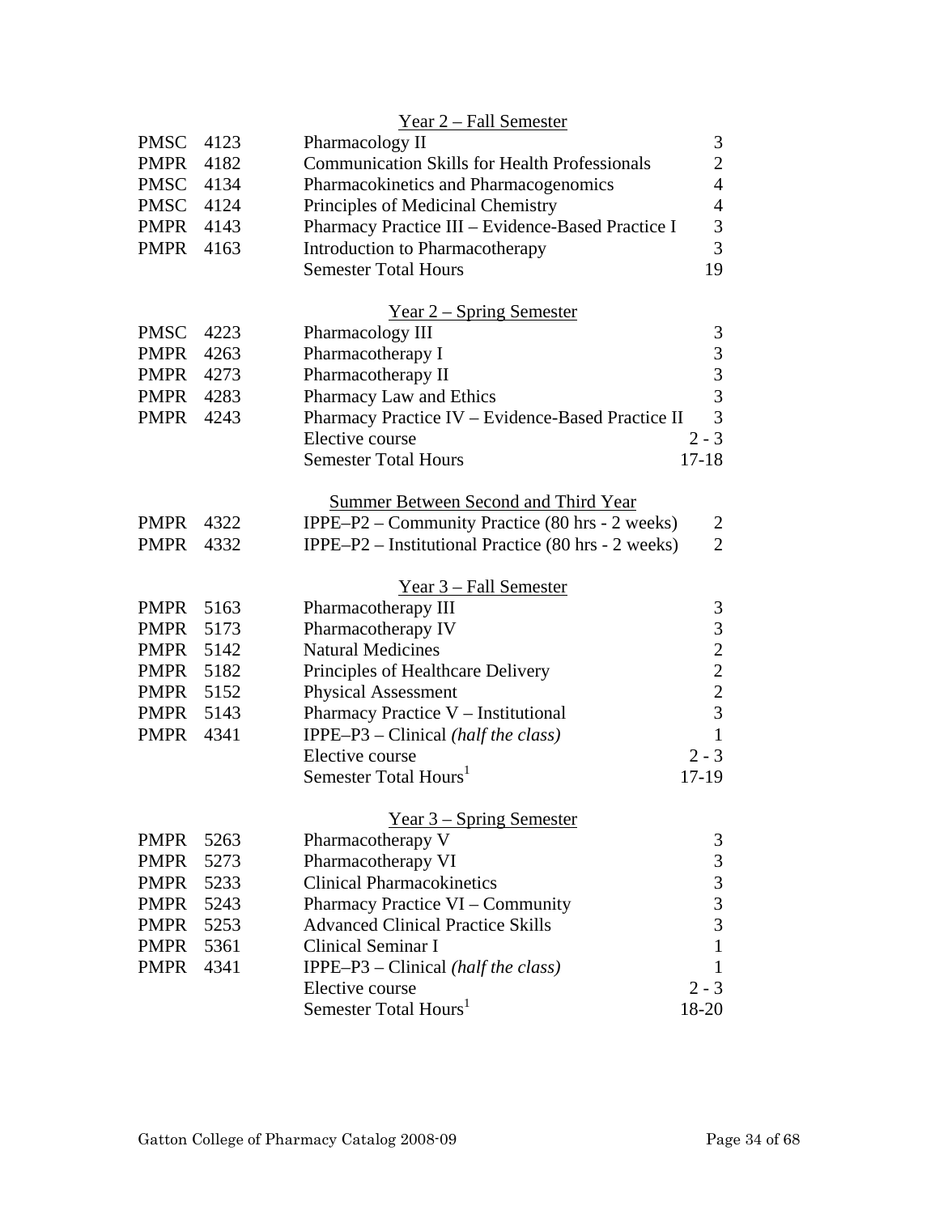<u>Year 2 – Fall Semester</u>

| | | | |
|---|---|---|---|
| PMSC | 4123 | Pharmacology II | 3 |
| PMPR | 4182 | Communication Skills for Health Professionals | 2 |
| PMSC | 4134 | Pharmacokinetics and Pharmacogenomics | 4 |
| PMSC | 4124 | Principles of Medicinal Chemistry | 4 |
| PMPR | 4143 | Pharmacy Practice III – Evidence-Based Practice I | 3 |
| PMPR | 4163 | Introduction to Pharmacotherapy | 3 |
| | | Semester Total Hours | 19 |

<u>Year 2 – Spring Semester</u>

| | | | |
|---|---|---|---|
| PMSC | 4223 | Pharmacology III | 3 |
| PMPR | 4263 | Pharmacotherapy I | 3 |
| PMPR | 4273 | Pharmacotherapy II | 3 |
| PMPR | 4283 | Pharmacy Law and Ethics | 3 |
| PMPR | 4243 | Pharmacy Practice IV – Evidence-Based Practice II | 3 |
| | | Elective course | 2 - 3 |
| | | Semester Total Hours | 17-18 |

<u>Summer Between Second and Third Year</u>

| | | | |
|---|---|---|---|
| PMPR | 4322 | IPPE–P2 – Community Practice (80 hrs - 2 weeks) | 2 |
| PMPR | 4332 | IPPE–P2 – Institutional Practice (80 hrs - 2 weeks) | 2 |

<u>Year 3 – Fall Semester</u>

| | | | |
|---|---|---|---|
| PMPR | 5163 | Pharmacotherapy III | 3 |
| PMPR | 5173 | Pharmacotherapy IV | 3 |
| PMPR | 5142 | Natural Medicines | 2 |
| PMPR | 5182 | Principles of Healthcare Delivery | 2 |
| PMPR | 5152 | Physical Assessment | 2 |
| PMPR | 5143 | Pharmacy Practice V – Institutional | 3 |
| PMPR | 4341 | IPPE–P3 – Clinical *(half the class)* | 1 |
| | | Elective course | 2 - 3 |
| | | Semester Total Hours[1] | 17-19 |

<u>Year 3 – Spring Semester</u>

| | | | |
|---|---|---|---|
| PMPR | 5263 | Pharmacotherapy V | 3 |
| PMPR | 5273 | Pharmacotherapy VI | 3 |
| PMPR | 5233 | Clinical Pharmacokinetics | 3 |
| PMPR | 5243 | Pharmacy Practice VI – Community | 3 |
| PMPR | 5253 | Advanced Clinical Practice Skills | 3 |
| PMPR | 5361 | Clinical Seminar I | 1 |
| PMPR | 4341 | IPPE–P3 – Clinical *(half the class)* | 1 |
| | | Elective course | 2 - 3 |
| | | Semester Total Hours[1] | 18-20 |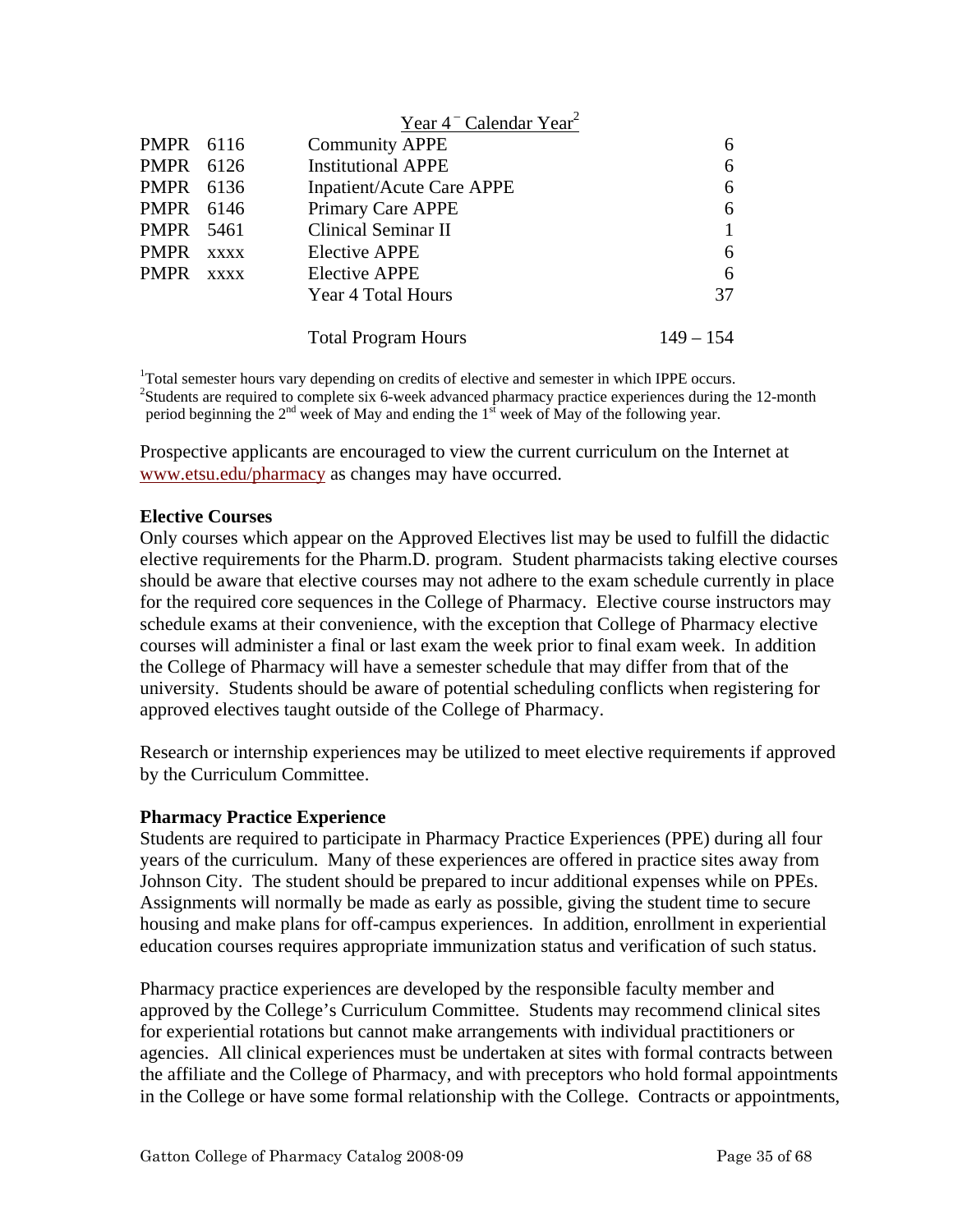Year 4 – Calendar Year[2]

| | | | |
|---|---|---|---|
| PMPR | 6116 | Community APPE | 6 |
| PMPR | 6126 | Institutional APPE | 6 |
| PMPR | 6136 | Inpatient/Acute Care APPE | 6 |
| PMPR | 6146 | Primary Care APPE | 6 |
| PMPR | 5461 | Clinical Seminar II | 1 |
| PMPR | xxxx | Elective APPE | 6 |
| PMPR | xxxx | Elective APPE | 6 |
| | | Year 4 Total Hours | 37 |
| | | Total Program Hours | 149 – 154 |

[1]Total semester hours vary depending on credits of elective and semester in which IPPE occurs.
[2]Students are required to complete six 6-week advanced pharmacy practice experiences during the 12-month period beginning the 2nd week of May and ending the 1st week of May of the following year.

Prospective applicants are encouraged to view the current curriculum on the Internet at www.etsu.edu/pharmacy as changes may have occurred.

**Elective Courses**

Only courses which appear on the Approved Electives list may be used to fulfill the didactic elective requirements for the Pharm.D. program. Student pharmacists taking elective courses should be aware that elective courses may not adhere to the exam schedule currently in place for the required core sequences in the College of Pharmacy. Elective course instructors may schedule exams at their convenience, with the exception that College of Pharmacy elective courses will administer a final or last exam the week prior to final exam week. In addition the College of Pharmacy will have a semester schedule that may differ from that of the university. Students should be aware of potential scheduling conflicts when registering for approved electives taught outside of the College of Pharmacy.

Research or internship experiences may be utilized to meet elective requirements if approved by the Curriculum Committee.

**Pharmacy Practice Experience**

Students are required to participate in Pharmacy Practice Experiences (PPE) during all four years of the curriculum. Many of these experiences are offered in practice sites away from Johnson City. The student should be prepared to incur additional expenses while on PPEs. Assignments will normally be made as early as possible, giving the student time to secure housing and make plans for off-campus experiences. In addition, enrollment in experiential education courses requires appropriate immunization status and verification of such status.

Pharmacy practice experiences are developed by the responsible faculty member and approved by the College's Curriculum Committee. Students may recommend clinical sites for experiential rotations but cannot make arrangements with individual practitioners or agencies. All clinical experiences must be undertaken at sites with formal contracts between the affiliate and the College of Pharmacy, and with preceptors who hold formal appointments in the College or have some formal relationship with the College. Contracts or appointments,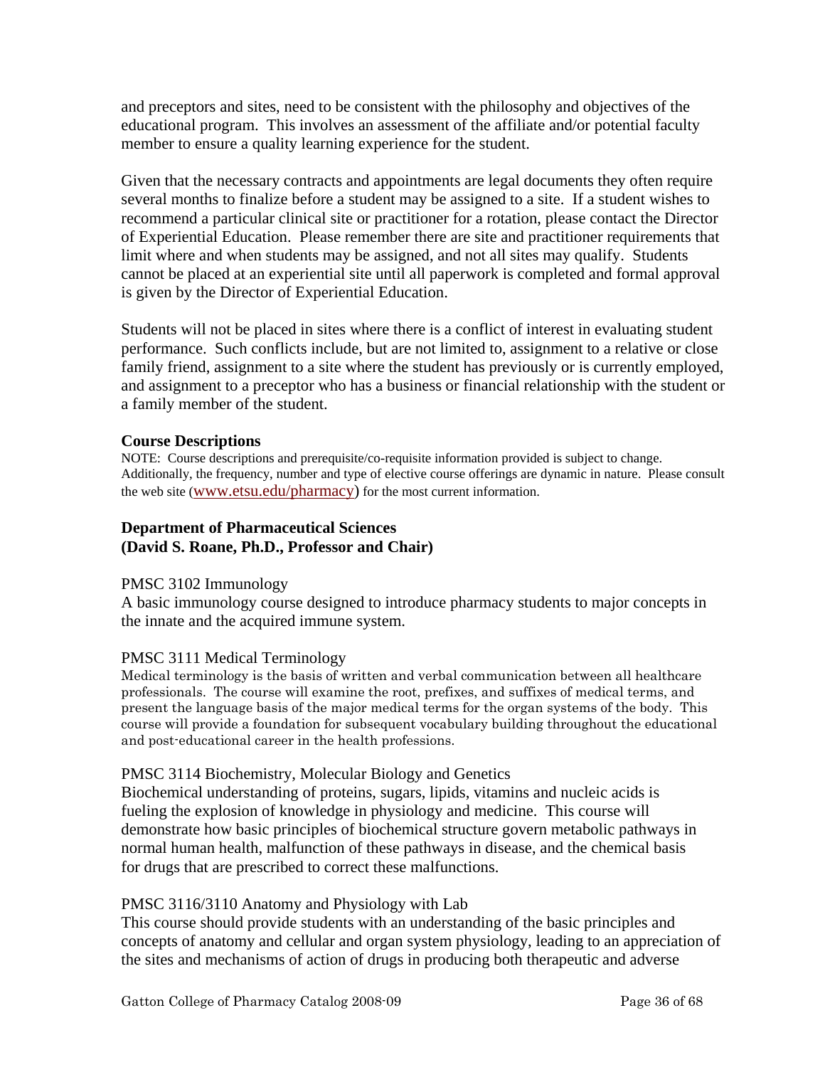and preceptors and sites, need to be consistent with the philosophy and objectives of the educational program. This involves an assessment of the affiliate and/or potential faculty member to ensure a quality learning experience for the student.

Given that the necessary contracts and appointments are legal documents they often require several months to finalize before a student may be assigned to a site. If a student wishes to recommend a particular clinical site or practitioner for a rotation, please contact the Director of Experiential Education. Please remember there are site and practitioner requirements that limit where and when students may be assigned, and not all sites may qualify. Students cannot be placed at an experiential site until all paperwork is completed and formal approval is given by the Director of Experiential Education.

Students will not be placed in sites where there is a conflict of interest in evaluating student performance. Such conflicts include, but are not limited to, assignment to a relative or close family friend, assignment to a site where the student has previously or is currently employed, and assignment to a preceptor who has a business or financial relationship with the student or a family member of the student.

**Course Descriptions**

NOTE: Course descriptions and prerequisite/co-requisite information provided is subject to change. Additionally, the frequency, number and type of elective course offerings are dynamic in nature. Please consult the web site (www.etsu.edu/pharmacy) for the most current information.

**Department of Pharmaceutical Sciences**
**(David S. Roane, Ph.D., Professor and Chair)**

PMSC 3102 Immunology
A basic immunology course designed to introduce pharmacy students to major concepts in the innate and the acquired immune system.

PMSC 3111 Medical Terminology
Medical terminology is the basis of written and verbal communication between all healthcare professionals. The course will examine the root, prefixes, and suffixes of medical terms, and present the language basis of the major medical terms for the organ systems of the body. This course will provide a foundation for subsequent vocabulary building throughout the educational and post-educational career in the health professions.

PMSC 3114 Biochemistry, Molecular Biology and Genetics
Biochemical understanding of proteins, sugars, lipids, vitamins and nucleic acids is fueling the explosion of knowledge in physiology and medicine. This course will demonstrate how basic principles of biochemical structure govern metabolic pathways in normal human health, malfunction of these pathways in disease, and the chemical basis for drugs that are prescribed to correct these malfunctions.

PMSC 3116/3110 Anatomy and Physiology with Lab
This course should provide students with an understanding of the basic principles and concepts of anatomy and cellular and organ system physiology, leading to an appreciation of the sites and mechanisms of action of drugs in producing both therapeutic and adverse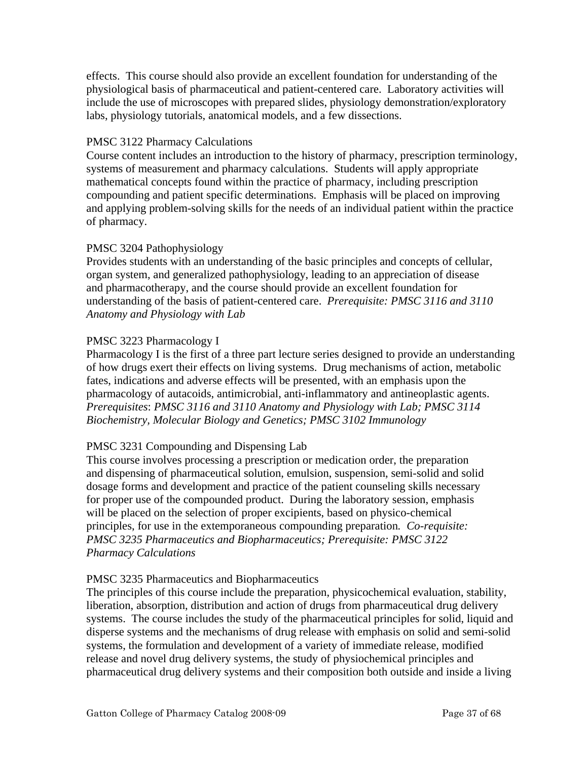effects. This course should also provide an excellent foundation for understanding of the physiological basis of pharmaceutical and patient-centered care. Laboratory activities will include the use of microscopes with prepared slides, physiology demonstration/exploratory labs, physiology tutorials, anatomical models, and a few dissections.

PMSC 3122 Pharmacy Calculations

Course content includes an introduction to the history of pharmacy, prescription terminology, systems of measurement and pharmacy calculations. Students will apply appropriate mathematical concepts found within the practice of pharmacy, including prescription compounding and patient specific determinations. Emphasis will be placed on improving and applying problem-solving skills for the needs of an individual patient within the practice of pharmacy.

PMSC 3204 Pathophysiology

Provides students with an understanding of the basic principles and concepts of cellular, organ system, and generalized pathophysiology, leading to an appreciation of disease and pharmacotherapy, and the course should provide an excellent foundation for understanding of the basis of patient-centered care. *Prerequisite: PMSC 3116 and 3110 Anatomy and Physiology with Lab*

PMSC 3223 Pharmacology I

Pharmacology I is the first of a three part lecture series designed to provide an understanding of how drugs exert their effects on living systems. Drug mechanisms of action, metabolic fates, indications and adverse effects will be presented, with an emphasis upon the pharmacology of autacoids, antimicrobial, anti-inflammatory and antineoplastic agents. *Prerequisites*: *PMSC 3116 and 3110 Anatomy and Physiology with Lab; PMSC 3114 Biochemistry, Molecular Biology and Genetics; PMSC 3102 Immunology*

PMSC 3231 Compounding and Dispensing Lab

This course involves processing a prescription or medication order, the preparation and dispensing of pharmaceutical solution, emulsion, suspension, semi-solid and solid dosage forms and development and practice of the patient counseling skills necessary for proper use of the compounded product. During the laboratory session, emphasis will be placed on the selection of proper excipients, based on physico-chemical principles, for use in the extemporaneous compounding preparation. *Co-requisite: PMSC 3235 Pharmaceutics and Biopharmaceutics; Prerequisite: PMSC 3122 Pharmacy Calculations*

PMSC 3235 Pharmaceutics and Biopharmaceutics

The principles of this course include the preparation, physicochemical evaluation, stability, liberation, absorption, distribution and action of drugs from pharmaceutical drug delivery systems. The course includes the study of the pharmaceutical principles for solid, liquid and disperse systems and the mechanisms of drug release with emphasis on solid and semi-solid systems, the formulation and development of a variety of immediate release, modified release and novel drug delivery systems, the study of physiochemical principles and pharmaceutical drug delivery systems and their composition both outside and inside a living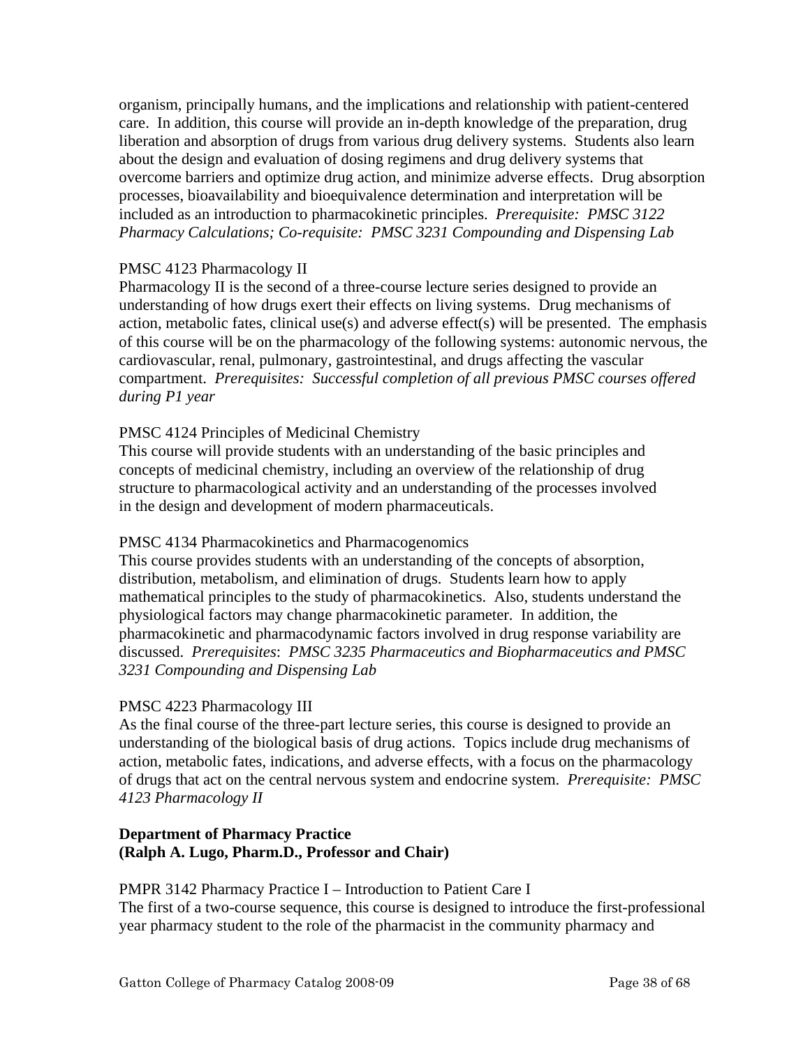organism, principally humans, and the implications and relationship with patient-centered care. In addition, this course will provide an in-depth knowledge of the preparation, drug liberation and absorption of drugs from various drug delivery systems. Students also learn about the design and evaluation of dosing regimens and drug delivery systems that overcome barriers and optimize drug action, and minimize adverse effects. Drug absorption processes, bioavailability and bioequivalence determination and interpretation will be included as an introduction to pharmacokinetic principles. *Prerequisite: PMSC 3122 Pharmacy Calculations; Co-requisite: PMSC 3231 Compounding and Dispensing Lab*

PMSC 4123 Pharmacology II
Pharmacology II is the second of a three-course lecture series designed to provide an understanding of how drugs exert their effects on living systems. Drug mechanisms of action, metabolic fates, clinical use(s) and adverse effect(s) will be presented. The emphasis of this course will be on the pharmacology of the following systems: autonomic nervous, the cardiovascular, renal, pulmonary, gastrointestinal, and drugs affecting the vascular compartment. *Prerequisites: Successful completion of all previous PMSC courses offered during P1 year*

PMSC 4124 Principles of Medicinal Chemistry
This course will provide students with an understanding of the basic principles and concepts of medicinal chemistry, including an overview of the relationship of drug structure to pharmacological activity and an understanding of the processes involved in the design and development of modern pharmaceuticals.

PMSC 4134 Pharmacokinetics and Pharmacogenomics
This course provides students with an understanding of the concepts of absorption, distribution, metabolism, and elimination of drugs. Students learn how to apply mathematical principles to the study of pharmacokinetics. Also, students understand the physiological factors may change pharmacokinetic parameter. In addition, the pharmacokinetic and pharmacodynamic factors involved in drug response variability are discussed. *Prerequisites*: *PMSC 3235 Pharmaceutics and Biopharmaceutics and PMSC 3231 Compounding and Dispensing Lab*

PMSC 4223 Pharmacology III
As the final course of the three-part lecture series, this course is designed to provide an understanding of the biological basis of drug actions. Topics include drug mechanisms of action, metabolic fates, indications, and adverse effects, with a focus on the pharmacology of drugs that act on the central nervous system and endocrine system. *Prerequisite: PMSC 4123 Pharmacology II*

**Department of Pharmacy Practice**
**(Ralph A. Lugo, Pharm.D., Professor and Chair)**

PMPR 3142 Pharmacy Practice I – Introduction to Patient Care I
The first of a two-course sequence, this course is designed to introduce the first-professional year pharmacy student to the role of the pharmacist in the community pharmacy and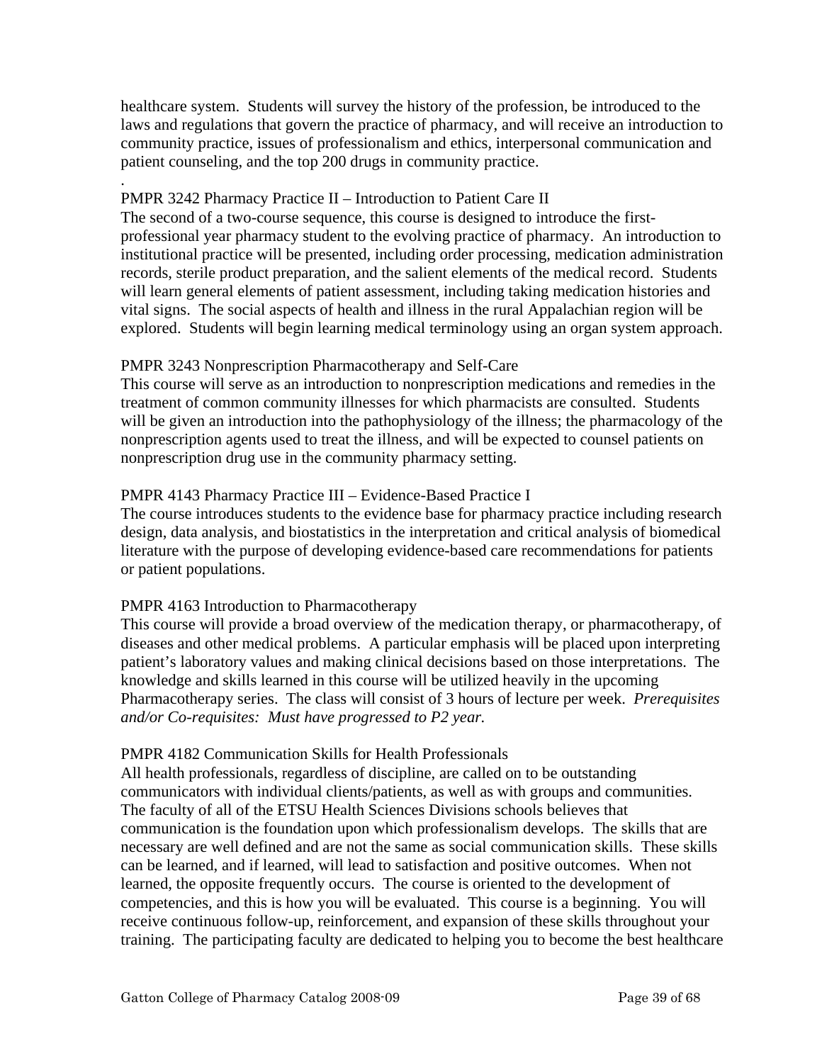healthcare system. Students will survey the history of the profession, be introduced to the laws and regulations that govern the practice of pharmacy, and will receive an introduction to community practice, issues of professionalism and ethics, interpersonal communication and patient counseling, and the top 200 drugs in community practice.

.

PMPR 3242 Pharmacy Practice II – Introduction to Patient Care II

The second of a two-course sequence, this course is designed to introduce the first-professional year pharmacy student to the evolving practice of pharmacy. An introduction to institutional practice will be presented, including order processing, medication administration records, sterile product preparation, and the salient elements of the medical record. Students will learn general elements of patient assessment, including taking medication histories and vital signs. The social aspects of health and illness in the rural Appalachian region will be explored. Students will begin learning medical terminology using an organ system approach.

PMPR 3243 Nonprescription Pharmacotherapy and Self-Care

This course will serve as an introduction to nonprescription medications and remedies in the treatment of common community illnesses for which pharmacists are consulted. Students will be given an introduction into the pathophysiology of the illness; the pharmacology of the nonprescription agents used to treat the illness, and will be expected to counsel patients on nonprescription drug use in the community pharmacy setting.

PMPR 4143 Pharmacy Practice III – Evidence-Based Practice I

The course introduces students to the evidence base for pharmacy practice including research design, data analysis, and biostatistics in the interpretation and critical analysis of biomedical literature with the purpose of developing evidence-based care recommendations for patients or patient populations.

PMPR 4163 Introduction to Pharmacotherapy

This course will provide a broad overview of the medication therapy, or pharmacotherapy, of diseases and other medical problems. A particular emphasis will be placed upon interpreting patient's laboratory values and making clinical decisions based on those interpretations. The knowledge and skills learned in this course will be utilized heavily in the upcoming Pharmacotherapy series. The class will consist of 3 hours of lecture per week. *Prerequisites and/or Co-requisites: Must have progressed to P2 year.*

PMPR 4182 Communication Skills for Health Professionals

All health professionals, regardless of discipline, are called on to be outstanding communicators with individual clients/patients, as well as with groups and communities. The faculty of all of the ETSU Health Sciences Divisions schools believes that communication is the foundation upon which professionalism develops. The skills that are necessary are well defined and are not the same as social communication skills. These skills can be learned, and if learned, will lead to satisfaction and positive outcomes. When not learned, the opposite frequently occurs. The course is oriented to the development of competencies, and this is how you will be evaluated. This course is a beginning. You will receive continuous follow-up, reinforcement, and expansion of these skills throughout your training. The participating faculty are dedicated to helping you to become the best healthcare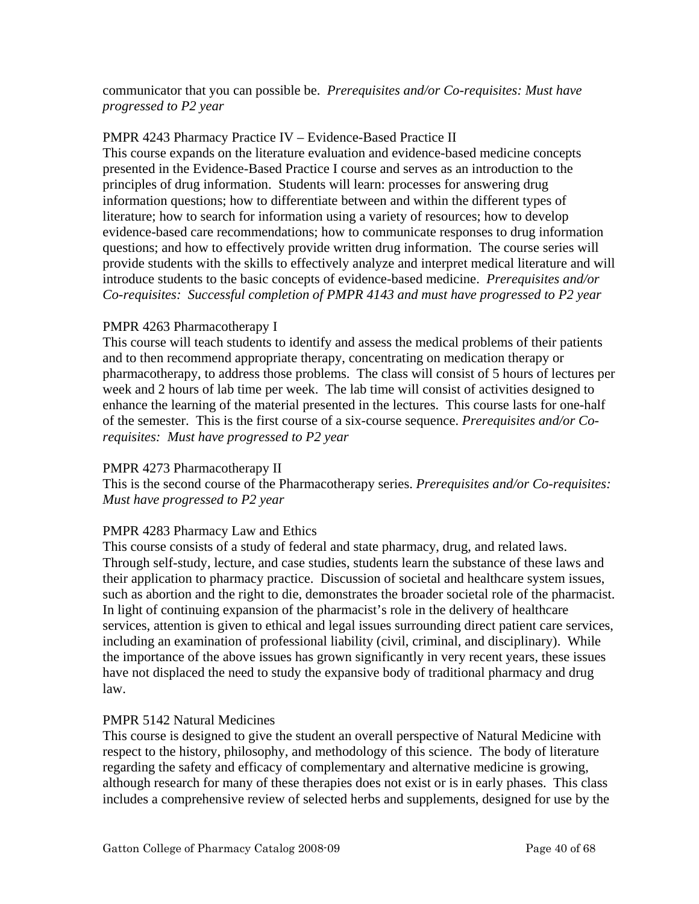communicator that you can possible be. *Prerequisites and/or Co-requisites: Must have progressed to P2 year*

PMPR 4243 Pharmacy Practice IV – Evidence-Based Practice II

This course expands on the literature evaluation and evidence-based medicine concepts presented in the Evidence-Based Practice I course and serves as an introduction to the principles of drug information. Students will learn: processes for answering drug information questions; how to differentiate between and within the different types of literature; how to search for information using a variety of resources; how to develop evidence-based care recommendations; how to communicate responses to drug information questions; and how to effectively provide written drug information. The course series will provide students with the skills to effectively analyze and interpret medical literature and will introduce students to the basic concepts of evidence-based medicine. *Prerequisites and/or Co-requisites: Successful completion of PMPR 4143 and must have progressed to P2 year*

PMPR 4263 Pharmacotherapy I

This course will teach students to identify and assess the medical problems of their patients and to then recommend appropriate therapy, concentrating on medication therapy or pharmacotherapy, to address those problems. The class will consist of 5 hours of lectures per week and 2 hours of lab time per week. The lab time will consist of activities designed to enhance the learning of the material presented in the lectures. This course lasts for one-half of the semester. This is the first course of a six-course sequence. *Prerequisites and/or Co-requisites: Must have progressed to P2 year*

PMPR 4273 Pharmacotherapy II

This is the second course of the Pharmacotherapy series. *Prerequisites and/or Co-requisites: Must have progressed to P2 year*

PMPR 4283 Pharmacy Law and Ethics

This course consists of a study of federal and state pharmacy, drug, and related laws. Through self-study, lecture, and case studies, students learn the substance of these laws and their application to pharmacy practice. Discussion of societal and healthcare system issues, such as abortion and the right to die, demonstrates the broader societal role of the pharmacist. In light of continuing expansion of the pharmacist's role in the delivery of healthcare services, attention is given to ethical and legal issues surrounding direct patient care services, including an examination of professional liability (civil, criminal, and disciplinary). While the importance of the above issues has grown significantly in very recent years, these issues have not displaced the need to study the expansive body of traditional pharmacy and drug law.

PMPR 5142 Natural Medicines

This course is designed to give the student an overall perspective of Natural Medicine with respect to the history, philosophy, and methodology of this science. The body of literature regarding the safety and efficacy of complementary and alternative medicine is growing, although research for many of these therapies does not exist or is in early phases. This class includes a comprehensive review of selected herbs and supplements, designed for use by the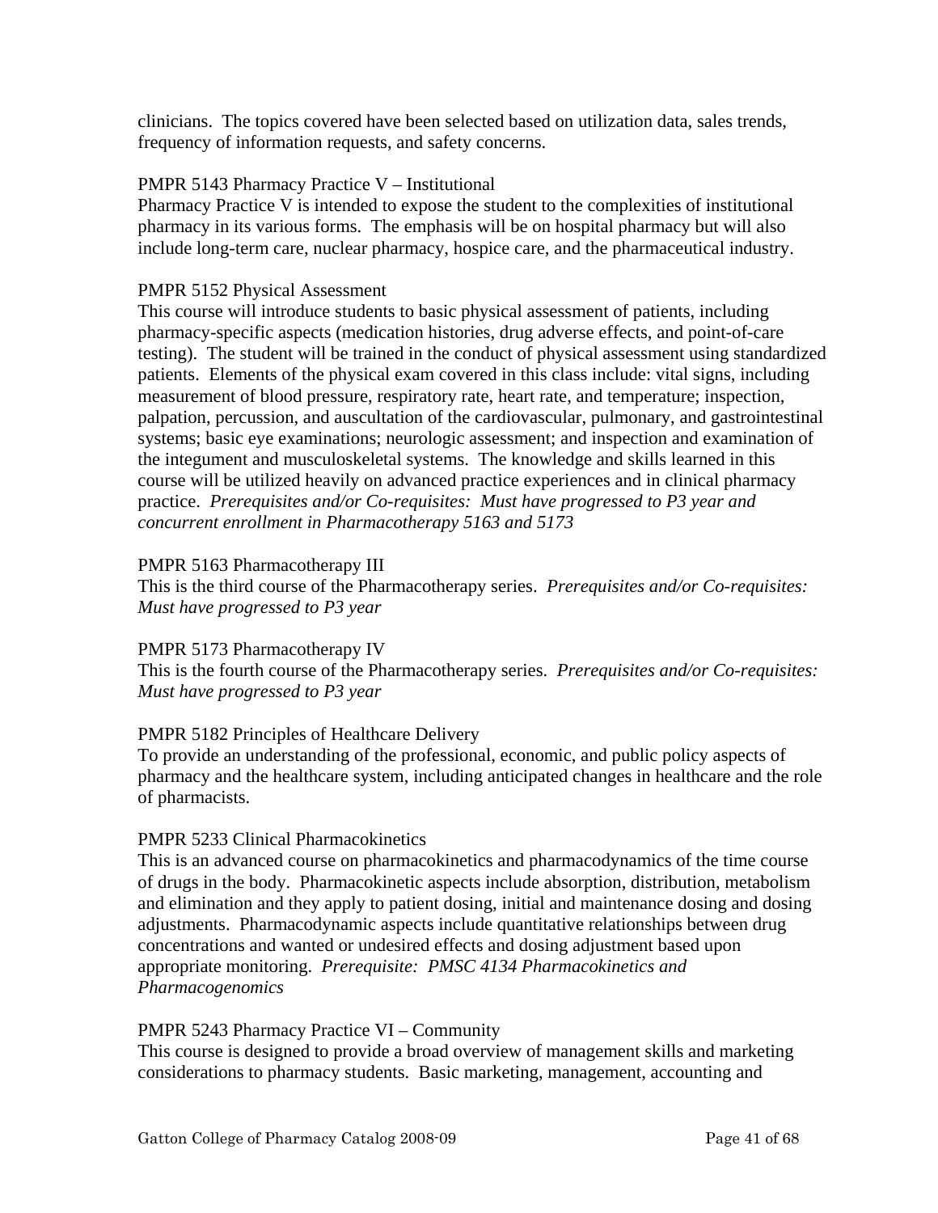clinicians. The topics covered have been selected based on utilization data, sales trends, frequency of information requests, and safety concerns.

PMPR 5143 Pharmacy Practice V – Institutional
Pharmacy Practice V is intended to expose the student to the complexities of institutional pharmacy in its various forms. The emphasis will be on hospital pharmacy but will also include long-term care, nuclear pharmacy, hospice care, and the pharmaceutical industry.

PMPR 5152 Physical Assessment
This course will introduce students to basic physical assessment of patients, including pharmacy-specific aspects (medication histories, drug adverse effects, and point-of-care testing). The student will be trained in the conduct of physical assessment using standardized patients. Elements of the physical exam covered in this class include: vital signs, including measurement of blood pressure, respiratory rate, heart rate, and temperature; inspection, palpation, percussion, and auscultation of the cardiovascular, pulmonary, and gastrointestinal systems; basic eye examinations; neurologic assessment; and inspection and examination of the integument and musculoskeletal systems. The knowledge and skills learned in this course will be utilized heavily on advanced practice experiences and in clinical pharmacy practice. *Prerequisites and/or Co-requisites: Must have progressed to P3 year and concurrent enrollment in Pharmacotherapy 5163 and 5173*

PMPR 5163 Pharmacotherapy III
This is the third course of the Pharmacotherapy series. *Prerequisites and/or Co-requisites: Must have progressed to P3 year*

PMPR 5173 Pharmacotherapy IV
This is the fourth course of the Pharmacotherapy series. *Prerequisites and/or Co-requisites: Must have progressed to P3 year*

PMPR 5182 Principles of Healthcare Delivery
To provide an understanding of the professional, economic, and public policy aspects of pharmacy and the healthcare system, including anticipated changes in healthcare and the role of pharmacists.

PMPR 5233 Clinical Pharmacokinetics
This is an advanced course on pharmacokinetics and pharmacodynamics of the time course of drugs in the body. Pharmacokinetic aspects include absorption, distribution, metabolism and elimination and they apply to patient dosing, initial and maintenance dosing and dosing adjustments. Pharmacodynamic aspects include quantitative relationships between drug concentrations and wanted or undesired effects and dosing adjustment based upon appropriate monitoring. *Prerequisite: PMSC 4134 Pharmacokinetics and Pharmacogenomics*

PMPR 5243 Pharmacy Practice VI – Community
This course is designed to provide a broad overview of management skills and marketing considerations to pharmacy students. Basic marketing, management, accounting and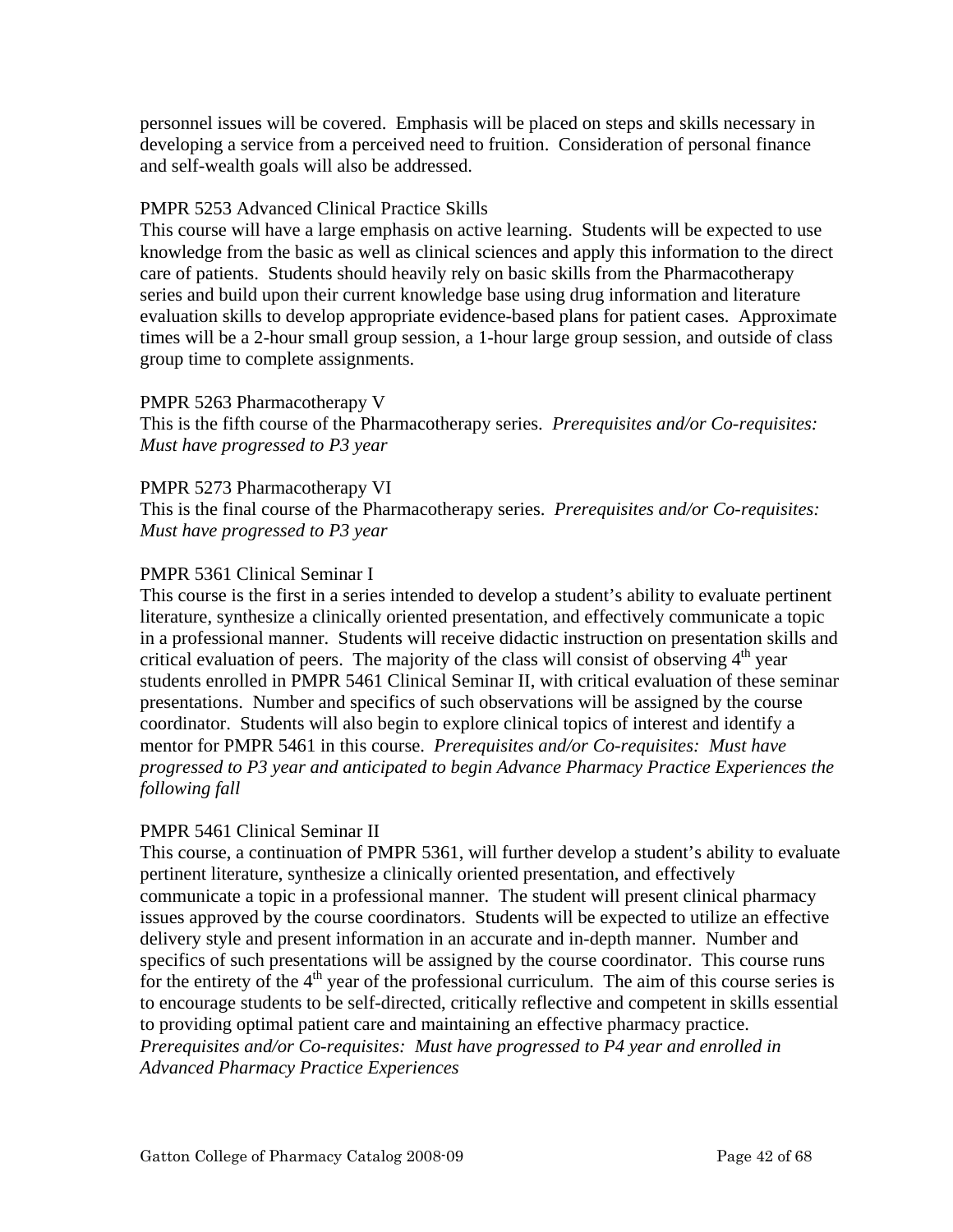personnel issues will be covered. Emphasis will be placed on steps and skills necessary in developing a service from a perceived need to fruition. Consideration of personal finance and self-wealth goals will also be addressed.

PMPR 5253 Advanced Clinical Practice Skills

This course will have a large emphasis on active learning. Students will be expected to use knowledge from the basic as well as clinical sciences and apply this information to the direct care of patients. Students should heavily rely on basic skills from the Pharmacotherapy series and build upon their current knowledge base using drug information and literature evaluation skills to develop appropriate evidence-based plans for patient cases. Approximate times will be a 2-hour small group session, a 1-hour large group session, and outside of class group time to complete assignments.

PMPR 5263 Pharmacotherapy V

This is the fifth course of the Pharmacotherapy series. *Prerequisites and/or Co-requisites: Must have progressed to P3 year*

PMPR 5273 Pharmacotherapy VI

This is the final course of the Pharmacotherapy series. *Prerequisites and/or Co-requisites: Must have progressed to P3 year*

PMPR 5361 Clinical Seminar I

This course is the first in a series intended to develop a student's ability to evaluate pertinent literature, synthesize a clinically oriented presentation, and effectively communicate a topic in a professional manner. Students will receive didactic instruction on presentation skills and critical evaluation of peers. The majority of the class will consist of observing 4th year students enrolled in PMPR 5461 Clinical Seminar II, with critical evaluation of these seminar presentations. Number and specifics of such observations will be assigned by the course coordinator. Students will also begin to explore clinical topics of interest and identify a mentor for PMPR 5461 in this course. *Prerequisites and/or Co-requisites: Must have progressed to P3 year and anticipated to begin Advance Pharmacy Practice Experiences the following fall*

PMPR 5461 Clinical Seminar II

This course, a continuation of PMPR 5361, will further develop a student's ability to evaluate pertinent literature, synthesize a clinically oriented presentation, and effectively communicate a topic in a professional manner. The student will present clinical pharmacy issues approved by the course coordinators. Students will be expected to utilize an effective delivery style and present information in an accurate and in-depth manner. Number and specifics of such presentations will be assigned by the course coordinator. This course runs for the entirety of the 4th year of the professional curriculum. The aim of this course series is to encourage students to be self-directed, critically reflective and competent in skills essential to providing optimal patient care and maintaining an effective pharmacy practice. *Prerequisites and/or Co-requisites: Must have progressed to P4 year and enrolled in Advanced Pharmacy Practice Experiences*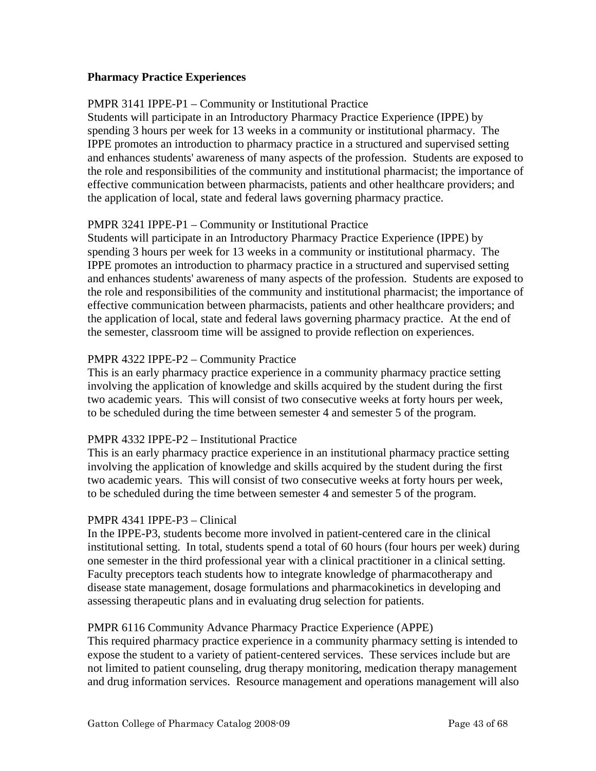**Pharmacy Practice Experiences**

PMPR 3141 IPPE-P1 – Community or Institutional Practice
Students will participate in an Introductory Pharmacy Practice Experience (IPPE) by spending 3 hours per week for 13 weeks in a community or institutional pharmacy. The IPPE promotes an introduction to pharmacy practice in a structured and supervised setting and enhances students' awareness of many aspects of the profession. Students are exposed to the role and responsibilities of the community and institutional pharmacist; the importance of effective communication between pharmacists, patients and other healthcare providers; and the application of local, state and federal laws governing pharmacy practice.

PMPR 3241 IPPE-P1 – Community or Institutional Practice
Students will participate in an Introductory Pharmacy Practice Experience (IPPE) by spending 3 hours per week for 13 weeks in a community or institutional pharmacy. The IPPE promotes an introduction to pharmacy practice in a structured and supervised setting and enhances students' awareness of many aspects of the profession. Students are exposed to the role and responsibilities of the community and institutional pharmacist; the importance of effective communication between pharmacists, patients and other healthcare providers; and the application of local, state and federal laws governing pharmacy practice. At the end of the semester, classroom time will be assigned to provide reflection on experiences.

PMPR 4322 IPPE-P2 – Community Practice
This is an early pharmacy practice experience in a community pharmacy practice setting involving the application of knowledge and skills acquired by the student during the first two academic years. This will consist of two consecutive weeks at forty hours per week, to be scheduled during the time between semester 4 and semester 5 of the program.

PMPR 4332 IPPE-P2 – Institutional Practice
This is an early pharmacy practice experience in an institutional pharmacy practice setting involving the application of knowledge and skills acquired by the student during the first two academic years. This will consist of two consecutive weeks at forty hours per week, to be scheduled during the time between semester 4 and semester 5 of the program.

PMPR 4341 IPPE-P3 – Clinical
In the IPPE-P3, students become more involved in patient-centered care in the clinical institutional setting. In total, students spend a total of 60 hours (four hours per week) during one semester in the third professional year with a clinical practitioner in a clinical setting. Faculty preceptors teach students how to integrate knowledge of pharmacotherapy and disease state management, dosage formulations and pharmacokinetics in developing and assessing therapeutic plans and in evaluating drug selection for patients.

PMPR 6116 Community Advance Pharmacy Practice Experience (APPE)
This required pharmacy practice experience in a community pharmacy setting is intended to expose the student to a variety of patient-centered services. These services include but are not limited to patient counseling, drug therapy monitoring, medication therapy management and drug information services. Resource management and operations management will also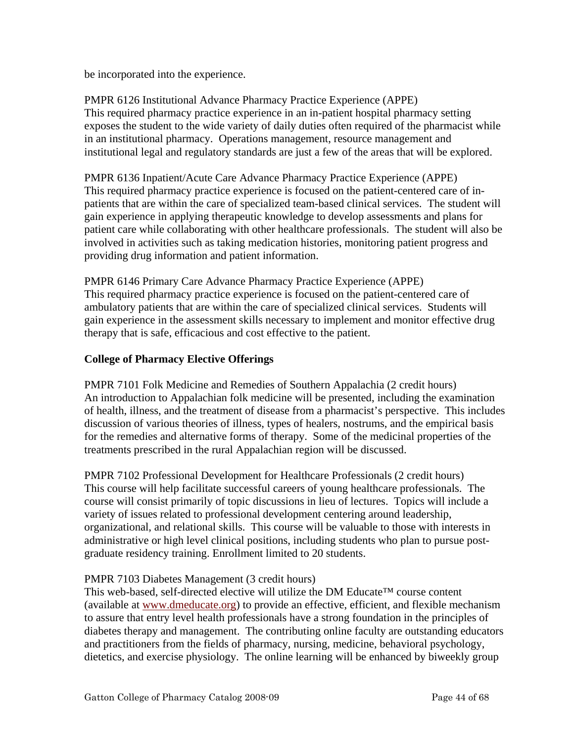be incorporated into the experience.

PMPR 6126 Institutional Advance Pharmacy Practice Experience (APPE)
This required pharmacy practice experience in an in-patient hospital pharmacy setting exposes the student to the wide variety of daily duties often required of the pharmacist while in an institutional pharmacy. Operations management, resource management and institutional legal and regulatory standards are just a few of the areas that will be explored.

PMPR 6136 Inpatient/Acute Care Advance Pharmacy Practice Experience (APPE)
This required pharmacy practice experience is focused on the patient-centered care of in-patients that are within the care of specialized team-based clinical services. The student will gain experience in applying therapeutic knowledge to develop assessments and plans for patient care while collaborating with other healthcare professionals. The student will also be involved in activities such as taking medication histories, monitoring patient progress and providing drug information and patient information.

PMPR 6146 Primary Care Advance Pharmacy Practice Experience (APPE)
This required pharmacy practice experience is focused on the patient-centered care of ambulatory patients that are within the care of specialized clinical services. Students will gain experience in the assessment skills necessary to implement and monitor effective drug therapy that is safe, efficacious and cost effective to the patient.

**College of Pharmacy Elective Offerings**

PMPR 7101 Folk Medicine and Remedies of Southern Appalachia (2 credit hours)
An introduction to Appalachian folk medicine will be presented, including the examination of health, illness, and the treatment of disease from a pharmacist's perspective. This includes discussion of various theories of illness, types of healers, nostrums, and the empirical basis for the remedies and alternative forms of therapy. Some of the medicinal properties of the treatments prescribed in the rural Appalachian region will be discussed.

PMPR 7102 Professional Development for Healthcare Professionals (2 credit hours)
This course will help facilitate successful careers of young healthcare professionals. The course will consist primarily of topic discussions in lieu of lectures. Topics will include a variety of issues related to professional development centering around leadership, organizational, and relational skills. This course will be valuable to those with interests in administrative or high level clinical positions, including students who plan to pursue post-graduate residency training. Enrollment limited to 20 students.

PMPR 7103 Diabetes Management (3 credit hours)
This web-based, self-directed elective will utilize the DM Educate™ course content (available at www.dmeducate.org) to provide an effective, efficient, and flexible mechanism to assure that entry level health professionals have a strong foundation in the principles of diabetes therapy and management. The contributing online faculty are outstanding educators and practitioners from the fields of pharmacy, nursing, medicine, behavioral psychology, dietetics, and exercise physiology. The online learning will be enhanced by biweekly group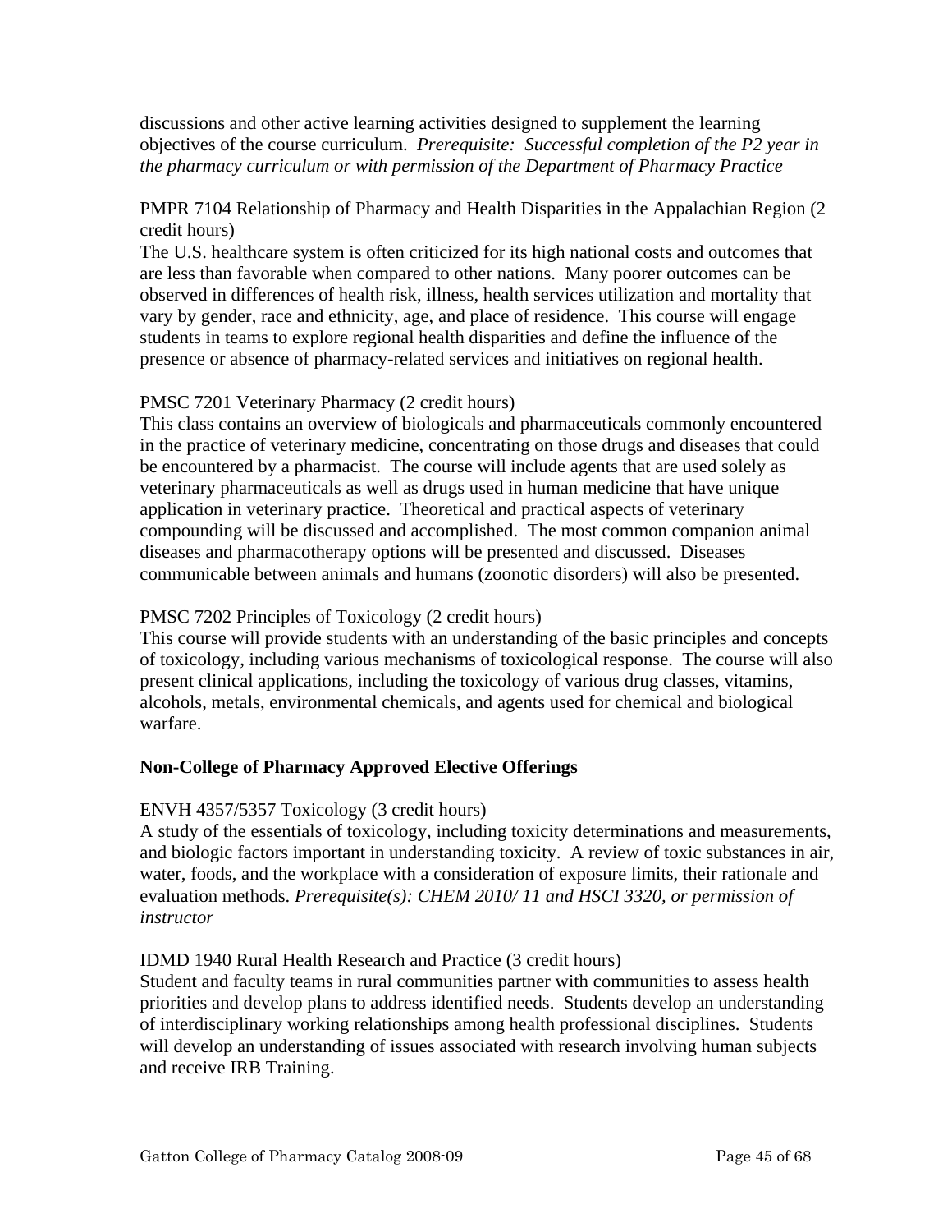discussions and other active learning activities designed to supplement the learning objectives of the course curriculum. *Prerequisite: Successful completion of the P2 year in the pharmacy curriculum or with permission of the Department of Pharmacy Practice*

PMPR 7104 Relationship of Pharmacy and Health Disparities in the Appalachian Region (2 credit hours)
The U.S. healthcare system is often criticized for its high national costs and outcomes that are less than favorable when compared to other nations. Many poorer outcomes can be observed in differences of health risk, illness, health services utilization and mortality that vary by gender, race and ethnicity, age, and place of residence. This course will engage students in teams to explore regional health disparities and define the influence of the presence or absence of pharmacy-related services and initiatives on regional health.

PMSC 7201 Veterinary Pharmacy (2 credit hours)
This class contains an overview of biologicals and pharmaceuticals commonly encountered in the practice of veterinary medicine, concentrating on those drugs and diseases that could be encountered by a pharmacist. The course will include agents that are used solely as veterinary pharmaceuticals as well as drugs used in human medicine that have unique application in veterinary practice. Theoretical and practical aspects of veterinary compounding will be discussed and accomplished. The most common companion animal diseases and pharmacotherapy options will be presented and discussed. Diseases communicable between animals and humans (zoonotic disorders) will also be presented.

PMSC 7202 Principles of Toxicology (2 credit hours)
This course will provide students with an understanding of the basic principles and concepts of toxicology, including various mechanisms of toxicological response. The course will also present clinical applications, including the toxicology of various drug classes, vitamins, alcohols, metals, environmental chemicals, and agents used for chemical and biological warfare.

**Non-College of Pharmacy Approved Elective Offerings**

ENVH 4357/5357 Toxicology (3 credit hours)
A study of the essentials of toxicology, including toxicity determinations and measurements, and biologic factors important in understanding toxicity. A review of toxic substances in air, water, foods, and the workplace with a consideration of exposure limits, their rationale and evaluation methods. *Prerequisite(s): CHEM 2010/ 11 and HSCI 3320, or permission of instructor*

IDMD 1940 Rural Health Research and Practice (3 credit hours)
Student and faculty teams in rural communities partner with communities to assess health priorities and develop plans to address identified needs. Students develop an understanding of interdisciplinary working relationships among health professional disciplines. Students will develop an understanding of issues associated with research involving human subjects and receive IRB Training.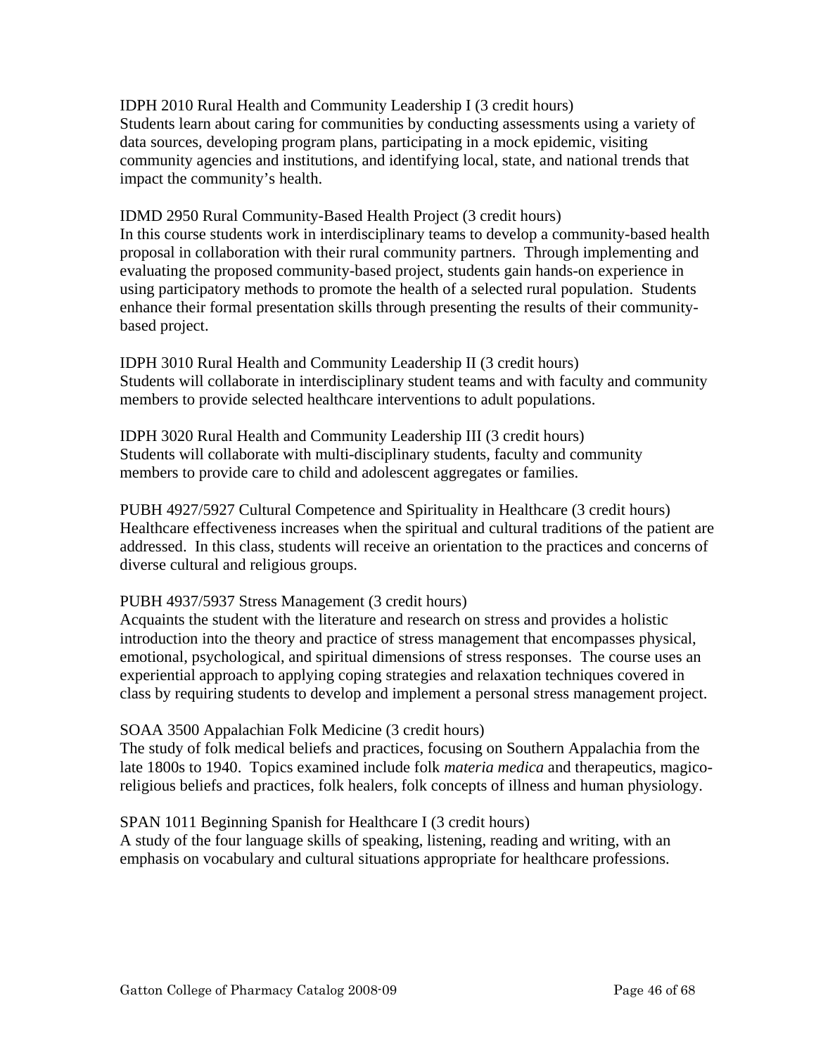IDPH 2010 Rural Health and Community Leadership I (3 credit hours)
Students learn about caring for communities by conducting assessments using a variety of data sources, developing program plans, participating in a mock epidemic, visiting community agencies and institutions, and identifying local, state, and national trends that impact the community's health.

IDMD 2950 Rural Community-Based Health Project (3 credit hours)
In this course students work in interdisciplinary teams to develop a community-based health proposal in collaboration with their rural community partners. Through implementing and evaluating the proposed community-based project, students gain hands-on experience in using participatory methods to promote the health of a selected rural population. Students enhance their formal presentation skills through presenting the results of their community-based project.

IDPH 3010 Rural Health and Community Leadership II (3 credit hours)
Students will collaborate in interdisciplinary student teams and with faculty and community members to provide selected healthcare interventions to adult populations.

IDPH 3020 Rural Health and Community Leadership III (3 credit hours)
Students will collaborate with multi-disciplinary students, faculty and community members to provide care to child and adolescent aggregates or families.

PUBH 4927/5927 Cultural Competence and Spirituality in Healthcare (3 credit hours)
Healthcare effectiveness increases when the spiritual and cultural traditions of the patient are addressed. In this class, students will receive an orientation to the practices and concerns of diverse cultural and religious groups.

PUBH 4937/5937 Stress Management (3 credit hours)
Acquaints the student with the literature and research on stress and provides a holistic introduction into the theory and practice of stress management that encompasses physical, emotional, psychological, and spiritual dimensions of stress responses. The course uses an experiential approach to applying coping strategies and relaxation techniques covered in class by requiring students to develop and implement a personal stress management project.

SOAA 3500 Appalachian Folk Medicine (3 credit hours)
The study of folk medical beliefs and practices, focusing on Southern Appalachia from the late 1800s to 1940. Topics examined include folk *materia medica* and therapeutics, magico-religious beliefs and practices, folk healers, folk concepts of illness and human physiology.

SPAN 1011 Beginning Spanish for Healthcare I (3 credit hours)
A study of the four language skills of speaking, listening, reading and writing, with an emphasis on vocabulary and cultural situations appropriate for healthcare professions.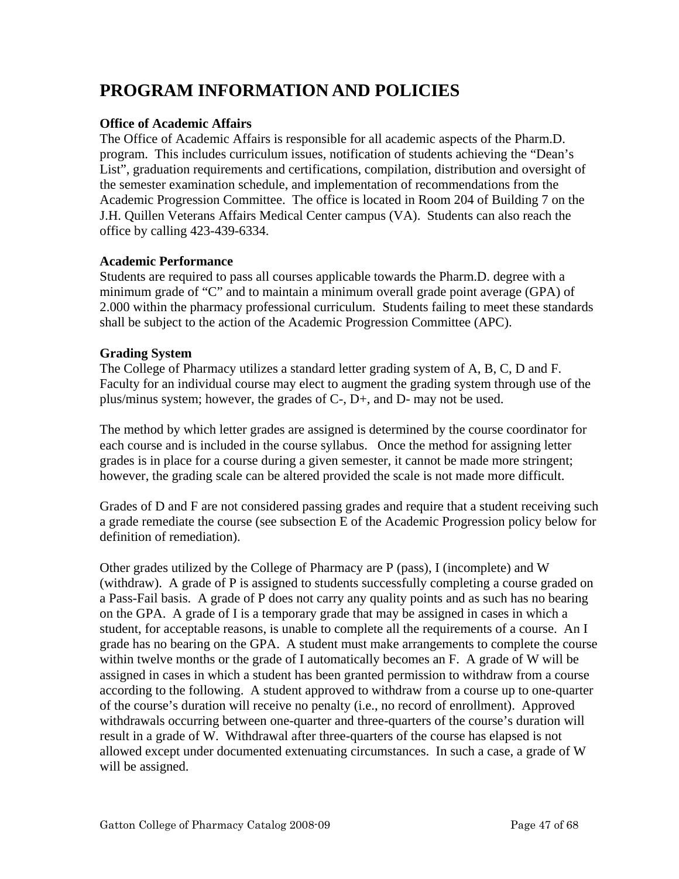# PROGRAM INFORMATION AND POLICIES

**Office of Academic Affairs**

The Office of Academic Affairs is responsible for all academic aspects of the Pharm.D. program. This includes curriculum issues, notification of students achieving the "Dean's List", graduation requirements and certifications, compilation, distribution and oversight of the semester examination schedule, and implementation of recommendations from the Academic Progression Committee. The office is located in Room 204 of Building 7 on the J.H. Quillen Veterans Affairs Medical Center campus (VA). Students can also reach the office by calling 423-439-6334.

**Academic Performance**

Students are required to pass all courses applicable towards the Pharm.D. degree with a minimum grade of "C" and to maintain a minimum overall grade point average (GPA) of 2.000 within the pharmacy professional curriculum. Students failing to meet these standards shall be subject to the action of the Academic Progression Committee (APC).

**Grading System**

The College of Pharmacy utilizes a standard letter grading system of A, B, C, D and F. Faculty for an individual course may elect to augment the grading system through use of the plus/minus system; however, the grades of C-, D+, and D- may not be used.

The method by which letter grades are assigned is determined by the course coordinator for each course and is included in the course syllabus. Once the method for assigning letter grades is in place for a course during a given semester, it cannot be made more stringent; however, the grading scale can be altered provided the scale is not made more difficult.

Grades of D and F are not considered passing grades and require that a student receiving such a grade remediate the course (see subsection E of the Academic Progression policy below for definition of remediation).

Other grades utilized by the College of Pharmacy are P (pass), I (incomplete) and W (withdraw). A grade of P is assigned to students successfully completing a course graded on a Pass-Fail basis. A grade of P does not carry any quality points and as such has no bearing on the GPA. A grade of I is a temporary grade that may be assigned in cases in which a student, for acceptable reasons, is unable to complete all the requirements of a course. An I grade has no bearing on the GPA. A student must make arrangements to complete the course within twelve months or the grade of I automatically becomes an F. A grade of W will be assigned in cases in which a student has been granted permission to withdraw from a course according to the following. A student approved to withdraw from a course up to one-quarter of the course's duration will receive no penalty (i.e., no record of enrollment). Approved withdrawals occurring between one-quarter and three-quarters of the course's duration will result in a grade of W. Withdrawal after three-quarters of the course has elapsed is not allowed except under documented extenuating circumstances. In such a case, a grade of W will be assigned.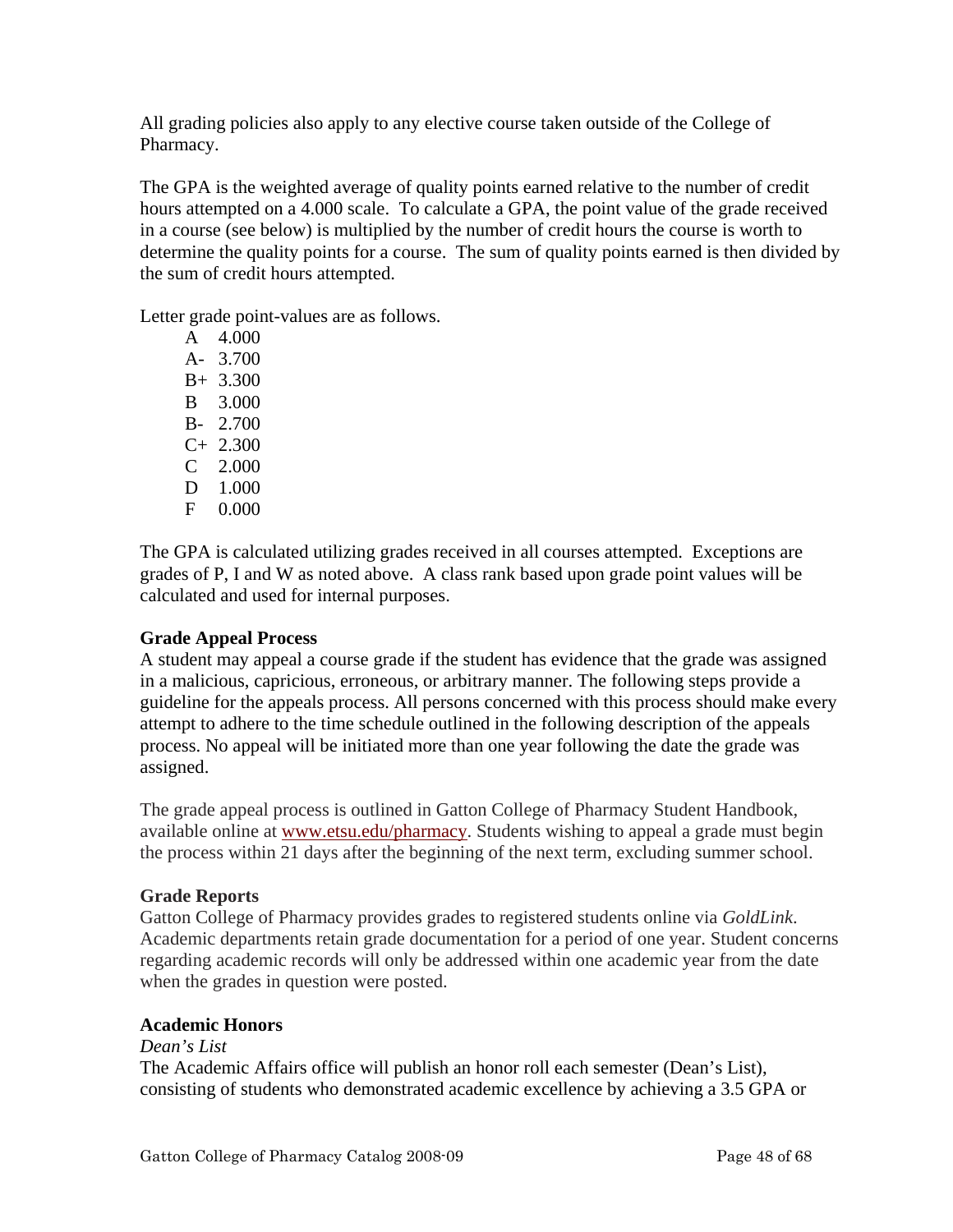All grading policies also apply to any elective course taken outside of the College of Pharmacy.

The GPA is the weighted average of quality points earned relative to the number of credit hours attempted on a 4.000 scale. To calculate a GPA, the point value of the grade received in a course (see below) is multiplied by the number of credit hours the course is worth to determine the quality points for a course. The sum of quality points earned is then divided by the sum of credit hours attempted.

Letter grade point-values are as follows.

| Grade | Points |
|---|---|
| A | 4.000 |
| A- | 3.700 |
| B+ | 3.300 |
| B | 3.000 |
| B- | 2.700 |
| C+ | 2.300 |
| C | 2.000 |
| D | 1.000 |
| F | 0.000 |

The GPA is calculated utilizing grades received in all courses attempted. Exceptions are grades of P, I and W as noted above. A class rank based upon grade point values will be calculated and used for internal purposes.

**Grade Appeal Process**

A student may appeal a course grade if the student has evidence that the grade was assigned in a malicious, capricious, erroneous, or arbitrary manner. The following steps provide a guideline for the appeals process. All persons concerned with this process should make every attempt to adhere to the time schedule outlined in the following description of the appeals process. No appeal will be initiated more than one year following the date the grade was assigned.

The grade appeal process is outlined in Gatton College of Pharmacy Student Handbook, available online at [www.etsu.edu/pharmacy](www.etsu.edu/pharmacy). Students wishing to appeal a grade must begin the process within 21 days after the beginning of the next term, excluding summer school.

**Grade Reports**

Gatton College of Pharmacy provides grades to registered students online via *GoldLink*. Academic departments retain grade documentation for a period of one year. Student concerns regarding academic records will only be addressed within one academic year from the date when the grades in question were posted.

**Academic Honors**

*Dean's List*

The Academic Affairs office will publish an honor roll each semester (Dean's List), consisting of students who demonstrated academic excellence by achieving a 3.5 GPA or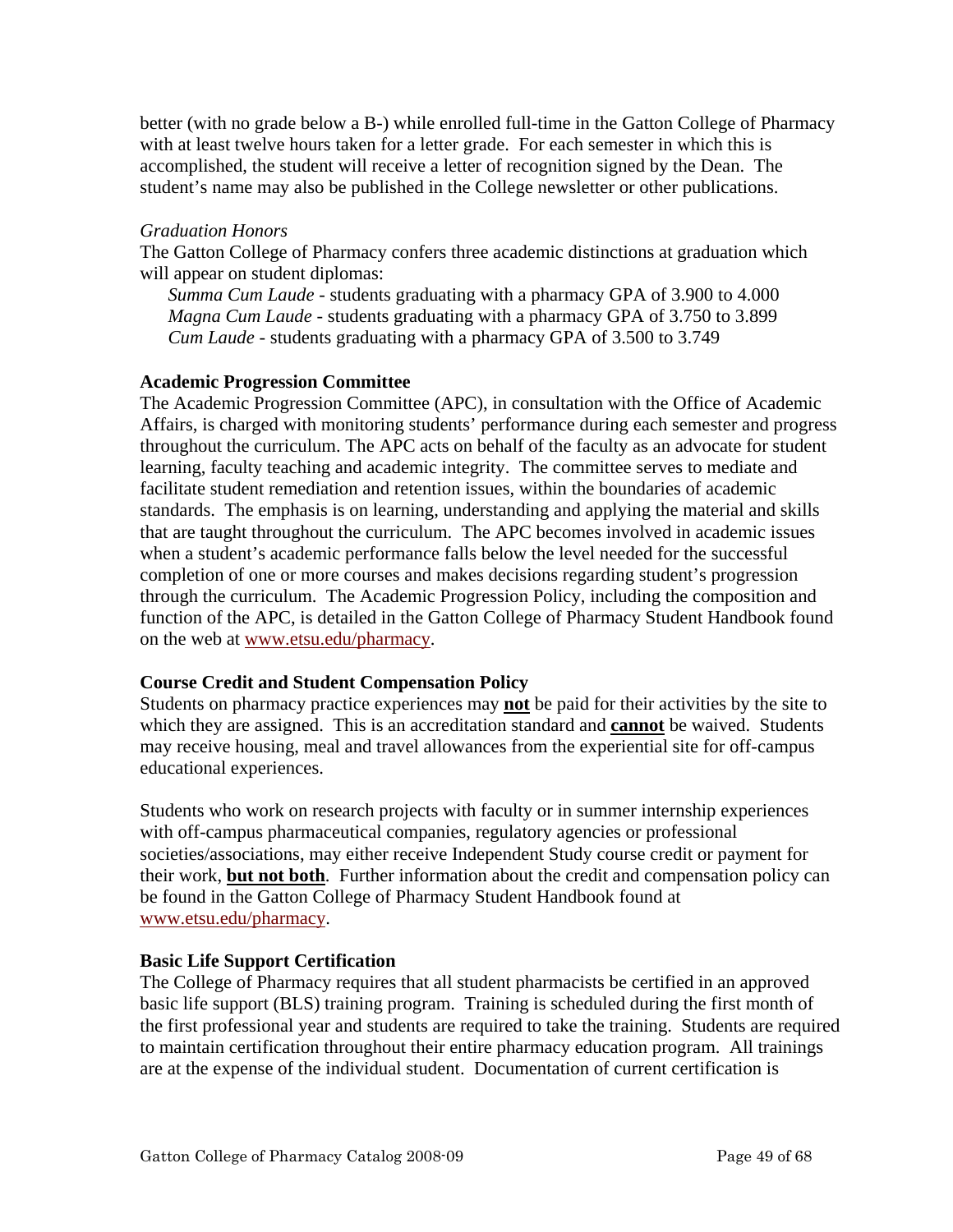better (with no grade below a B-) while enrolled full-time in the Gatton College of Pharmacy with at least twelve hours taken for a letter grade. For each semester in which this is accomplished, the student will receive a letter of recognition signed by the Dean. The student's name may also be published in the College newsletter or other publications.

*Graduation Honors*

The Gatton College of Pharmacy confers three academic distinctions at graduation which will appear on student diplomas:

*Summa Cum Laude* - students graduating with a pharmacy GPA of 3.900 to 4.000
*Magna Cum Laude* - students graduating with a pharmacy GPA of 3.750 to 3.899
*Cum Laude* - students graduating with a pharmacy GPA of 3.500 to 3.749

**Academic Progression Committee**

The Academic Progression Committee (APC), in consultation with the Office of Academic Affairs, is charged with monitoring students' performance during each semester and progress throughout the curriculum. The APC acts on behalf of the faculty as an advocate for student learning, faculty teaching and academic integrity. The committee serves to mediate and facilitate student remediation and retention issues, within the boundaries of academic standards. The emphasis is on learning, understanding and applying the material and skills that are taught throughout the curriculum. The APC becomes involved in academic issues when a student's academic performance falls below the level needed for the successful completion of one or more courses and makes decisions regarding student's progression through the curriculum. The Academic Progression Policy, including the composition and function of the APC, is detailed in the Gatton College of Pharmacy Student Handbook found on the web at www.etsu.edu/pharmacy.

**Course Credit and Student Compensation Policy**

Students on pharmacy practice experiences may **not** be paid for their activities by the site to which they are assigned. This is an accreditation standard and **cannot** be waived. Students may receive housing, meal and travel allowances from the experiential site for off-campus educational experiences.

Students who work on research projects with faculty or in summer internship experiences with off-campus pharmaceutical companies, regulatory agencies or professional societies/associations, may either receive Independent Study course credit or payment for their work, **but not both**. Further information about the credit and compensation policy can be found in the Gatton College of Pharmacy Student Handbook found at www.etsu.edu/pharmacy.

**Basic Life Support Certification**

The College of Pharmacy requires that all student pharmacists be certified in an approved basic life support (BLS) training program. Training is scheduled during the first month of the first professional year and students are required to take the training. Students are required to maintain certification throughout their entire pharmacy education program. All trainings are at the expense of the individual student. Documentation of current certification is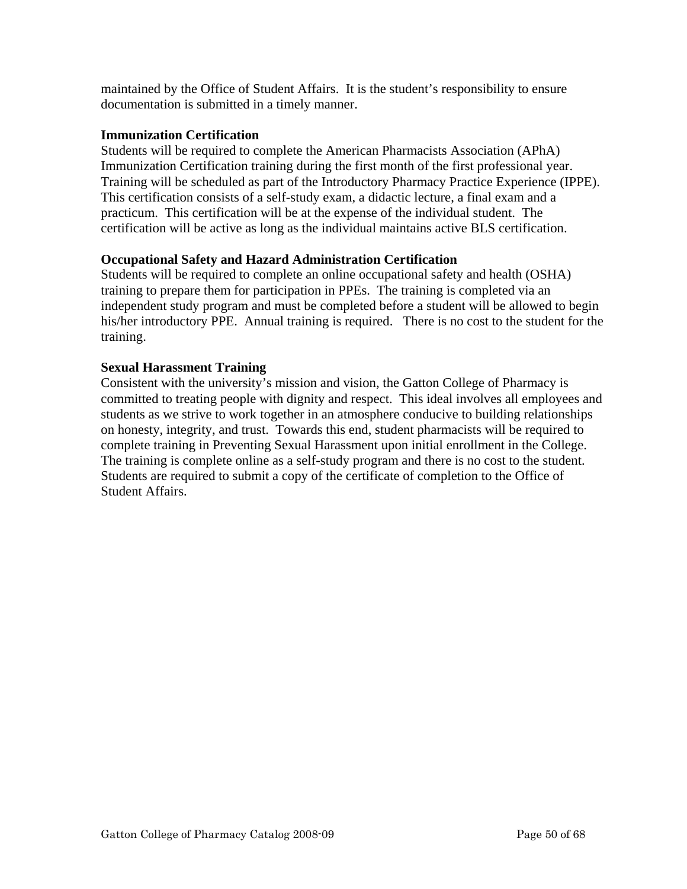maintained by the Office of Student Affairs.  It is the student's responsibility to ensure documentation is submitted in a timely manner.

**Immunization Certification**

Students will be required to complete the American Pharmacists Association (APhA) Immunization Certification training during the first month of the first professional year. Training will be scheduled as part of the Introductory Pharmacy Practice Experience (IPPE). This certification consists of a self-study exam, a didactic lecture, a final exam and a practicum.  This certification will be at the expense of the individual student.  The certification will be active as long as the individual maintains active BLS certification.

**Occupational Safety and Hazard Administration Certification**

Students will be required to complete an online occupational safety and health (OSHA) training to prepare them for participation in PPEs.  The training is completed via an independent study program and must be completed before a student will be allowed to begin his/her introductory PPE.  Annual training is required.   There is no cost to the student for the training.

**Sexual Harassment Training**

Consistent with the university's mission and vision, the Gatton College of Pharmacy is committed to treating people with dignity and respect.  This ideal involves all employees and students as we strive to work together in an atmosphere conducive to building relationships on honesty, integrity, and trust.  Towards this end, student pharmacists will be required to complete training in Preventing Sexual Harassment upon initial enrollment in the College. The training is complete online as a self-study program and there is no cost to the student. Students are required to submit a copy of the certificate of completion to the Office of Student Affairs.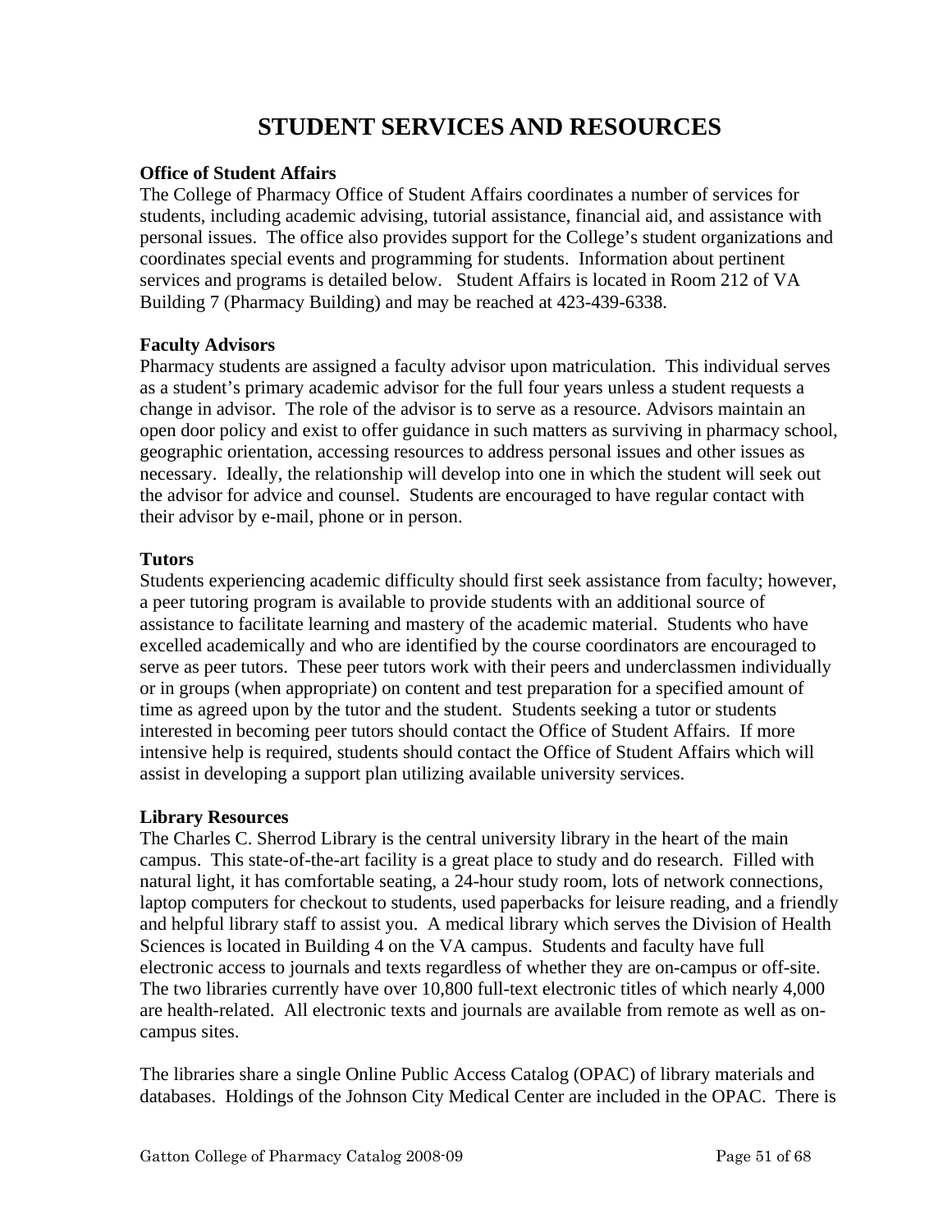# STUDENT SERVICES AND RESOURCES

**Office of Student Affairs**
The College of Pharmacy Office of Student Affairs coordinates a number of services for students, including academic advising, tutorial assistance, financial aid, and assistance with personal issues. The office also provides support for the College's student organizations and coordinates special events and programming for students. Information about pertinent services and programs is detailed below. Student Affairs is located in Room 212 of VA Building 7 (Pharmacy Building) and may be reached at 423-439-6338.

**Faculty Advisors**
Pharmacy students are assigned a faculty advisor upon matriculation. This individual serves as a student's primary academic advisor for the full four years unless a student requests a change in advisor. The role of the advisor is to serve as a resource. Advisors maintain an open door policy and exist to offer guidance in such matters as surviving in pharmacy school, geographic orientation, accessing resources to address personal issues and other issues as necessary. Ideally, the relationship will develop into one in which the student will seek out the advisor for advice and counsel. Students are encouraged to have regular contact with their advisor by e-mail, phone or in person.

**Tutors**
Students experiencing academic difficulty should first seek assistance from faculty; however, a peer tutoring program is available to provide students with an additional source of assistance to facilitate learning and mastery of the academic material. Students who have excelled academically and who are identified by the course coordinators are encouraged to serve as peer tutors. These peer tutors work with their peers and underclassmen individually or in groups (when appropriate) on content and test preparation for a specified amount of time as agreed upon by the tutor and the student. Students seeking a tutor or students interested in becoming peer tutors should contact the Office of Student Affairs. If more intensive help is required, students should contact the Office of Student Affairs which will assist in developing a support plan utilizing available university services.

**Library Resources**
The Charles C. Sherrod Library is the central university library in the heart of the main campus. This state-of-the-art facility is a great place to study and do research. Filled with natural light, it has comfortable seating, a 24-hour study room, lots of network connections, laptop computers for checkout to students, used paperbacks for leisure reading, and a friendly and helpful library staff to assist you. A medical library which serves the Division of Health Sciences is located in Building 4 on the VA campus. Students and faculty have full electronic access to journals and texts regardless of whether they are on-campus or off-site. The two libraries currently have over 10,800 full-text electronic titles of which nearly 4,000 are health-related. All electronic texts and journals are available from remote as well as on-campus sites.

The libraries share a single Online Public Access Catalog (OPAC) of library materials and databases. Holdings of the Johnson City Medical Center are included in the OPAC. There is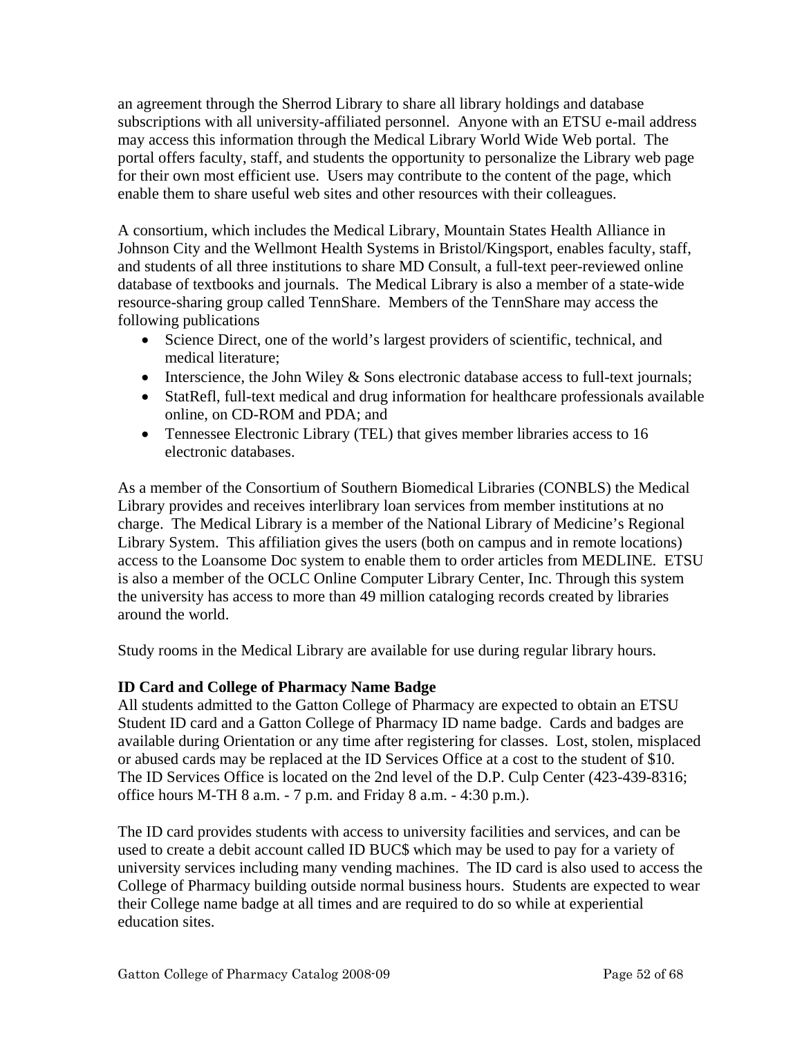an agreement through the Sherrod Library to share all library holdings and database subscriptions with all university-affiliated personnel. Anyone with an ETSU e-mail address may access this information through the Medical Library World Wide Web portal. The portal offers faculty, staff, and students the opportunity to personalize the Library web page for their own most efficient use. Users may contribute to the content of the page, which enable them to share useful web sites and other resources with their colleagues.

A consortium, which includes the Medical Library, Mountain States Health Alliance in Johnson City and the Wellmont Health Systems in Bristol/Kingsport, enables faculty, staff, and students of all three institutions to share MD Consult, a full-text peer-reviewed online database of textbooks and journals. The Medical Library is also a member of a state-wide resource-sharing group called TennShare. Members of the TennShare may access the following publications

- Science Direct, one of the world's largest providers of scientific, technical, and medical literature;
- Interscience, the John Wiley & Sons electronic database access to full-text journals;
- StatRefl, full-text medical and drug information for healthcare professionals available online, on CD-ROM and PDA; and
- Tennessee Electronic Library (TEL) that gives member libraries access to 16 electronic databases.

As a member of the Consortium of Southern Biomedical Libraries (CONBLS) the Medical Library provides and receives interlibrary loan services from member institutions at no charge. The Medical Library is a member of the National Library of Medicine's Regional Library System. This affiliation gives the users (both on campus and in remote locations) access to the Loansome Doc system to enable them to order articles from MEDLINE. ETSU is also a member of the OCLC Online Computer Library Center, Inc. Through this system the university has access to more than 49 million cataloging records created by libraries around the world.

Study rooms in the Medical Library are available for use during regular library hours.

**ID Card and College of Pharmacy Name Badge**

All students admitted to the Gatton College of Pharmacy are expected to obtain an ETSU Student ID card and a Gatton College of Pharmacy ID name badge. Cards and badges are available during Orientation or any time after registering for classes. Lost, stolen, misplaced or abused cards may be replaced at the ID Services Office at a cost to the student of $10. The ID Services Office is located on the 2nd level of the D.P. Culp Center (423-439-8316; office hours M-TH 8 a.m. - 7 p.m. and Friday 8 a.m. - 4:30 p.m.).

The ID card provides students with access to university facilities and services, and can be used to create a debit account called ID BUC$ which may be used to pay for a variety of university services including many vending machines. The ID card is also used to access the College of Pharmacy building outside normal business hours. Students are expected to wear their College name badge at all times and are required to do so while at experiential education sites.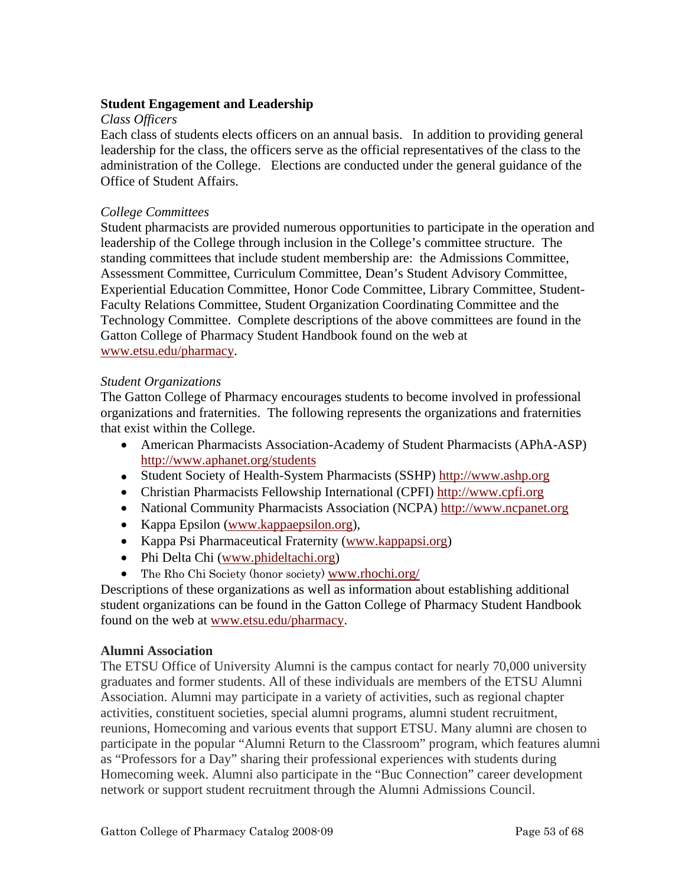## Student Engagement and Leadership

*Class Officers*

Each class of students elects officers on an annual basis. In addition to providing general leadership for the class, the officers serve as the official representatives of the class to the administration of the College. Elections are conducted under the general guidance of the Office of Student Affairs.

*College Committees*

Student pharmacists are provided numerous opportunities to participate in the operation and leadership of the College through inclusion in the College's committee structure. The standing committees that include student membership are: the Admissions Committee, Assessment Committee, Curriculum Committee, Dean's Student Advisory Committee, Experiential Education Committee, Honor Code Committee, Library Committee, Student-Faculty Relations Committee, Student Organization Coordinating Committee and the Technology Committee. Complete descriptions of the above committees are found in the Gatton College of Pharmacy Student Handbook found on the web at www.etsu.edu/pharmacy.

*Student Organizations*

The Gatton College of Pharmacy encourages students to become involved in professional organizations and fraternities. The following represents the organizations and fraternities that exist within the College.

- American Pharmacists Association-Academy of Student Pharmacists (APhA-ASP) http://www.aphanet.org/students
- Student Society of Health-System Pharmacists (SSHP) http://www.ashp.org
- Christian Pharmacists Fellowship International (CPFI) http://www.cpfi.org
- National Community Pharmacists Association (NCPA) http://www.ncpanet.org
- Kappa Epsilon (www.kappaepsilon.org),
- Kappa Psi Pharmaceutical Fraternity (www.kappapsi.org)
- Phi Delta Chi (www.phideltachi.org)
- The Rho Chi Society (honor society) www.rhochi.org/

Descriptions of these organizations as well as information about establishing additional student organizations can be found in the Gatton College of Pharmacy Student Handbook found on the web at www.etsu.edu/pharmacy.

## Alumni Association

The ETSU Office of University Alumni is the campus contact for nearly 70,000 university graduates and former students. All of these individuals are members of the ETSU Alumni Association. Alumni may participate in a variety of activities, such as regional chapter activities, constituent societies, special alumni programs, alumni student recruitment, reunions, Homecoming and various events that support ETSU. Many alumni are chosen to participate in the popular "Alumni Return to the Classroom" program, which features alumni as "Professors for a Day" sharing their professional experiences with students during Homecoming week. Alumni also participate in the "Buc Connection" career development network or support student recruitment through the Alumni Admissions Council.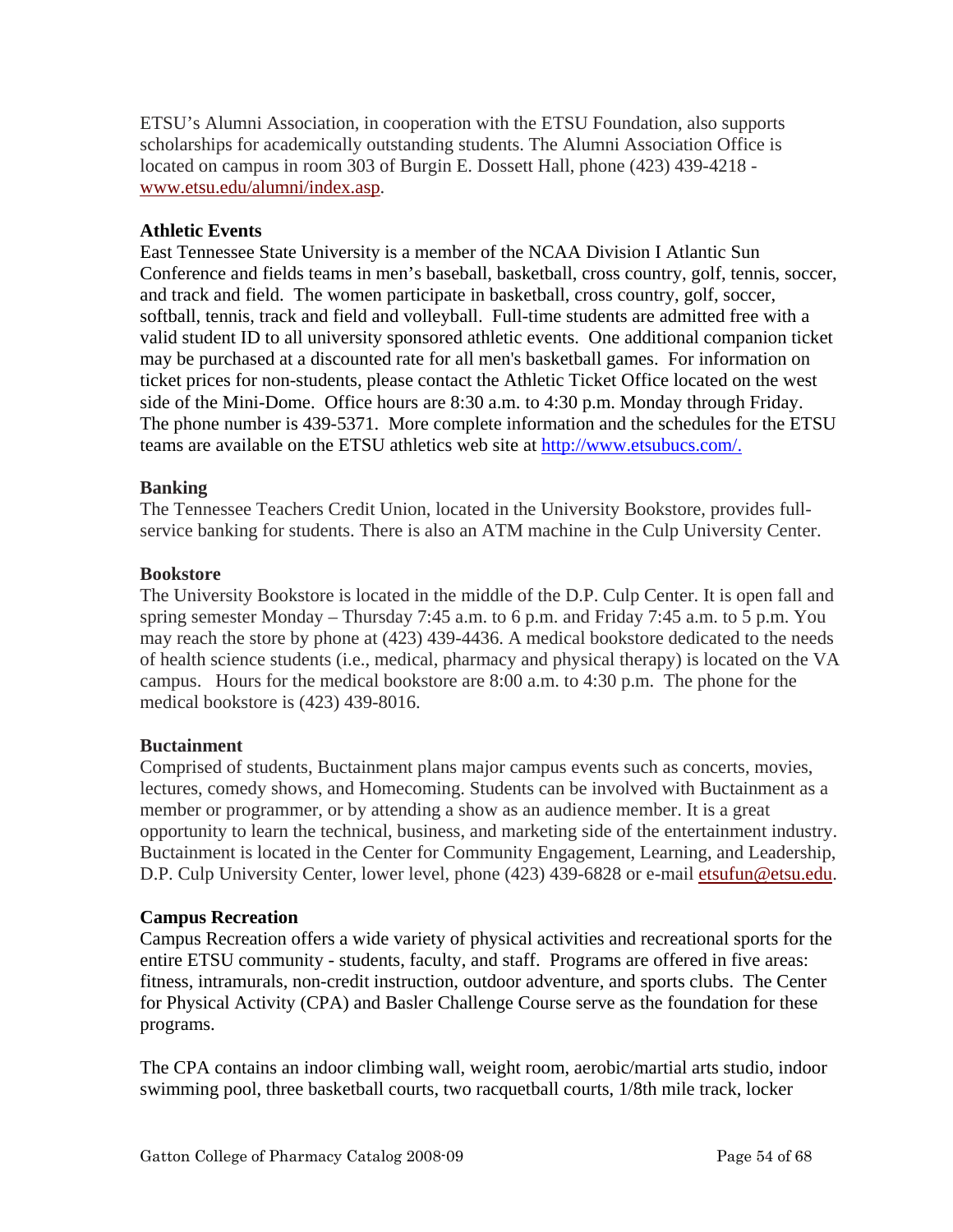ETSU's Alumni Association, in cooperation with the ETSU Foundation, also supports scholarships for academically outstanding students. The Alumni Association Office is located on campus in room 303 of Burgin E. Dossett Hall, phone (423) 439-4218 - www.etsu.edu/alumni/index.asp.

**Athletic Events**
East Tennessee State University is a member of the NCAA Division I Atlantic Sun Conference and fields teams in men's baseball, basketball, cross country, golf, tennis, soccer, and track and field. The women participate in basketball, cross country, golf, soccer, softball, tennis, track and field and volleyball. Full-time students are admitted free with a valid student ID to all university sponsored athletic events. One additional companion ticket may be purchased at a discounted rate for all men's basketball games. For information on ticket prices for non-students, please contact the Athletic Ticket Office located on the west side of the Mini-Dome. Office hours are 8:30 a.m. to 4:30 p.m. Monday through Friday. The phone number is 439-5371. More complete information and the schedules for the ETSU teams are available on the ETSU athletics web site at http://www.etsubucs.com/.

**Banking**
The Tennessee Teachers Credit Union, located in the University Bookstore, provides full-service banking for students. There is also an ATM machine in the Culp University Center.

**Bookstore**
The University Bookstore is located in the middle of the D.P. Culp Center. It is open fall and spring semester Monday – Thursday 7:45 a.m. to 6 p.m. and Friday 7:45 a.m. to 5 p.m. You may reach the store by phone at (423) 439-4436. A medical bookstore dedicated to the needs of health science students (i.e., medical, pharmacy and physical therapy) is located on the VA campus. Hours for the medical bookstore are 8:00 a.m. to 4:30 p.m. The phone for the medical bookstore is (423) 439-8016.

**Buctainment**
Comprised of students, Buctainment plans major campus events such as concerts, movies, lectures, comedy shows, and Homecoming. Students can be involved with Buctainment as a member or programmer, or by attending a show as an audience member. It is a great opportunity to learn the technical, business, and marketing side of the entertainment industry. Buctainment is located in the Center for Community Engagement, Learning, and Leadership, D.P. Culp University Center, lower level, phone (423) 439-6828 or e-mail etsufun@etsu.edu.

**Campus Recreation**
Campus Recreation offers a wide variety of physical activities and recreational sports for the entire ETSU community - students, faculty, and staff. Programs are offered in five areas: fitness, intramurals, non-credit instruction, outdoor adventure, and sports clubs. The Center for Physical Activity (CPA) and Basler Challenge Course serve as the foundation for these programs.

The CPA contains an indoor climbing wall, weight room, aerobic/martial arts studio, indoor swimming pool, three basketball courts, two racquetball courts, 1/8th mile track, locker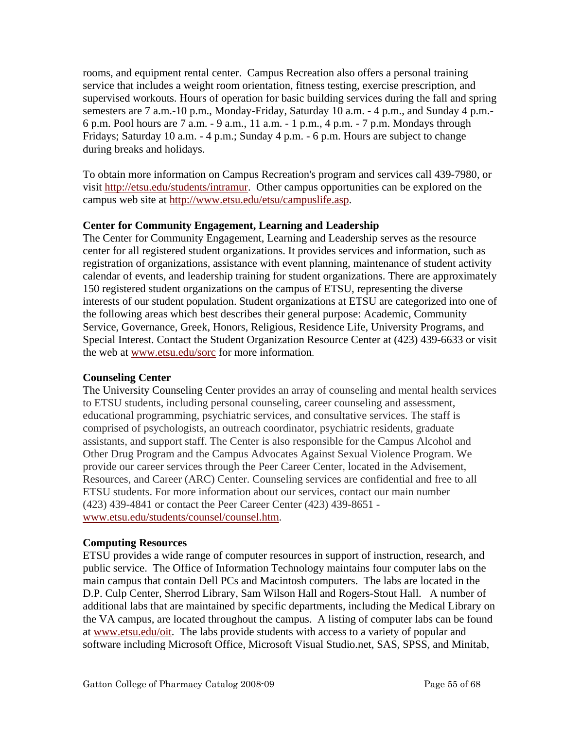rooms, and equipment rental center. Campus Recreation also offers a personal training service that includes a weight room orientation, fitness testing, exercise prescription, and supervised workouts. Hours of operation for basic building services during the fall and spring semesters are 7 a.m.-10 p.m., Monday-Friday, Saturday 10 a.m. - 4 p.m., and Sunday 4 p.m.- 6 p.m. Pool hours are 7 a.m. - 9 a.m., 11 a.m. - 1 p.m., 4 p.m. - 7 p.m. Mondays through Fridays; Saturday 10 a.m. - 4 p.m.; Sunday 4 p.m. - 6 p.m. Hours are subject to change during breaks and holidays.

To obtain more information on Campus Recreation's program and services call 439-7980, or visit http://etsu.edu/students/intramur. Other campus opportunities can be explored on the campus web site at http://www.etsu.edu/etsu/campuslife.asp.

**Center for Community Engagement, Learning and Leadership**

The Center for Community Engagement, Learning and Leadership serves as the resource center for all registered student organizations. It provides services and information, such as registration of organizations, assistance with event planning, maintenance of student activity calendar of events, and leadership training for student organizations. There are approximately 150 registered student organizations on the campus of ETSU, representing the diverse interests of our student population. Student organizations at ETSU are categorized into one of the following areas which best describes their general purpose: Academic, Community Service, Governance, Greek, Honors, Religious, Residence Life, University Programs, and Special Interest. Contact the Student Organization Resource Center at (423) 439-6633 or visit the web at www.etsu.edu/sorc for more information.

**Counseling Center**

The University Counseling Center provides an array of counseling and mental health services to ETSU students, including personal counseling, career counseling and assessment, educational programming, psychiatric services, and consultative services. The staff is comprised of psychologists, an outreach coordinator, psychiatric residents, graduate assistants, and support staff. The Center is also responsible for the Campus Alcohol and Other Drug Program and the Campus Advocates Against Sexual Violence Program. We provide our career services through the Peer Career Center, located in the Advisement, Resources, and Career (ARC) Center. Counseling services are confidential and free to all ETSU students. For more information about our services, contact our main number (423) 439-4841 or contact the Peer Career Center (423) 439-8651 - www.etsu.edu/students/counsel/counsel.htm.

**Computing Resources**

ETSU provides a wide range of computer resources in support of instruction, research, and public service. The Office of Information Technology maintains four computer labs on the main campus that contain Dell PCs and Macintosh computers. The labs are located in the D.P. Culp Center, Sherrod Library, Sam Wilson Hall and Rogers-Stout Hall. A number of additional labs that are maintained by specific departments, including the Medical Library on the VA campus, are located throughout the campus. A listing of computer labs can be found at www.etsu.edu/oit. The labs provide students with access to a variety of popular and software including Microsoft Office, Microsoft Visual Studio.net, SAS, SPSS, and Minitab,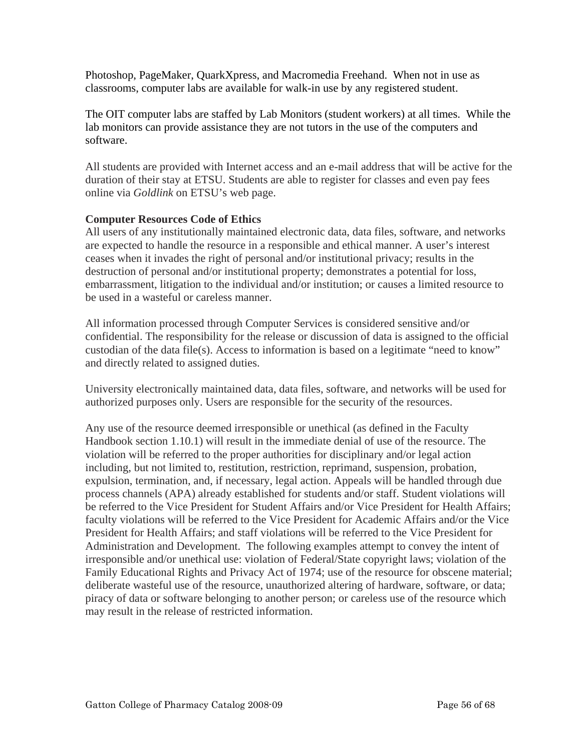Photoshop, PageMaker, QuarkXpress, and Macromedia Freehand. When not in use as classrooms, computer labs are available for walk-in use by any registered student.

The OIT computer labs are staffed by Lab Monitors (student workers) at all times. While the lab monitors can provide assistance they are not tutors in the use of the computers and software.

All students are provided with Internet access and an e-mail address that will be active for the duration of their stay at ETSU. Students are able to register for classes and even pay fees online via *Goldlink* on ETSU's web page.

**Computer Resources Code of Ethics**

All users of any institutionally maintained electronic data, data files, software, and networks are expected to handle the resource in a responsible and ethical manner. A user's interest ceases when it invades the right of personal and/or institutional privacy; results in the destruction of personal and/or institutional property; demonstrates a potential for loss, embarrassment, litigation to the individual and/or institution; or causes a limited resource to be used in a wasteful or careless manner.

All information processed through Computer Services is considered sensitive and/or confidential. The responsibility for the release or discussion of data is assigned to the official custodian of the data file(s). Access to information is based on a legitimate "need to know" and directly related to assigned duties.

University electronically maintained data, data files, software, and networks will be used for authorized purposes only. Users are responsible for the security of the resources.

Any use of the resource deemed irresponsible or unethical (as defined in the Faculty Handbook section 1.10.1) will result in the immediate denial of use of the resource. The violation will be referred to the proper authorities for disciplinary and/or legal action including, but not limited to, restitution, restriction, reprimand, suspension, probation, expulsion, termination, and, if necessary, legal action. Appeals will be handled through due process channels (APA) already established for students and/or staff. Student violations will be referred to the Vice President for Student Affairs and/or Vice President for Health Affairs; faculty violations will be referred to the Vice President for Academic Affairs and/or the Vice President for Health Affairs; and staff violations will be referred to the Vice President for Administration and Development. The following examples attempt to convey the intent of irresponsible and/or unethical use: violation of Federal/State copyright laws; violation of the Family Educational Rights and Privacy Act of 1974; use of the resource for obscene material; deliberate wasteful use of the resource, unauthorized altering of hardware, software, or data; piracy of data or software belonging to another person; or careless use of the resource which may result in the release of restricted information.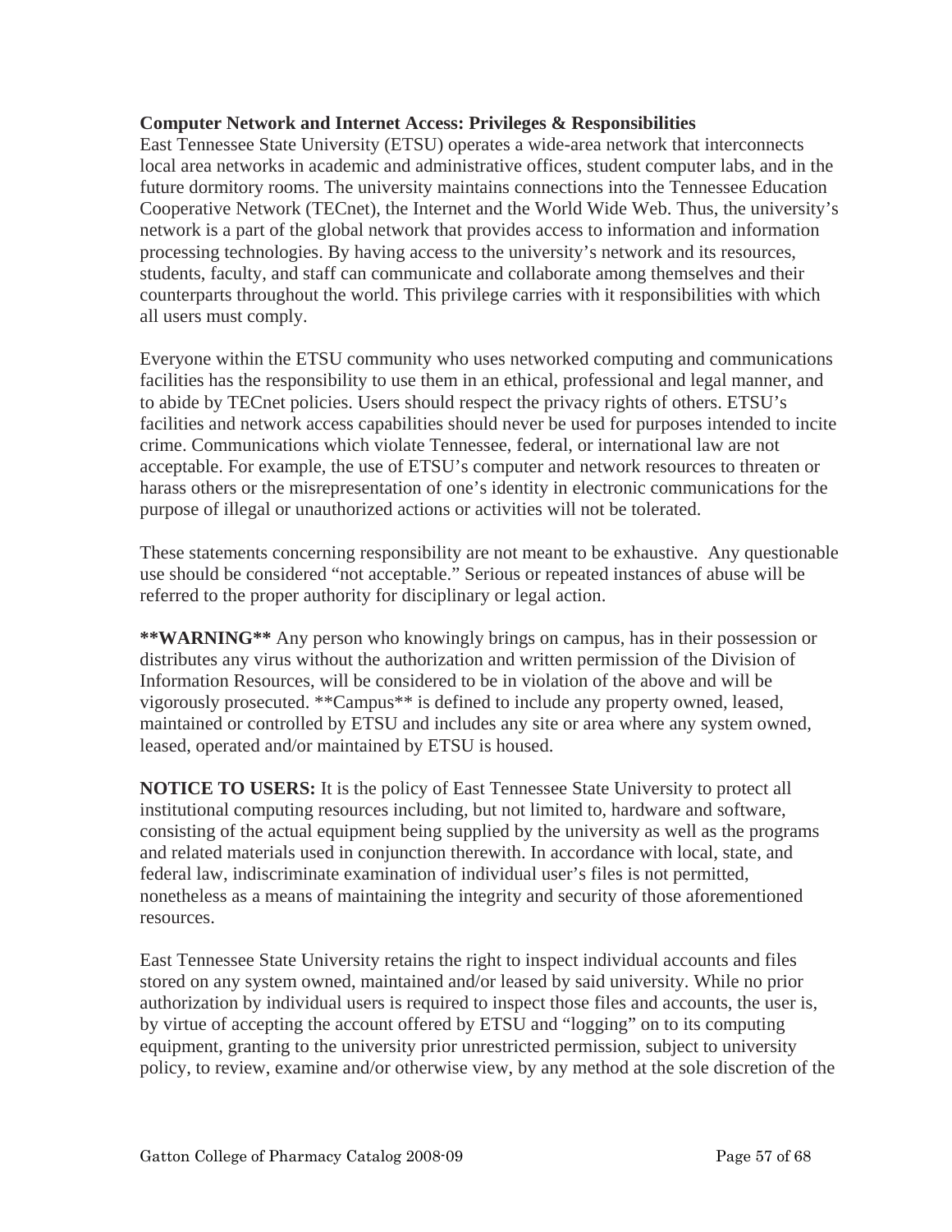**Computer Network and Internet Access: Privileges & Responsibilities**

East Tennessee State University (ETSU) operates a wide-area network that interconnects local area networks in academic and administrative offices, student computer labs, and in the future dormitory rooms. The university maintains connections into the Tennessee Education Cooperative Network (TECnet), the Internet and the World Wide Web. Thus, the university's network is a part of the global network that provides access to information and information processing technologies. By having access to the university's network and its resources, students, faculty, and staff can communicate and collaborate among themselves and their counterparts throughout the world. This privilege carries with it responsibilities with which all users must comply.

Everyone within the ETSU community who uses networked computing and communications facilities has the responsibility to use them in an ethical, professional and legal manner, and to abide by TECnet policies. Users should respect the privacy rights of others. ETSU's facilities and network access capabilities should never be used for purposes intended to incite crime. Communications which violate Tennessee, federal, or international law are not acceptable. For example, the use of ETSU's computer and network resources to threaten or harass others or the misrepresentation of one's identity in electronic communications for the purpose of illegal or unauthorized actions or activities will not be tolerated.

These statements concerning responsibility are not meant to be exhaustive. Any questionable use should be considered "not acceptable." Serious or repeated instances of abuse will be referred to the proper authority for disciplinary or legal action.

**\*\*WARNING\*\*** Any person who knowingly brings on campus, has in their possession or distributes any virus without the authorization and written permission of the Division of Information Resources, will be considered to be in violation of the above and will be vigorously prosecuted. \*\*Campus\*\* is defined to include any property owned, leased, maintained or controlled by ETSU and includes any site or area where any system owned, leased, operated and/or maintained by ETSU is housed.

**NOTICE TO USERS:** It is the policy of East Tennessee State University to protect all institutional computing resources including, but not limited to, hardware and software, consisting of the actual equipment being supplied by the university as well as the programs and related materials used in conjunction therewith. In accordance with local, state, and federal law, indiscriminate examination of individual user's files is not permitted, nonetheless as a means of maintaining the integrity and security of those aforementioned resources.

East Tennessee State University retains the right to inspect individual accounts and files stored on any system owned, maintained and/or leased by said university. While no prior authorization by individual users is required to inspect those files and accounts, the user is, by virtue of accepting the account offered by ETSU and "logging" on to its computing equipment, granting to the university prior unrestricted permission, subject to university policy, to review, examine and/or otherwise view, by any method at the sole discretion of the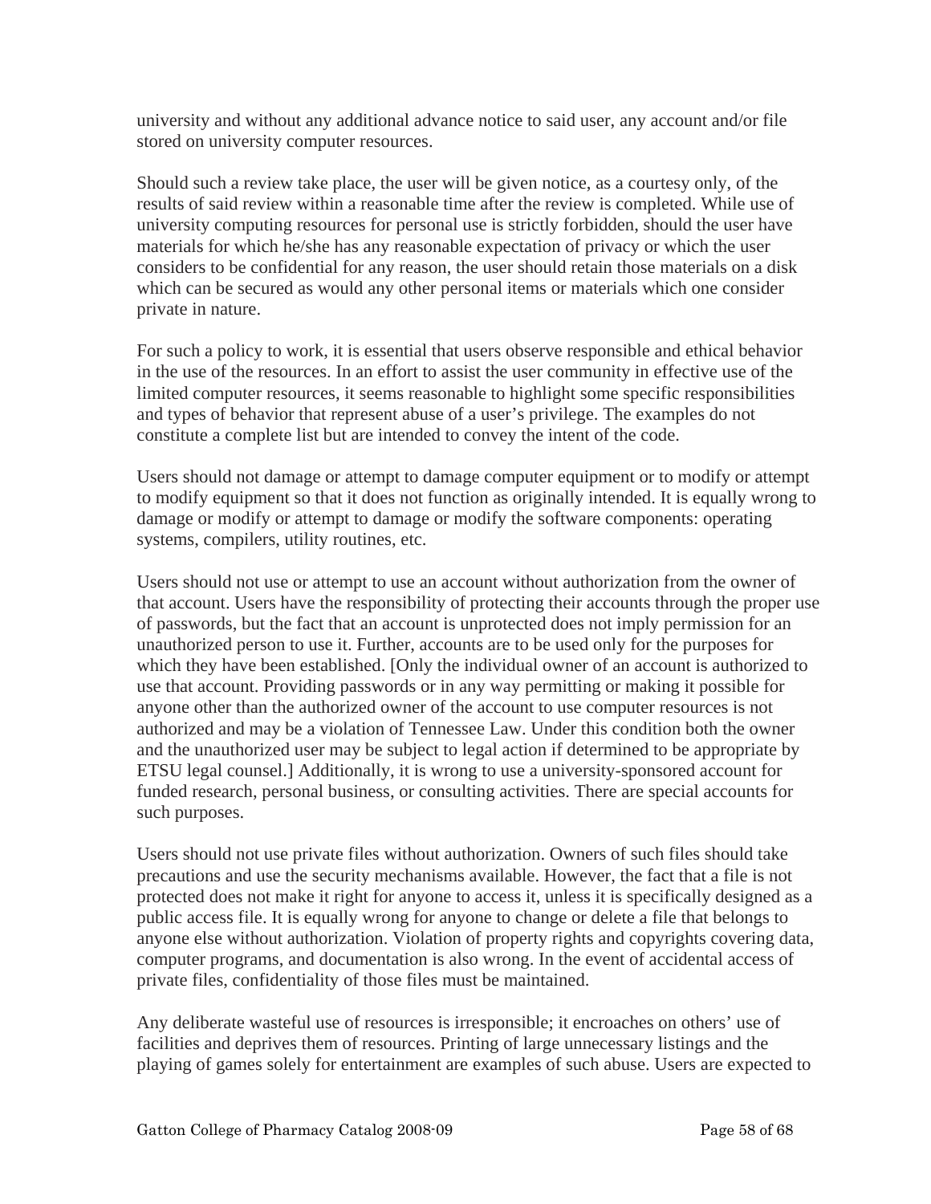university and without any additional advance notice to said user, any account and/or file stored on university computer resources.

Should such a review take place, the user will be given notice, as a courtesy only, of the results of said review within a reasonable time after the review is completed. While use of university computing resources for personal use is strictly forbidden, should the user have materials for which he/she has any reasonable expectation of privacy or which the user considers to be confidential for any reason, the user should retain those materials on a disk which can be secured as would any other personal items or materials which one consider private in nature.

For such a policy to work, it is essential that users observe responsible and ethical behavior in the use of the resources. In an effort to assist the user community in effective use of the limited computer resources, it seems reasonable to highlight some specific responsibilities and types of behavior that represent abuse of a user's privilege. The examples do not constitute a complete list but are intended to convey the intent of the code.

Users should not damage or attempt to damage computer equipment or to modify or attempt to modify equipment so that it does not function as originally intended. It is equally wrong to damage or modify or attempt to damage or modify the software components: operating systems, compilers, utility routines, etc.

Users should not use or attempt to use an account without authorization from the owner of that account. Users have the responsibility of protecting their accounts through the proper use of passwords, but the fact that an account is unprotected does not imply permission for an unauthorized person to use it. Further, accounts are to be used only for the purposes for which they have been established. [Only the individual owner of an account is authorized to use that account. Providing passwords or in any way permitting or making it possible for anyone other than the authorized owner of the account to use computer resources is not authorized and may be a violation of Tennessee Law. Under this condition both the owner and the unauthorized user may be subject to legal action if determined to be appropriate by ETSU legal counsel.] Additionally, it is wrong to use a university-sponsored account for funded research, personal business, or consulting activities. There are special accounts for such purposes.

Users should not use private files without authorization. Owners of such files should take precautions and use the security mechanisms available. However, the fact that a file is not protected does not make it right for anyone to access it, unless it is specifically designed as a public access file. It is equally wrong for anyone to change or delete a file that belongs to anyone else without authorization. Violation of property rights and copyrights covering data, computer programs, and documentation is also wrong. In the event of accidental access of private files, confidentiality of those files must be maintained.

Any deliberate wasteful use of resources is irresponsible; it encroaches on others' use of facilities and deprives them of resources. Printing of large unnecessary listings and the playing of games solely for entertainment are examples of such abuse. Users are expected to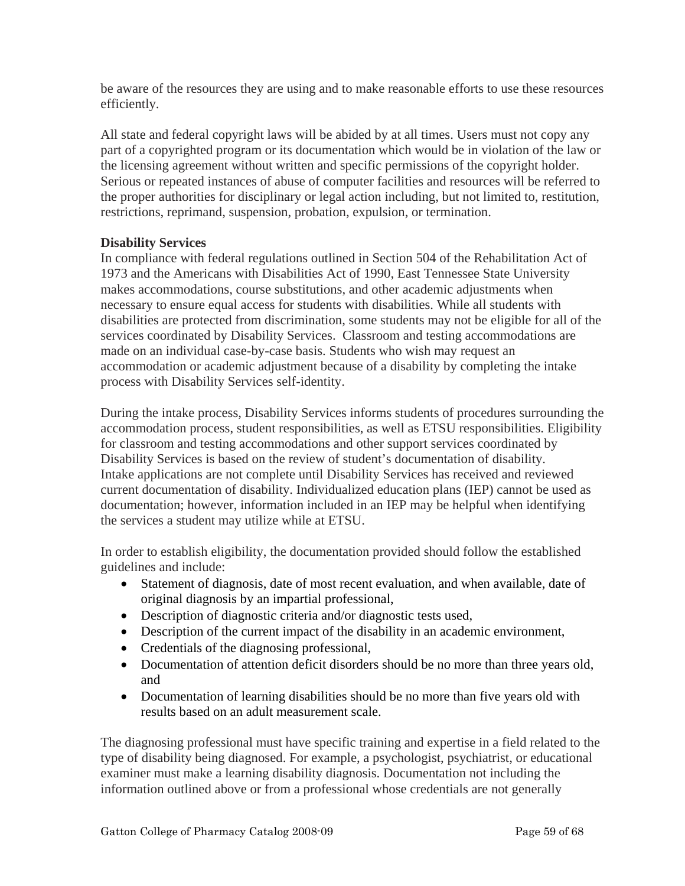be aware of the resources they are using and to make reasonable efforts to use these resources efficiently.

All state and federal copyright laws will be abided by at all times. Users must not copy any part of a copyrighted program or its documentation which would be in violation of the law or the licensing agreement without written and specific permissions of the copyright holder. Serious or repeated instances of abuse of computer facilities and resources will be referred to the proper authorities for disciplinary or legal action including, but not limited to, restitution, restrictions, reprimand, suspension, probation, expulsion, or termination.

**Disability Services**

In compliance with federal regulations outlined in Section 504 of the Rehabilitation Act of 1973 and the Americans with Disabilities Act of 1990, East Tennessee State University makes accommodations, course substitutions, and other academic adjustments when necessary to ensure equal access for students with disabilities. While all students with disabilities are protected from discrimination, some students may not be eligible for all of the services coordinated by Disability Services. Classroom and testing accommodations are made on an individual case-by-case basis. Students who wish may request an accommodation or academic adjustment because of a disability by completing the intake process with Disability Services self-identity.

During the intake process, Disability Services informs students of procedures surrounding the accommodation process, student responsibilities, as well as ETSU responsibilities. Eligibility for classroom and testing accommodations and other support services coordinated by Disability Services is based on the review of student's documentation of disability. Intake applications are not complete until Disability Services has received and reviewed current documentation of disability. Individualized education plans (IEP) cannot be used as documentation; however, information included in an IEP may be helpful when identifying the services a student may utilize while at ETSU.

In order to establish eligibility, the documentation provided should follow the established guidelines and include:

- Statement of diagnosis, date of most recent evaluation, and when available, date of original diagnosis by an impartial professional,
- Description of diagnostic criteria and/or diagnostic tests used,
- Description of the current impact of the disability in an academic environment,
- Credentials of the diagnosing professional,
- Documentation of attention deficit disorders should be no more than three years old, and
- Documentation of learning disabilities should be no more than five years old with results based on an adult measurement scale.

The diagnosing professional must have specific training and expertise in a field related to the type of disability being diagnosed. For example, a psychologist, psychiatrist, or educational examiner must make a learning disability diagnosis. Documentation not including the information outlined above or from a professional whose credentials are not generally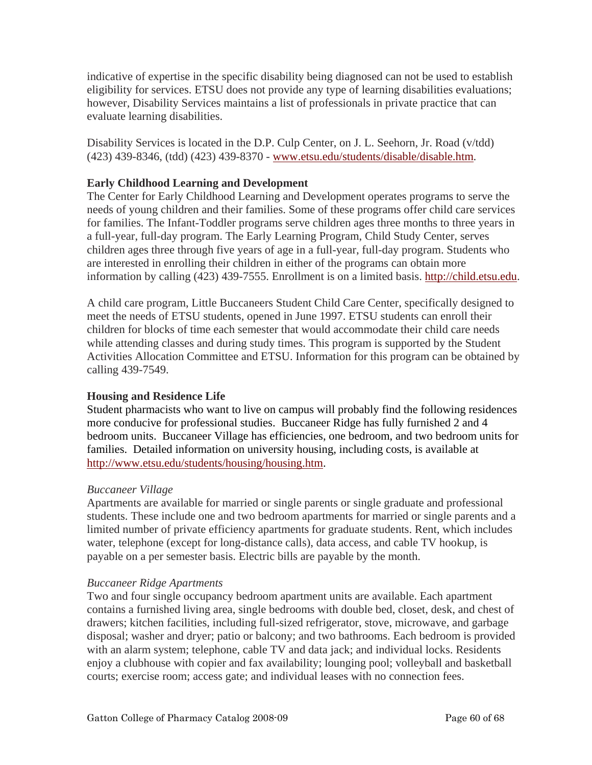indicative of expertise in the specific disability being diagnosed can not be used to establish eligibility for services. ETSU does not provide any type of learning disabilities evaluations; however, Disability Services maintains a list of professionals in private practice that can evaluate learning disabilities.

Disability Services is located in the D.P. Culp Center, on J. L. Seehorn, Jr. Road (v/tdd) (423) 439-8346, (tdd) (423) 439-8370 - www.etsu.edu/students/disable/disable.htm.

**Early Childhood Learning and Development**
The Center for Early Childhood Learning and Development operates programs to serve the needs of young children and their families. Some of these programs offer child care services for families. The Infant-Toddler programs serve children ages three months to three years in a full-year, full-day program. The Early Learning Program, Child Study Center, serves children ages three through five years of age in a full-year, full-day program. Students who are interested in enrolling their children in either of the programs can obtain more information by calling (423) 439-7555. Enrollment is on a limited basis. http://child.etsu.edu.

A child care program, Little Buccaneers Student Child Care Center, specifically designed to meet the needs of ETSU students, opened in June 1997. ETSU students can enroll their children for blocks of time each semester that would accommodate their child care needs while attending classes and during study times. This program is supported by the Student Activities Allocation Committee and ETSU. Information for this program can be obtained by calling 439-7549.

**Housing and Residence Life**
Student pharmacists who want to live on campus will probably find the following residences more conducive for professional studies. Buccaneer Ridge has fully furnished 2 and 4 bedroom units. Buccaneer Village has efficiencies, one bedroom, and two bedroom units for families. Detailed information on university housing, including costs, is available at http://www.etsu.edu/students/housing/housing.htm.

*Buccaneer Village*
Apartments are available for married or single parents or single graduate and professional students. These include one and two bedroom apartments for married or single parents and a limited number of private efficiency apartments for graduate students. Rent, which includes water, telephone (except for long-distance calls), data access, and cable TV hookup, is payable on a per semester basis. Electric bills are payable by the month.

*Buccaneer Ridge Apartments*
Two and four single occupancy bedroom apartment units are available. Each apartment contains a furnished living area, single bedrooms with double bed, closet, desk, and chest of drawers; kitchen facilities, including full-sized refrigerator, stove, microwave, and garbage disposal; washer and dryer; patio or balcony; and two bathrooms. Each bedroom is provided with an alarm system; telephone, cable TV and data jack; and individual locks. Residents enjoy a clubhouse with copier and fax availability; lounging pool; volleyball and basketball courts; exercise room; access gate; and individual leases with no connection fees.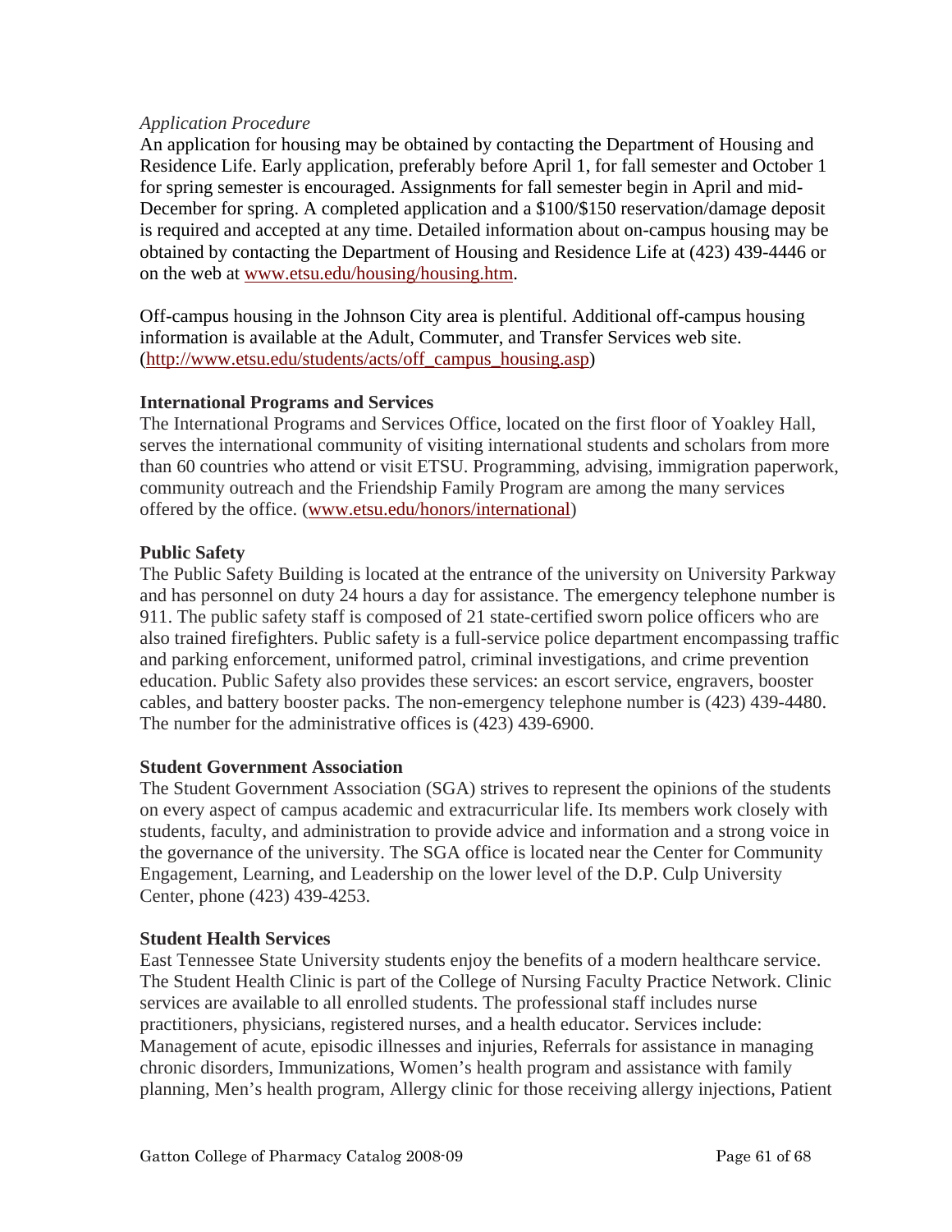*Application Procedure*

An application for housing may be obtained by contacting the Department of Housing and Residence Life. Early application, preferably before April 1, for fall semester and October 1 for spring semester is encouraged. Assignments for fall semester begin in April and mid-December for spring. A completed application and a $100/$150 reservation/damage deposit is required and accepted at any time. Detailed information about on-campus housing may be obtained by contacting the Department of Housing and Residence Life at (423) 439-4446 or on the web at www.etsu.edu/housing/housing.htm.

Off-campus housing in the Johnson City area is plentiful. Additional off-campus housing information is available at the Adult, Commuter, and Transfer Services web site. (http://www.etsu.edu/students/acts/off_campus_housing.asp)

**International Programs and Services**

The International Programs and Services Office, located on the first floor of Yoakley Hall, serves the international community of visiting international students and scholars from more than 60 countries who attend or visit ETSU. Programming, advising, immigration paperwork, community outreach and the Friendship Family Program are among the many services offered by the office. (www.etsu.edu/honors/international)

**Public Safety**

The Public Safety Building is located at the entrance of the university on University Parkway and has personnel on duty 24 hours a day for assistance. The emergency telephone number is 911. The public safety staff is composed of 21 state-certified sworn police officers who are also trained firefighters. Public safety is a full-service police department encompassing traffic and parking enforcement, uniformed patrol, criminal investigations, and crime prevention education. Public Safety also provides these services: an escort service, engravers, booster cables, and battery booster packs. The non-emergency telephone number is (423) 439-4480. The number for the administrative offices is (423) 439-6900.

**Student Government Association**

The Student Government Association (SGA) strives to represent the opinions of the students on every aspect of campus academic and extracurricular life. Its members work closely with students, faculty, and administration to provide advice and information and a strong voice in the governance of the university. The SGA office is located near the Center for Community Engagement, Learning, and Leadership on the lower level of the D.P. Culp University Center, phone (423) 439-4253.

**Student Health Services**

East Tennessee State University students enjoy the benefits of a modern healthcare service. The Student Health Clinic is part of the College of Nursing Faculty Practice Network. Clinic services are available to all enrolled students. The professional staff includes nurse practitioners, physicians, registered nurses, and a health educator. Services include: Management of acute, episodic illnesses and injuries, Referrals for assistance in managing chronic disorders, Immunizations, Women's health program and assistance with family planning, Men's health program, Allergy clinic for those receiving allergy injections, Patient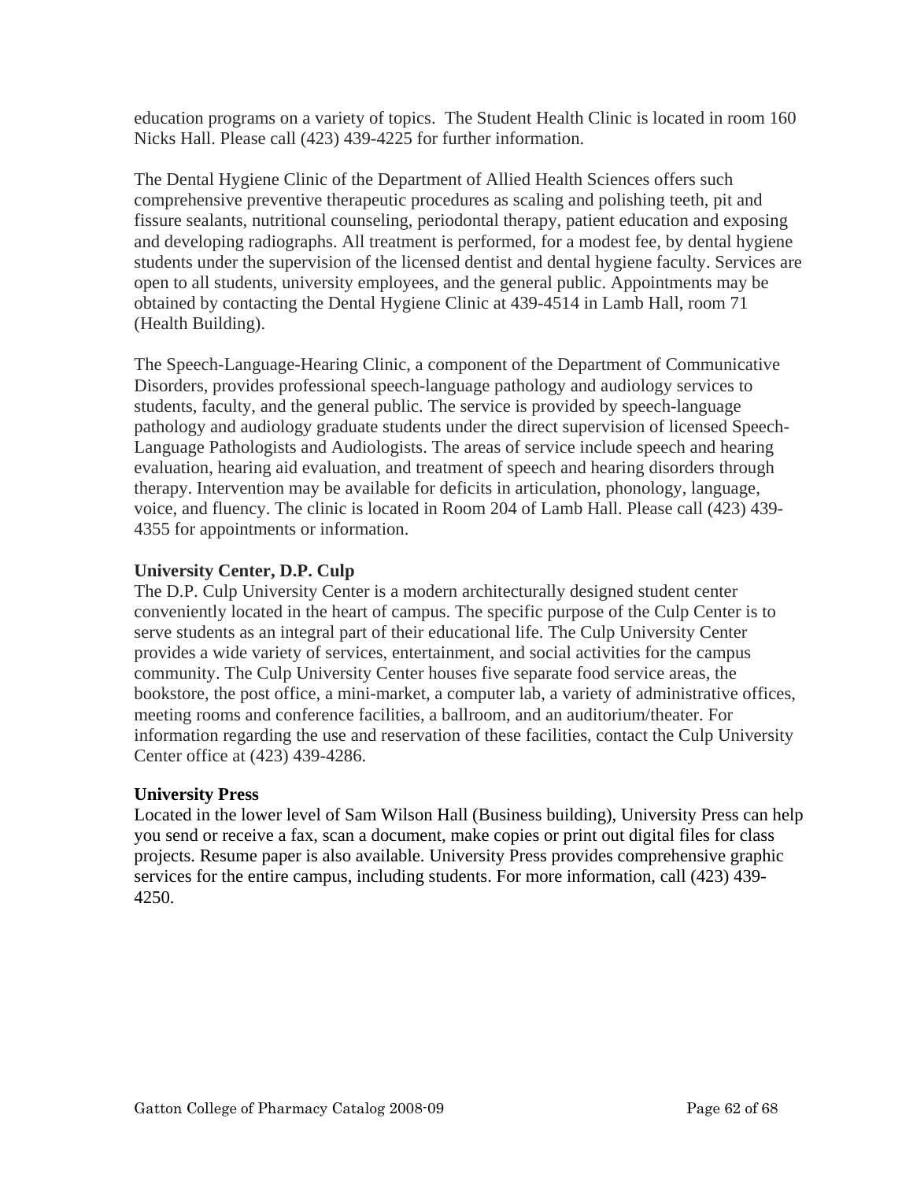education programs on a variety of topics. The Student Health Clinic is located in room 160 Nicks Hall. Please call (423) 439-4225 for further information.

The Dental Hygiene Clinic of the Department of Allied Health Sciences offers such comprehensive preventive therapeutic procedures as scaling and polishing teeth, pit and fissure sealants, nutritional counseling, periodontal therapy, patient education and exposing and developing radiographs. All treatment is performed, for a modest fee, by dental hygiene students under the supervision of the licensed dentist and dental hygiene faculty. Services are open to all students, university employees, and the general public. Appointments may be obtained by contacting the Dental Hygiene Clinic at 439-4514 in Lamb Hall, room 71 (Health Building).

The Speech-Language-Hearing Clinic, a component of the Department of Communicative Disorders, provides professional speech-language pathology and audiology services to students, faculty, and the general public. The service is provided by speech-language pathology and audiology graduate students under the direct supervision of licensed Speech-Language Pathologists and Audiologists. The areas of service include speech and hearing evaluation, hearing aid evaluation, and treatment of speech and hearing disorders through therapy. Intervention may be available for deficits in articulation, phonology, language, voice, and fluency. The clinic is located in Room 204 of Lamb Hall. Please call (423) 439-4355 for appointments or information.

**University Center, D.P. Culp**

The D.P. Culp University Center is a modern architecturally designed student center conveniently located in the heart of campus. The specific purpose of the Culp Center is to serve students as an integral part of their educational life. The Culp University Center provides a wide variety of services, entertainment, and social activities for the campus community. The Culp University Center houses five separate food service areas, the bookstore, the post office, a mini-market, a computer lab, a variety of administrative offices, meeting rooms and conference facilities, a ballroom, and an auditorium/theater. For information regarding the use and reservation of these facilities, contact the Culp University Center office at (423) 439-4286.

**University Press**

Located in the lower level of Sam Wilson Hall (Business building), University Press can help you send or receive a fax, scan a document, make copies or print out digital files for class projects. Resume paper is also available. University Press provides comprehensive graphic services for the entire campus, including students. For more information, call (423) 439-4250.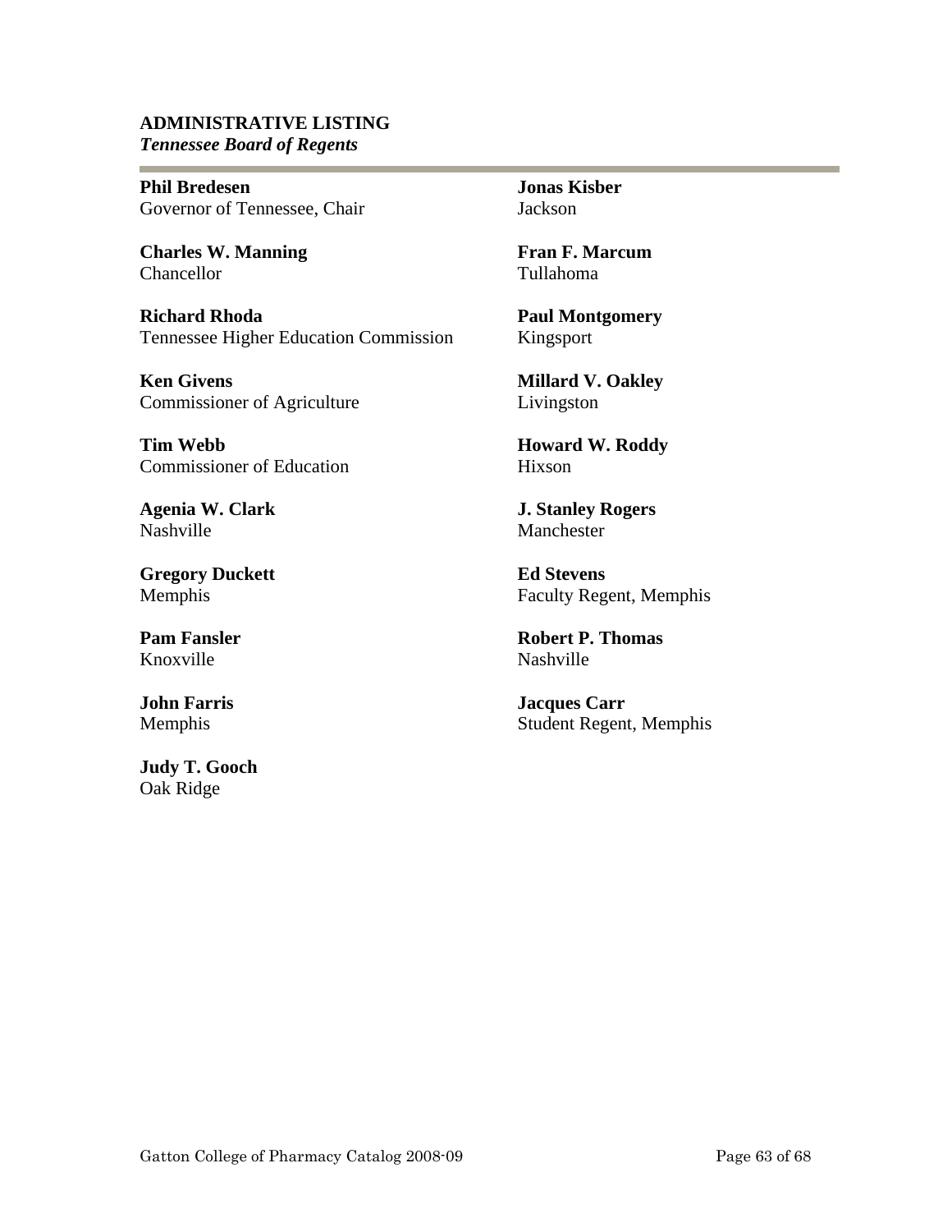## ADMINISTRATIVE LISTING

### *Tennessee Board of Regents*

**Phil Bredesen**
Governor of Tennessee, Chair

**Charles W. Manning**
Chancellor

**Richard Rhoda**
Tennessee Higher Education Commission

**Ken Givens**
Commissioner of Agriculture

**Tim Webb**
Commissioner of Education

**Agenia W. Clark**
Nashville

**Gregory Duckett**
Memphis

**Pam Fansler**
Knoxville

**John Farris**
Memphis

**Judy T. Gooch**
Oak Ridge

**Jonas Kisber**
Jackson

**Fran F. Marcum**
Tullahoma

**Paul Montgomery**
Kingsport

**Millard V. Oakley**
Livingston

**Howard W. Roddy**
Hixson

**J. Stanley Rogers**
Manchester

**Ed Stevens**
Faculty Regent, Memphis

**Robert P. Thomas**
Nashville

**Jacques Carr**
Student Regent, Memphis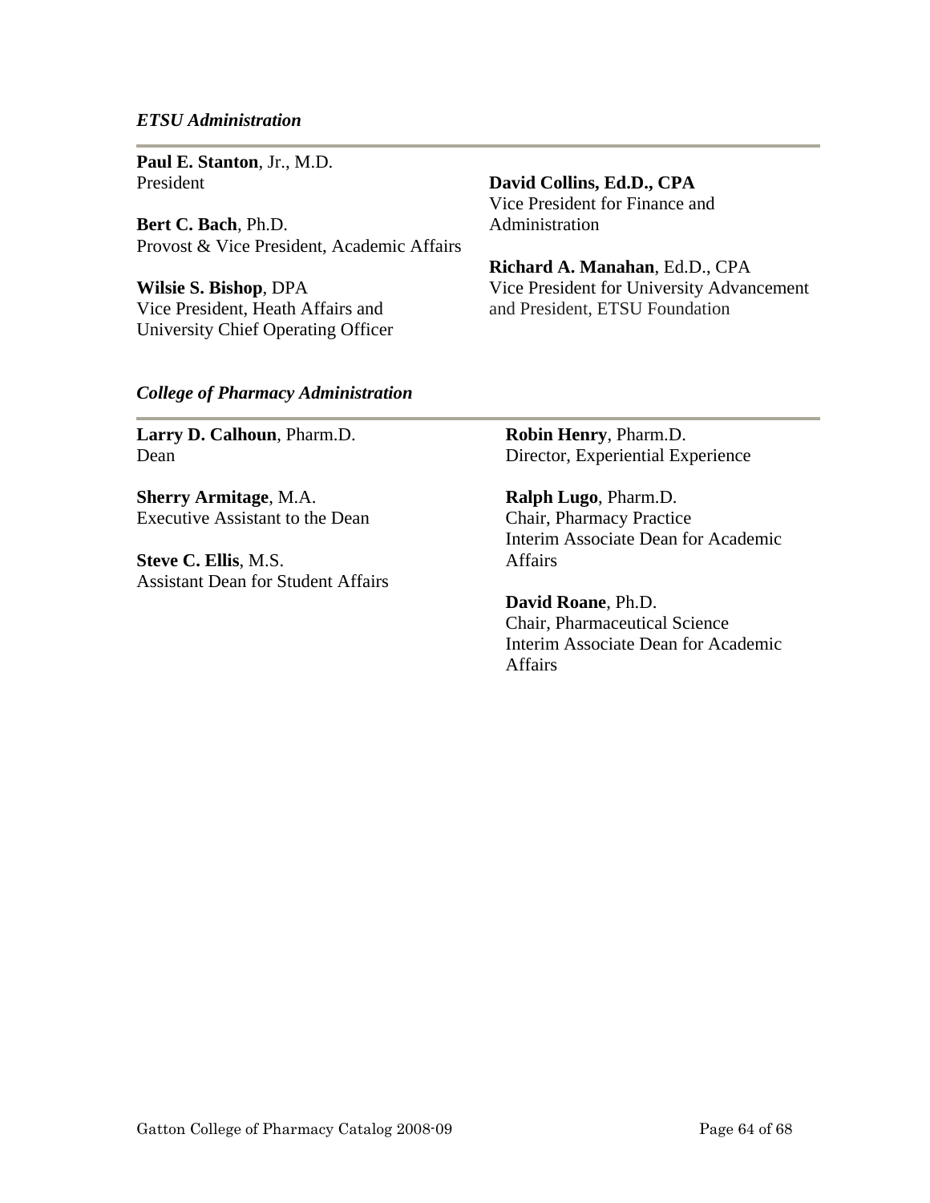*ETSU Administration*

**Paul E. Stanton**, Jr., M.D.
President

**Bert C. Bach**, Ph.D.
Provost & Vice President, Academic Affairs

**Wilsie S. Bishop**, DPA
Vice President, Heath Affairs and University Chief Operating Officer

**David Collins, Ed.D., CPA**
Vice President for Finance and Administration

**Richard A. Manahan**, Ed.D., CPA
Vice President for University Advancement and President, ETSU Foundation

*College of Pharmacy Administration*

**Larry D. Calhoun**, Pharm.D.
Dean

**Sherry Armitage**, M.A.
Executive Assistant to the Dean

**Steve C. Ellis**, M.S.
Assistant Dean for Student Affairs

**Robin Henry**, Pharm.D.
Director, Experiential Experience

**Ralph Lugo**, Pharm.D.
Chair, Pharmacy Practice
Interim Associate Dean for Academic Affairs

**David Roane**, Ph.D.
Chair, Pharmaceutical Science
Interim Associate Dean for Academic Affairs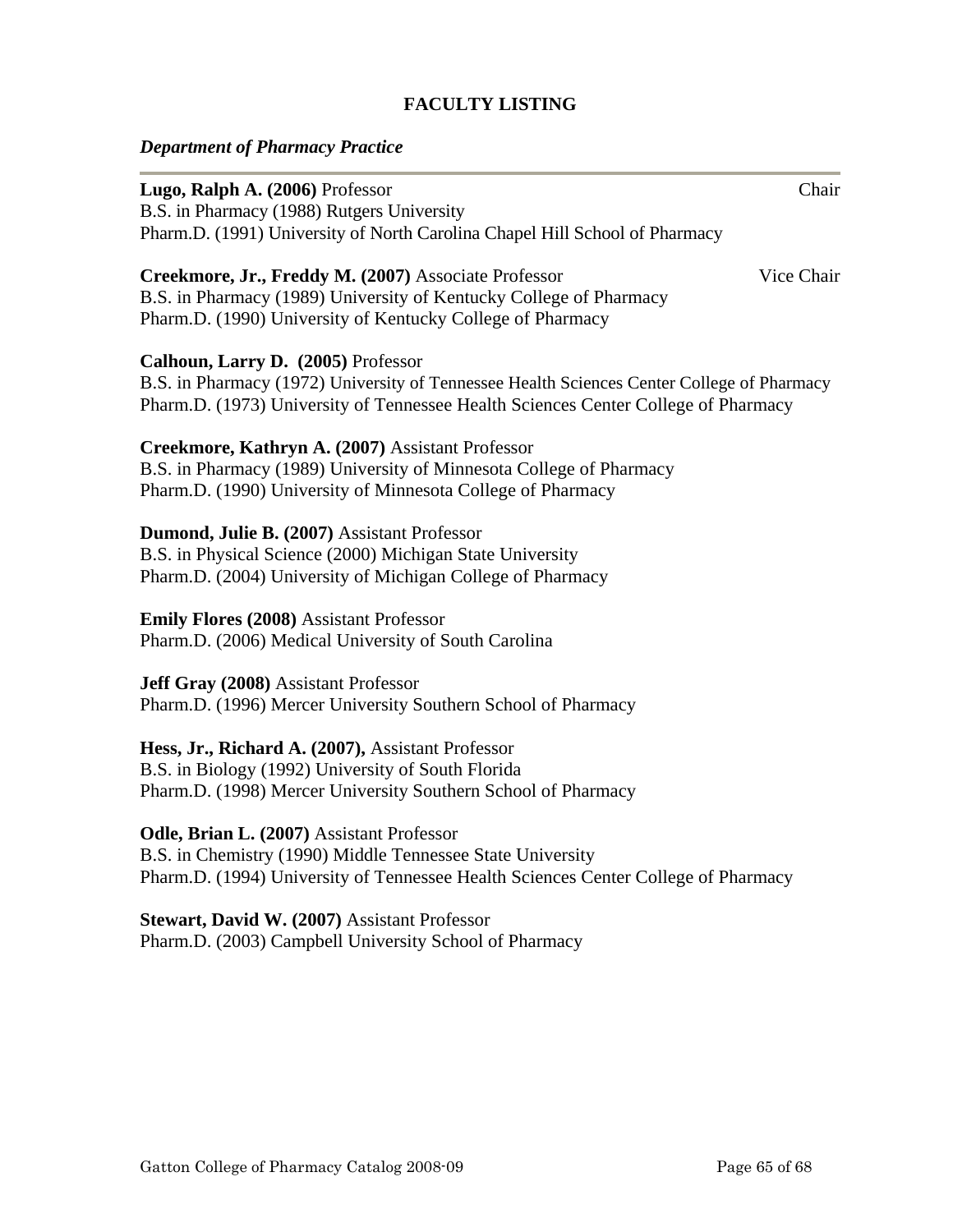# FACULTY LISTING

## *Department of Pharmacy Practice*

---

**Lugo, Ralph A. (2006)** Professor — Chair
B.S. in Pharmacy (1988) Rutgers University
Pharm.D. (1991) University of North Carolina Chapel Hill School of Pharmacy

**Creekmore, Jr., Freddy M. (2007)** Associate Professor — Vice Chair
B.S. in Pharmacy (1989) University of Kentucky College of Pharmacy
Pharm.D. (1990) University of Kentucky College of Pharmacy

**Calhoun, Larry D. (2005)** Professor
B.S. in Pharmacy (1972) University of Tennessee Health Sciences Center College of Pharmacy
Pharm.D. (1973) University of Tennessee Health Sciences Center College of Pharmacy

**Creekmore, Kathryn A. (2007)** Assistant Professor
B.S. in Pharmacy (1989) University of Minnesota College of Pharmacy
Pharm.D. (1990) University of Minnesota College of Pharmacy

**Dumond, Julie B. (2007)** Assistant Professor
B.S. in Physical Science (2000) Michigan State University
Pharm.D. (2004) University of Michigan College of Pharmacy

**Emily Flores (2008)** Assistant Professor
Pharm.D. (2006) Medical University of South Carolina

**Jeff Gray (2008)** Assistant Professor
Pharm.D. (1996) Mercer University Southern School of Pharmacy

**Hess, Jr., Richard A. (2007),** Assistant Professor
B.S. in Biology (1992) University of South Florida
Pharm.D. (1998) Mercer University Southern School of Pharmacy

**Odle, Brian L. (2007)** Assistant Professor
B.S. in Chemistry (1990) Middle Tennessee State University
Pharm.D. (1994) University of Tennessee Health Sciences Center College of Pharmacy

**Stewart, David W. (2007)** Assistant Professor
Pharm.D. (2003) Campbell University School of Pharmacy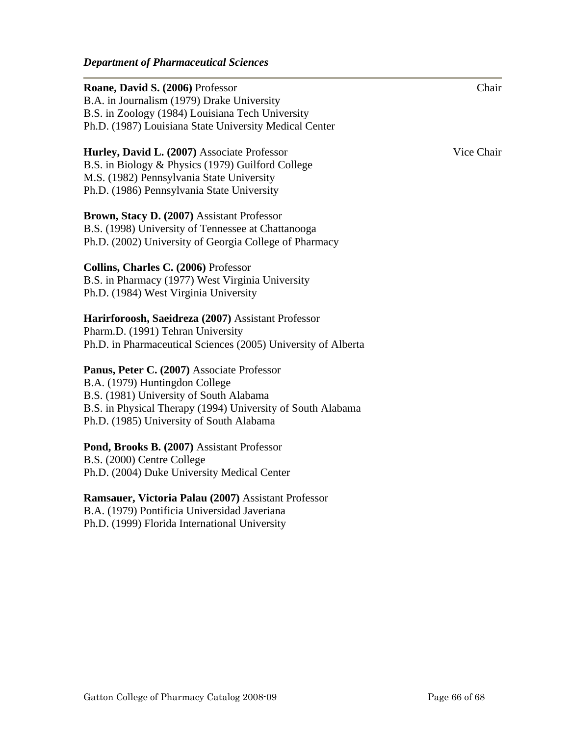***Department of Pharmaceutical Sciences***

**Roane, David S. (2006)** Professor — Chair
B.A. in Journalism (1979) Drake University
B.S. in Zoology (1984) Louisiana Tech University
Ph.D. (1987) Louisiana State University Medical Center

**Hurley, David L. (2007)** Associate Professor — Vice Chair
B.S. in Biology & Physics (1979) Guilford College
M.S. (1982) Pennsylvania State University
Ph.D. (1986) Pennsylvania State University

**Brown, Stacy D. (2007)** Assistant Professor
B.S. (1998) University of Tennessee at Chattanooga
Ph.D. (2002) University of Georgia College of Pharmacy

**Collins, Charles C. (2006)** Professor
B.S. in Pharmacy (1977) West Virginia University
Ph.D. (1984) West Virginia University

**Harirforoosh, Saeidreza (2007)** Assistant Professor
Pharm.D. (1991) Tehran University
Ph.D. in Pharmaceutical Sciences (2005) University of Alberta

**Panus, Peter C. (2007)** Associate Professor
B.A. (1979) Huntingdon College
B.S. (1981) University of South Alabama
B.S. in Physical Therapy (1994) University of South Alabama
Ph.D. (1985) University of South Alabama

**Pond, Brooks B. (2007)** Assistant Professor
B.S. (2000) Centre College
Ph.D. (2004) Duke University Medical Center

**Ramsauer, Victoria Palau (2007)** Assistant Professor
B.A. (1979) Pontificia Universidad Javeriana
Ph.D. (1999) Florida International University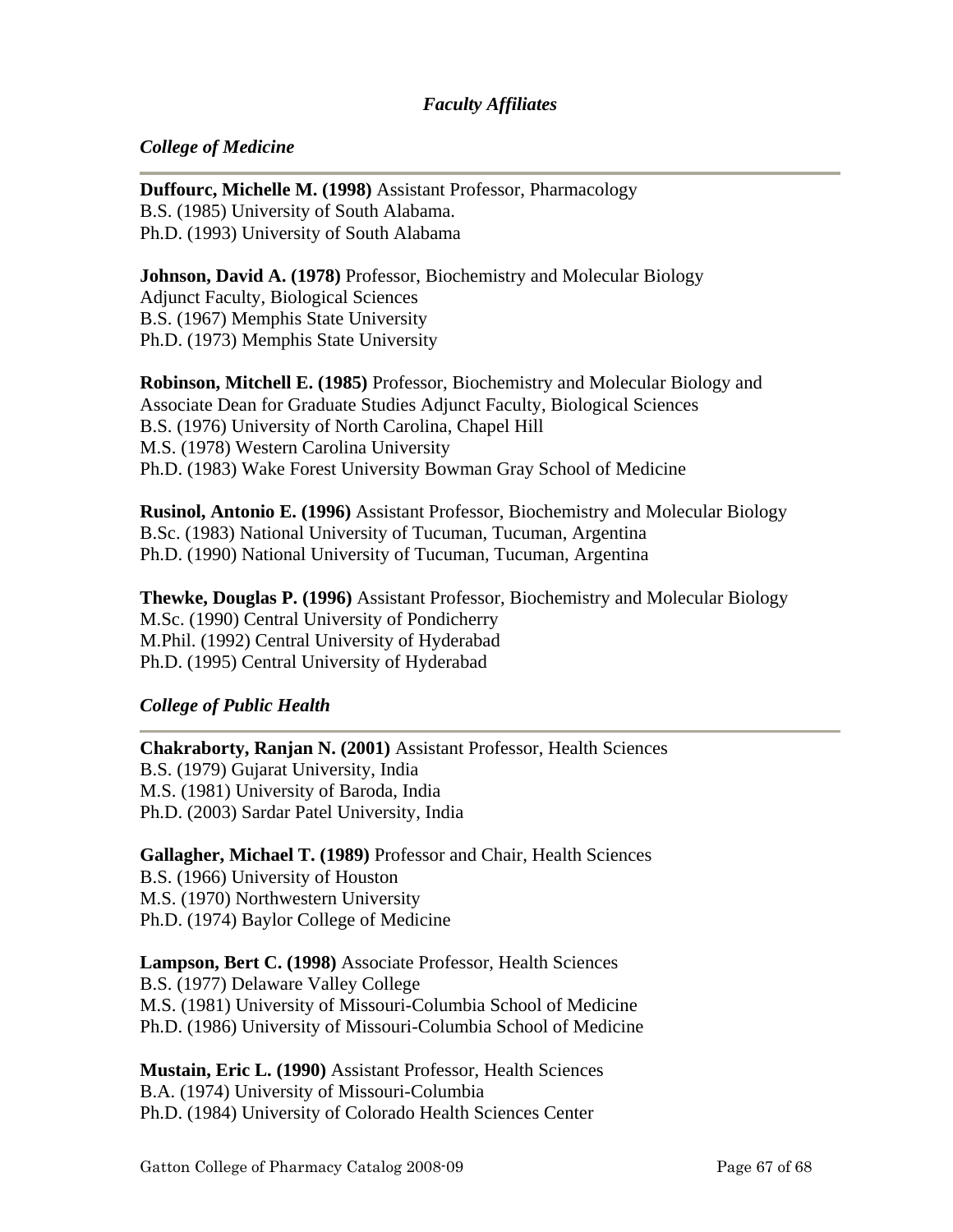## *Faculty Affiliates*

### *College of Medicine*

**Duffourc, Michelle M. (1998)** Assistant Professor, Pharmacology
B.S. (1985) University of South Alabama.
Ph.D. (1993) University of South Alabama

**Johnson, David A. (1978)** Professor, Biochemistry and Molecular Biology
Adjunct Faculty, Biological Sciences
B.S. (1967) Memphis State University
Ph.D. (1973) Memphis State University

**Robinson, Mitchell E. (1985)** Professor, Biochemistry and Molecular Biology and Associate Dean for Graduate Studies Adjunct Faculty, Biological Sciences
B.S. (1976) University of North Carolina, Chapel Hill
M.S. (1978) Western Carolina University
Ph.D. (1983) Wake Forest University Bowman Gray School of Medicine

**Rusinol, Antonio E. (1996)** Assistant Professor, Biochemistry and Molecular Biology
B.Sc. (1983) National University of Tucuman, Tucuman, Argentina
Ph.D. (1990) National University of Tucuman, Tucuman, Argentina

**Thewke, Douglas P. (1996)** Assistant Professor, Biochemistry and Molecular Biology
M.Sc. (1990) Central University of Pondicherry
M.Phil. (1992) Central University of Hyderabad
Ph.D. (1995) Central University of Hyderabad

### *College of Public Health*

**Chakraborty, Ranjan N. (2001)** Assistant Professor, Health Sciences
B.S. (1979) Gujarat University, India
M.S. (1981) University of Baroda, India
Ph.D. (2003) Sardar Patel University, India

**Gallagher, Michael T. (1989)** Professor and Chair, Health Sciences
B.S. (1966) University of Houston
M.S. (1970) Northwestern University
Ph.D. (1974) Baylor College of Medicine

**Lampson, Bert C. (1998)** Associate Professor, Health Sciences
B.S. (1977) Delaware Valley College
M.S. (1981) University of Missouri-Columbia School of Medicine
Ph.D. (1986) University of Missouri-Columbia School of Medicine

**Mustain, Eric L. (1990)** Assistant Professor, Health Sciences
B.A. (1974) University of Missouri-Columbia
Ph.D. (1984) University of Colorado Health Sciences Center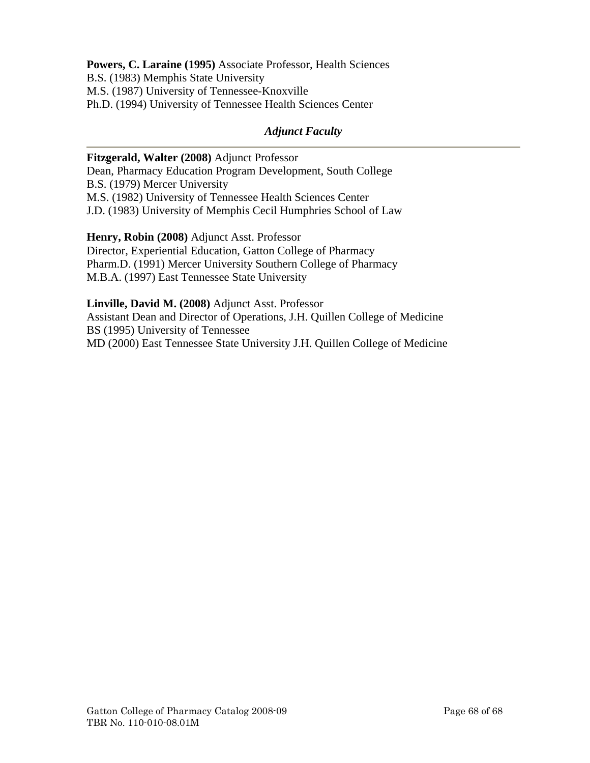**Powers, C. Laraine (1995)** Associate Professor, Health Sciences
B.S. (1983) Memphis State University
M.S. (1987) University of Tennessee-Knoxville
Ph.D. (1994) University of Tennessee Health Sciences Center

### *Adjunct Faculty*

---

**Fitzgerald, Walter (2008)** Adjunct Professor
Dean, Pharmacy Education Program Development, South College
B.S. (1979) Mercer University
M.S. (1982) University of Tennessee Health Sciences Center
J.D. (1983) University of Memphis Cecil Humphries School of Law

**Henry, Robin (2008)** Adjunct Asst. Professor
Director, Experiential Education, Gatton College of Pharmacy
Pharm.D. (1991) Mercer University Southern College of Pharmacy
M.B.A. (1997) East Tennessee State University

**Linville, David M. (2008)** Adjunct Asst. Professor
Assistant Dean and Director of Operations, J.H. Quillen College of Medicine
BS (1995) University of Tennessee
MD (2000) East Tennessee State University J.H. Quillen College of Medicine